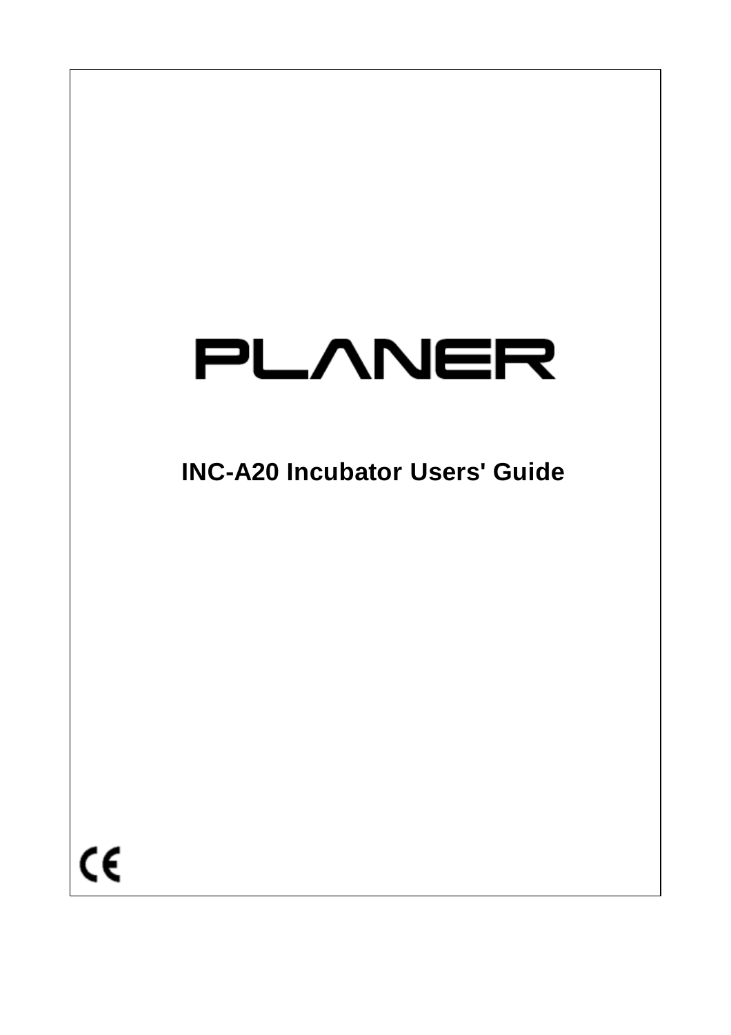# PLANER

## INC-A20 Incubator Users' Guide

CE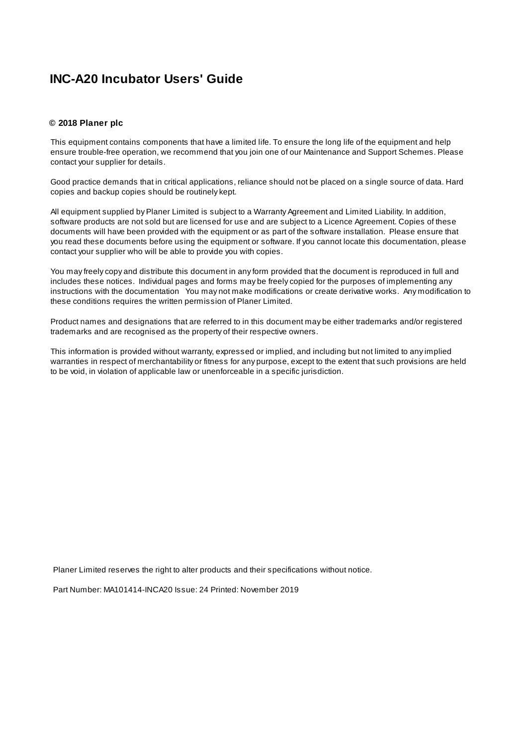# INC-A20 Incubator Users' Guide

**© 2018 Planer plc**

This equipment contains components that have a limited life. To ensure the long life of the equipment and help ensure trouble-free operation, we recommend that you join one of our Maintenance and Support Schemes. Please contact your supplier for details.

Good practice demands that in critical applications, reliance should not be placed on a single source of data. Hard copies and backup copies should be routinely kept.

All equipment supplied by Planer Limited is subject to a Warranty Agreement and Limited Liability. In addition, software products are not sold but are licensed for use and are subject to a Licence Agreement. Copies of these documents will have been provided with the equipment or as part of the software installation. Please ensure that you read these documents before using the equipment or software. If you cannot locate this documentation, please contact your supplier who will be able to provide you with copies.

You may freely copy and distribute this document in any form provided that the document is reproduced in full and includes these notices. Individual pages and forms may be freely copied for the purposes of implementing any instructions with the documentation You may not make modifications or create derivative works. Any modification to these conditions requires the written permission of Planer Limited.

Product names and designations that are referred to in this document may be either trademarks and/or registered trademarks and are recognised as the property of their respective owners.

This information is provided without warranty, expressed or implied, and including but not limited to any implied warranties in respect of merchantability or fitness for any purpose, except to the extent that such provisions are held to be void, in violation of applicable law or unenforceable in a specific jurisdiction.

Planer Limited reserves the right to alter products and their specifications without notice.

Part Number: MA101414-INCA20 Issue: 24 Printed: November 2019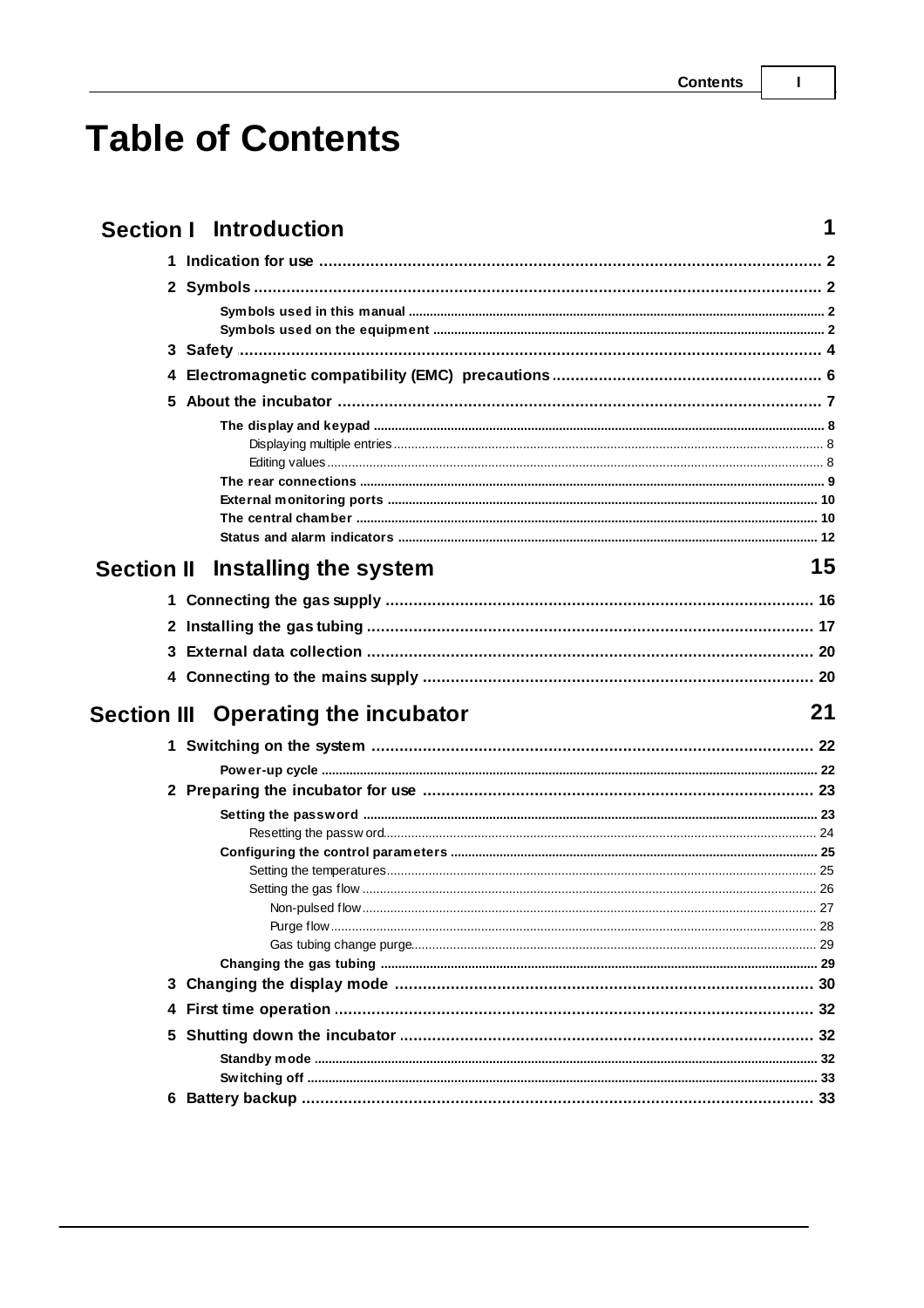# Table of Contents

## Section I Introduction 1

1 Indication for use ... 2

2 Symbols ... 2

- Symbols used in this manual ... 2
- Symbols used on the equipment ... 2

3 Safety ... 4

4 Electromagnetic compatibility (EMC) precautions ... 6

5 About the incubator ... 7

- The display and keypad ... 8
  - Displaying multiple entries ... 8
  - Editing values ... 8
- The rear connections ... 9
- External monitoring ports ... 10
- The central chamber ... 10
- Status and alarm indicators ... 12

## Section II Installing the system 15

1 Connecting the gas supply ... 16

2 Installing the gas tubing ... 17

3 External data collection ... 20

4 Connecting to the mains supply ... 20

## Section III Operating the incubator 21

1 Switching on the system ... 22

- Power-up cycle ... 22

2 Preparing the incubator for use ... 23

- Setting the password ... 23
  - Resetting the password ... 24
- Configuring the control parameters ... 25
  - Setting the temperatures ... 25
  - Setting the gas flow ... 26
    - Non-pulsed flow ... 27
    - Purge flow ... 28
    - Gas tubing change purge ... 29
- Changing the gas tubing ... 29

3 Changing the display mode ... 30

4 First time operation ... 32

5 Shutting down the incubator ... 32

- Standby mode ... 32
- Switching off ... 33

6 Battery backup ... 33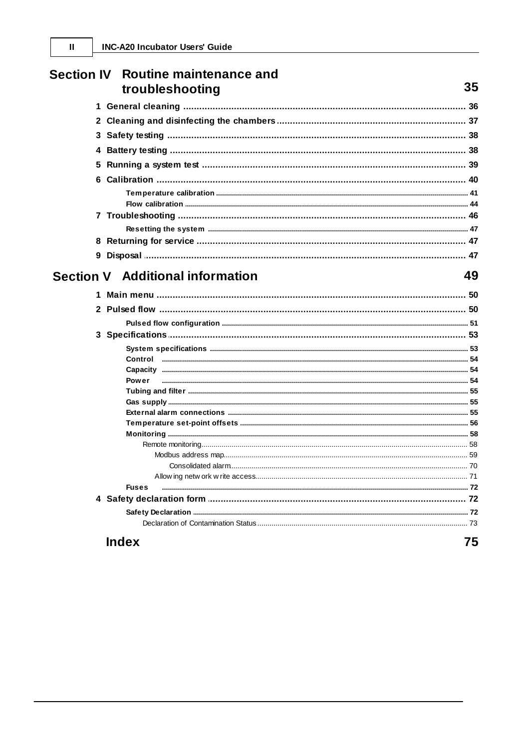## Section IV Routine maintenance and troubleshooting 35

1 General cleaning ... 36
2 Cleaning and disinfecting the chambers ... 37
3 Safety testing ... 38
4 Battery testing ... 38
5 Running a system test ... 39
6 Calibration ... 40
- Temperature calibration ... 41
- Flow calibration ... 44

7 Troubleshooting ... 46
- Resetting the system ... 47

8 Returning for service ... 47
9 Disposal ... 47

## Section V Additional information 49

1 Main menu ... 50
2 Pulsed flow ... 50
- Pulsed flow configuration ... 51

3 Specifications ... 53
- System specifications ... 53
- Control ... 54
- Capacity ... 54
- Power ... 54
- Tubing and filter ... 55
- Gas supply ... 55
- External alarm connections ... 55
- Temperature set-point offsets ... 56
- Monitoring ... 58
  - Remote monitoring ... 58
    - Modbus address map ... 59
      - Consolidated alarm ... 70
    - Allowing network write access ... 71
- Fuses ... 72

4 Safety declaration form ... 72
- Safety Declaration ... 72
  - Declaration of Contamination Status ... 73

## Index 75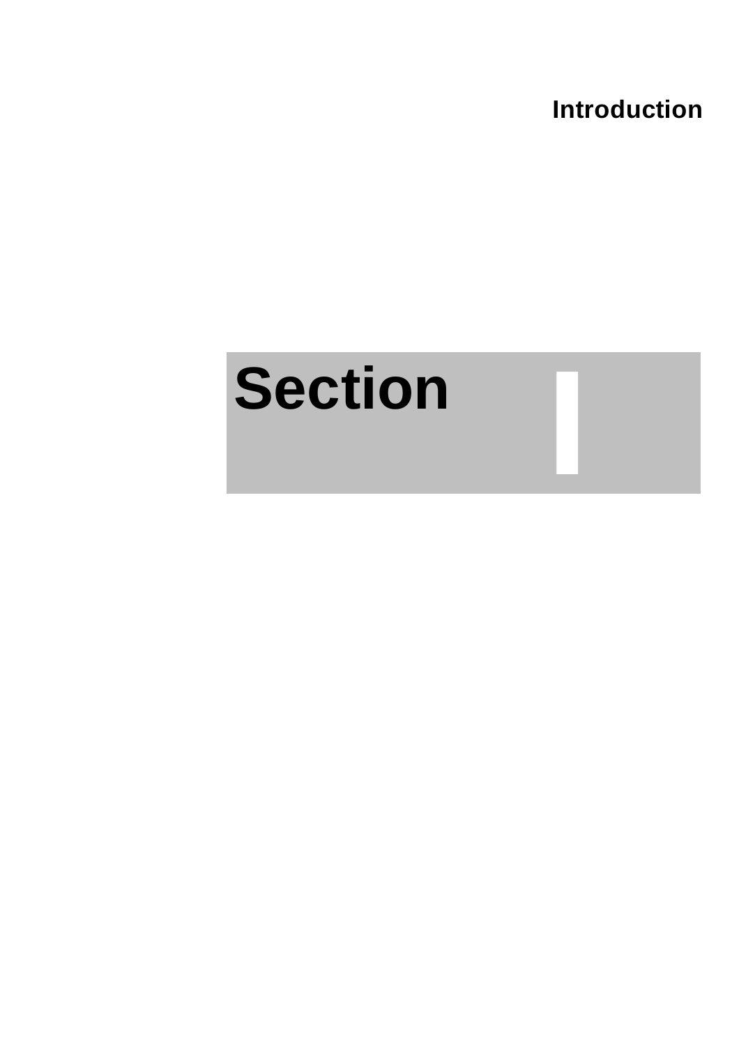# Section I

# Introduction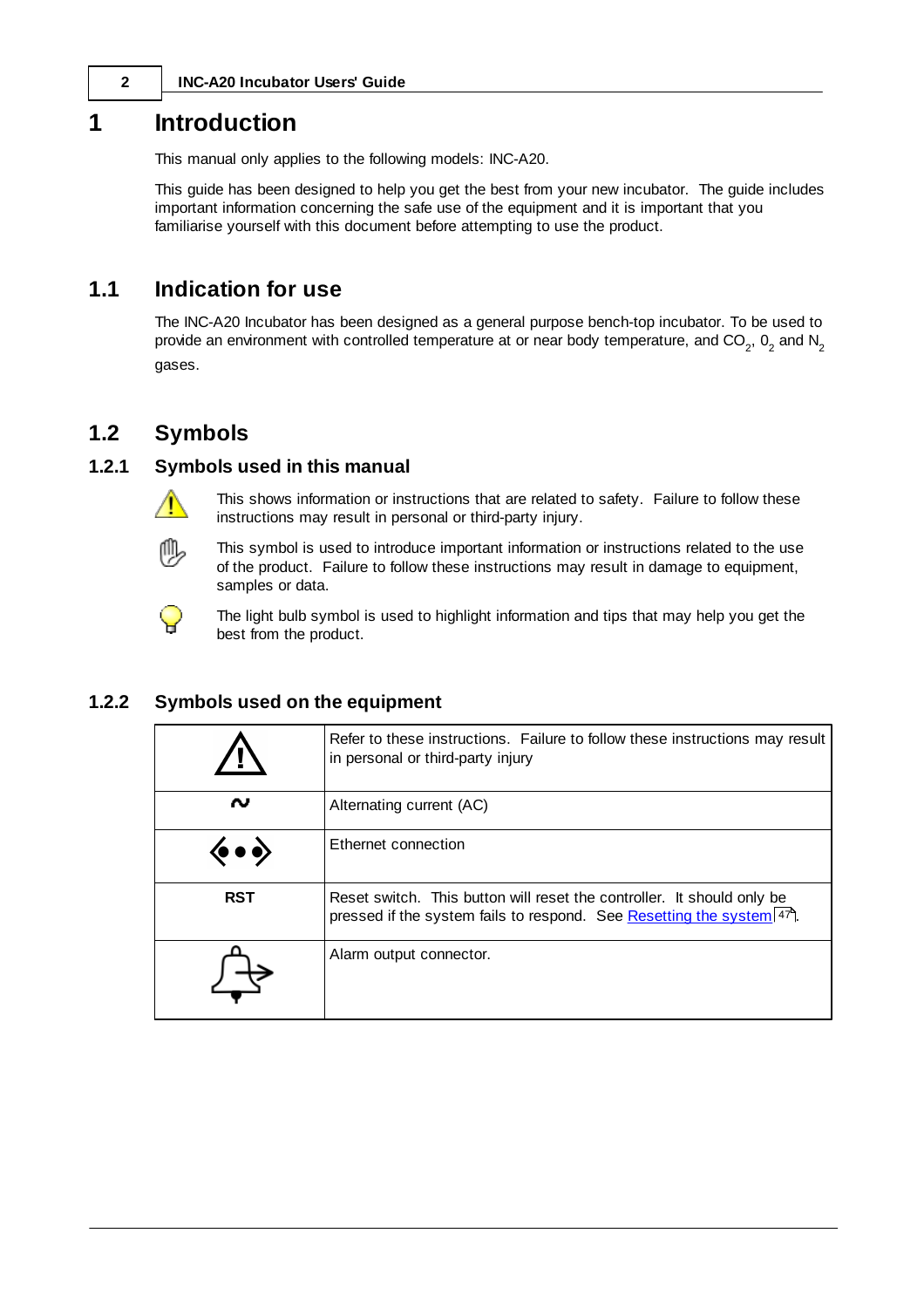# 1 Introduction

This manual only applies to the following models: INC-A20.

This guide has been designed to help you get the best from your new incubator. The guide includes important information concerning the safe use of the equipment and it is important that you familiarise yourself with this document before attempting to use the product.

## 1.1 Indication for use

The INC-A20 Incubator has been designed as a general purpose bench-top incubator. To be used to provide an environment with controlled temperature at or near body temperature, and $CO_2$, $0_2$ and $N_2$ gases.

## 1.2 Symbols

### 1.2.1 Symbols used in this manual

This shows information or instructions that are related to safety. Failure to follow these instructions may result in personal or third-party injury.

This symbol is used to introduce important information or instructions related to the use of the product. Failure to follow these instructions may result in damage to equipment, samples or data.

The light bulb symbol is used to highlight information and tips that may help you get the best from the product.

### 1.2.2 Symbols used on the equipment

| | |
|---|---|
| ⚠ | Refer to these instructions. Failure to follow these instructions may result in personal or third-party injury |
| ∿ | Alternating current (AC) |
| ‹•••› | Ethernet connection |
| **RST** | Reset switch. This button will reset the controller. It should only be pressed if the system fails to respond. See Resetting the system 47. |
| | Alarm output connector. |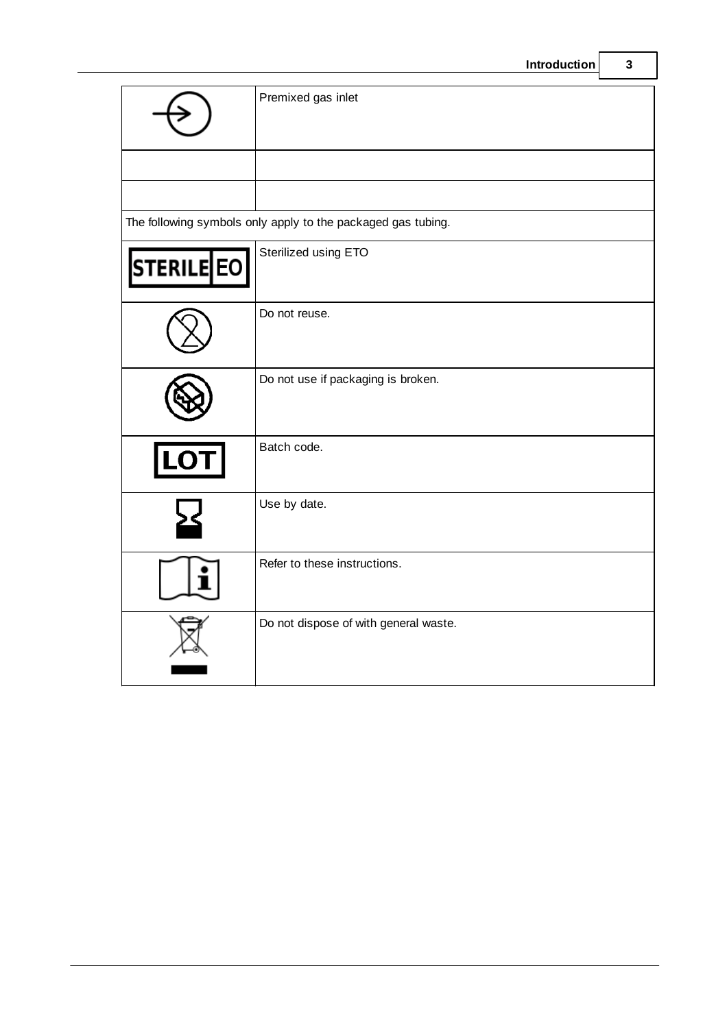| Symbol | Description |
|---|---|
| | Premixed gas inlet |
| | |
| | |
| The following symbols only apply to the packaged gas tubing. | |
| STERILE EO | Sterilized using ETO |
| | Do not reuse. |
| | Do not use if packaging is broken. |
| LOT | Batch code. |
| | Use by date. |
| | Refer to these instructions. |
| | Do not dispose of with general waste. |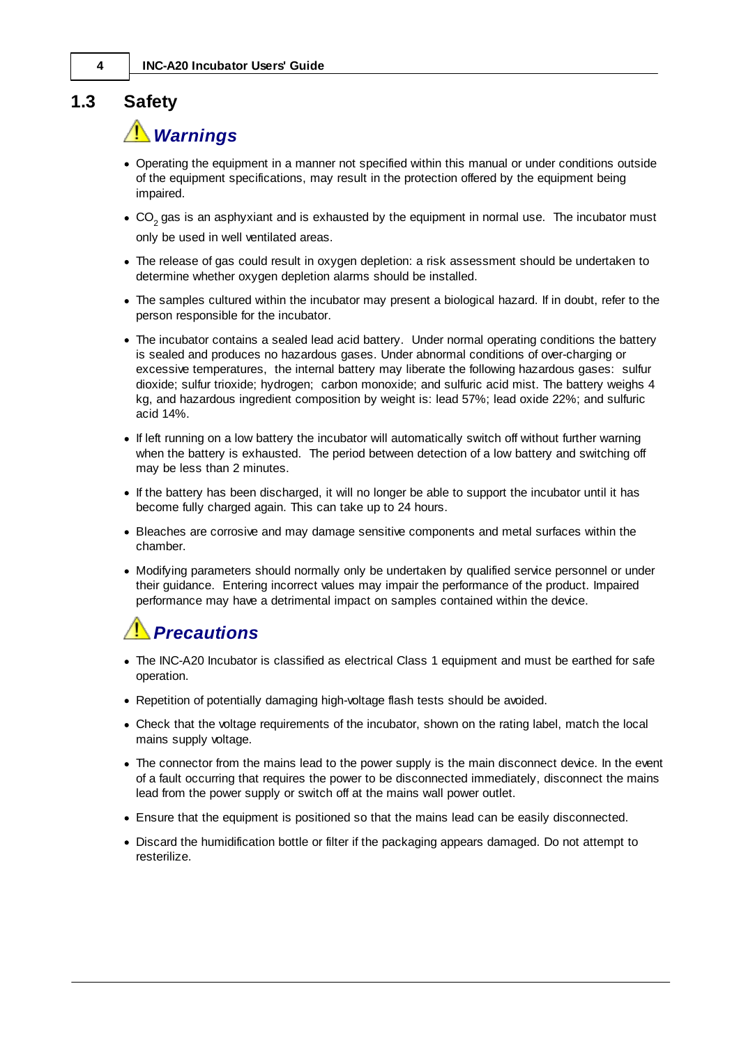## 1.3 Safety

### ⚠ *Warnings*

- Operating the equipment in a manner not specified within this manual or under conditions outside of the equipment specifications, may result in the protection offered by the equipment being impaired.
- $CO_2$ gas is an asphyxiant and is exhausted by the equipment in normal use. The incubator must only be used in well ventilated areas.
- The release of gas could result in oxygen depletion: a risk assessment should be undertaken to determine whether oxygen depletion alarms should be installed.
- The samples cultured within the incubator may present a biological hazard. If in doubt, refer to the person responsible for the incubator.
- The incubator contains a sealed lead acid battery. Under normal operating conditions the battery is sealed and produces no hazardous gases. Under abnormal conditions of over-charging or excessive temperatures, the internal battery may liberate the following hazardous gases: sulfur dioxide; sulfur trioxide; hydrogen; carbon monoxide; and sulfuric acid mist. The battery weighs 4 kg, and hazardous ingredient composition by weight is: lead 57%; lead oxide 22%; and sulfuric acid 14%.
- If left running on a low battery the incubator will automatically switch off without further warning when the battery is exhausted. The period between detection of a low battery and switching off may be less than 2 minutes.
- If the battery has been discharged, it will no longer be able to support the incubator until it has become fully charged again. This can take up to 24 hours.
- Bleaches are corrosive and may damage sensitive components and metal surfaces within the chamber.
- Modifying parameters should normally only be undertaken by qualified service personnel or under their guidance. Entering incorrect values may impair the performance of the product. Impaired performance may have a detrimental impact on samples contained within the device.

### ⚠ *Precautions*

- The INC-A20 Incubator is classified as electrical Class 1 equipment and must be earthed for safe operation.
- Repetition of potentially damaging high-voltage flash tests should be avoided.
- Check that the voltage requirements of the incubator, shown on the rating label, match the local mains supply voltage.
- The connector from the mains lead to the power supply is the main disconnect device. In the event of a fault occurring that requires the power to be disconnected immediately, disconnect the mains lead from the power supply or switch off at the mains wall power outlet.
- Ensure that the equipment is positioned so that the mains lead can be easily disconnected.
- Discard the humidification bottle or filter if the packaging appears damaged. Do not attempt to resterilize.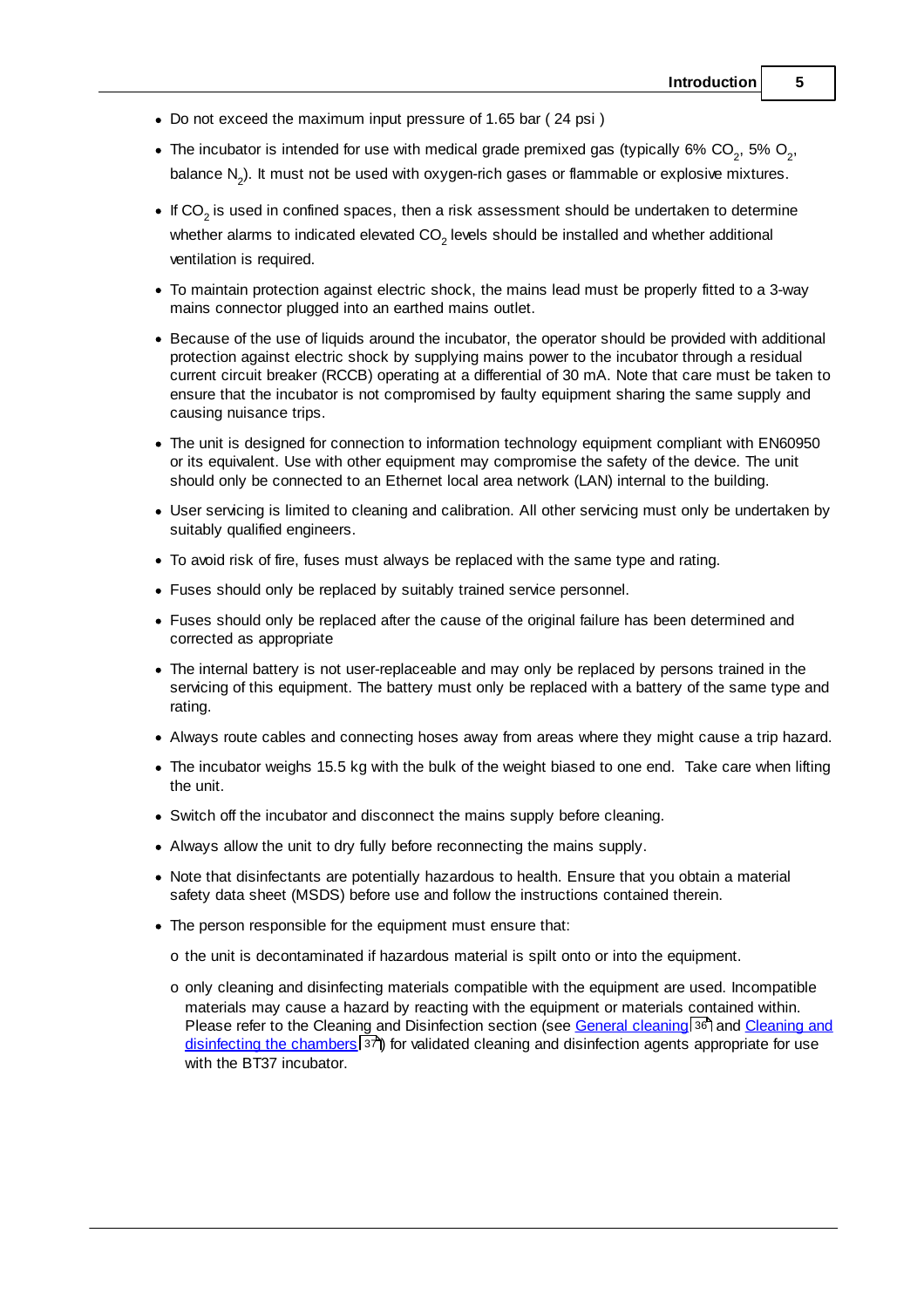- Do not exceed the maximum input pressure of 1.65 bar ( 24 psi )
- The incubator is intended for use with medical grade premixed gas (typically 6% $CO_2$, 5% $O_2$, balance $N_2$). It must not be used with oxygen-rich gases or flammable or explosive mixtures.
- If $CO_2$ is used in confined spaces, then a risk assessment should be undertaken to determine whether alarms to indicated elevated $CO_2$ levels should be installed and whether additional ventilation is required.
- To maintain protection against electric shock, the mains lead must be properly fitted to a 3-way mains connector plugged into an earthed mains outlet.
- Because of the use of liquids around the incubator, the operator should be provided with additional protection against electric shock by supplying mains power to the incubator through a residual current circuit breaker (RCCB) operating at a differential of 30 mA. Note that care must be taken to ensure that the incubator is not compromised by faulty equipment sharing the same supply and causing nuisance trips.
- The unit is designed for connection to information technology equipment compliant with EN60950 or its equivalent. Use with other equipment may compromise the safety of the device. The unit should only be connected to an Ethernet local area network (LAN) internal to the building.
- User servicing is limited to cleaning and calibration. All other servicing must only be undertaken by suitably qualified engineers.
- To avoid risk of fire, fuses must always be replaced with the same type and rating.
- Fuses should only be replaced by suitably trained service personnel.
- Fuses should only be replaced after the cause of the original failure has been determined and corrected as appropriate
- The internal battery is not user-replaceable and may only be replaced by persons trained in the servicing of this equipment. The battery must only be replaced with a battery of the same type and rating.
- Always route cables and connecting hoses away from areas where they might cause a trip hazard.
- The incubator weighs 15.5 kg with the bulk of the weight biased to one end. Take care when lifting the unit.
- Switch off the incubator and disconnect the mains supply before cleaning.
- Always allow the unit to dry fully before reconnecting the mains supply.
- Note that disinfectants are potentially hazardous to health. Ensure that you obtain a material safety data sheet (MSDS) before use and follow the instructions contained therein.
- The person responsible for the equipment must ensure that:
  - the unit is decontaminated if hazardous material is spilt onto or into the equipment.
  - only cleaning and disinfecting materials compatible with the equipment are used. Incompatible materials may cause a hazard by reacting with the equipment or materials contained within. Please refer to the Cleaning and Disinfection section (see General cleaning [36] and Cleaning and disinfecting the chambers [37]) for validated cleaning and disinfection agents appropriate for use with the BT37 incubator.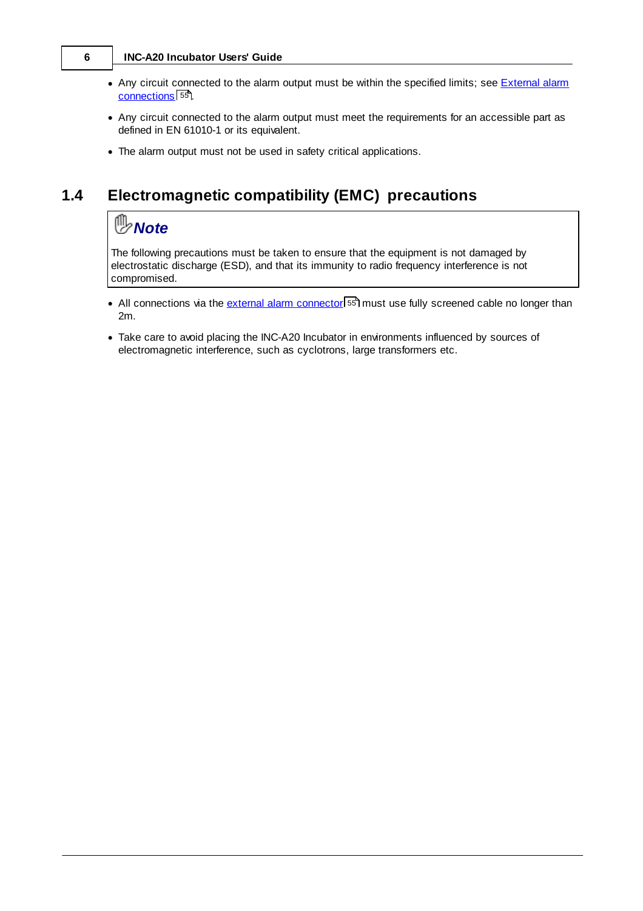- Any circuit connected to the alarm output must be within the specified limits; see External alarm connections 55.
- Any circuit connected to the alarm output must meet the requirements for an accessible part as defined in EN 61010-1 or its equivalent.
- The alarm output must not be used in safety critical applications.

## 1.4 Electromagnetic compatibility (EMC) precautions

> ***Note***
>
> The following precautions must be taken to ensure that the equipment is not damaged by electrostatic discharge (ESD), and that its immunity to radio frequency interference is not compromised.

- All connections via the external alarm connector 55 must use fully screened cable no longer than 2m.
- Take care to avoid placing the INC-A20 Incubator in environments influenced by sources of electromagnetic interference, such as cyclotrons, large transformers etc.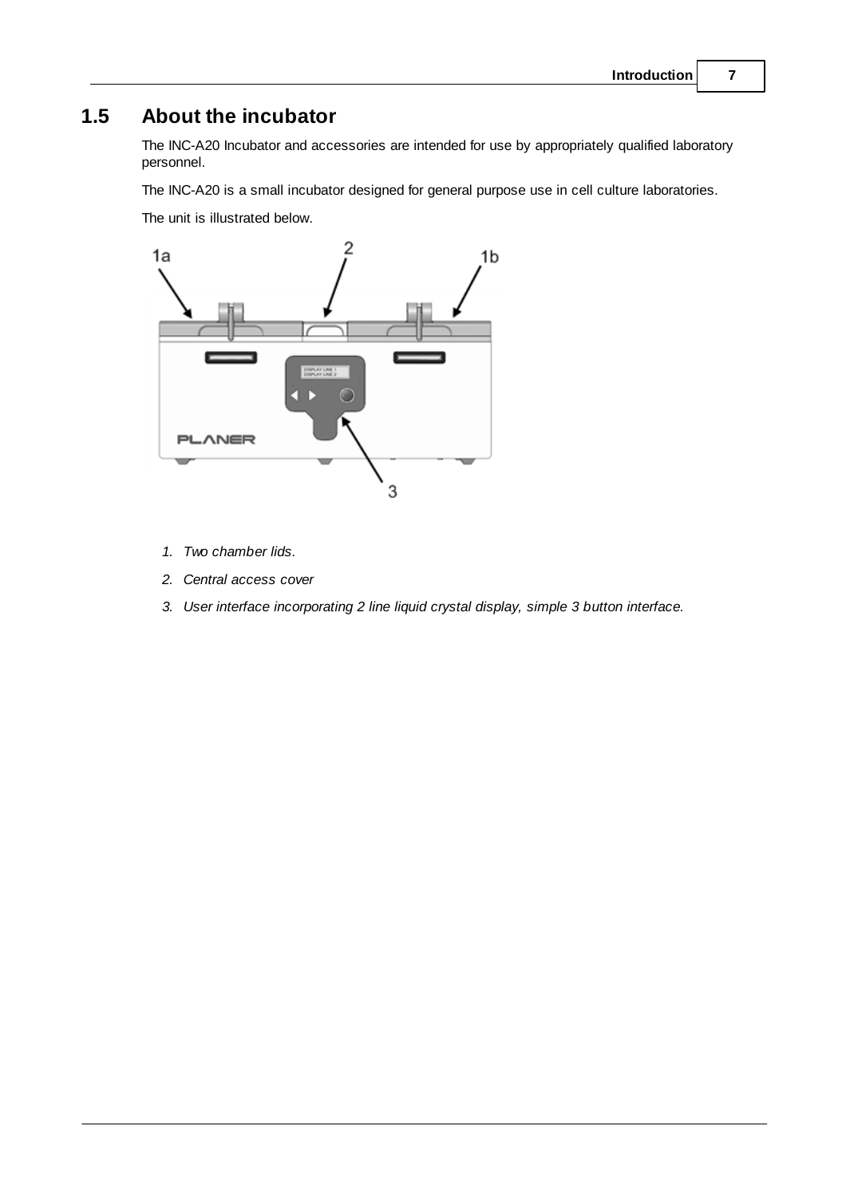## 1.5 About the incubator

The INC-A20 Incubator and accessories are intended for use by appropriately qualified laboratory personnel.

The INC-A20 is a small incubator designed for general purpose use in cell culture laboratories.

The unit is illustrated below.

1. *Two chamber lids.*
2. *Central access cover*
3. *User interface incorporating 2 line liquid crystal display, simple 3 button interface.*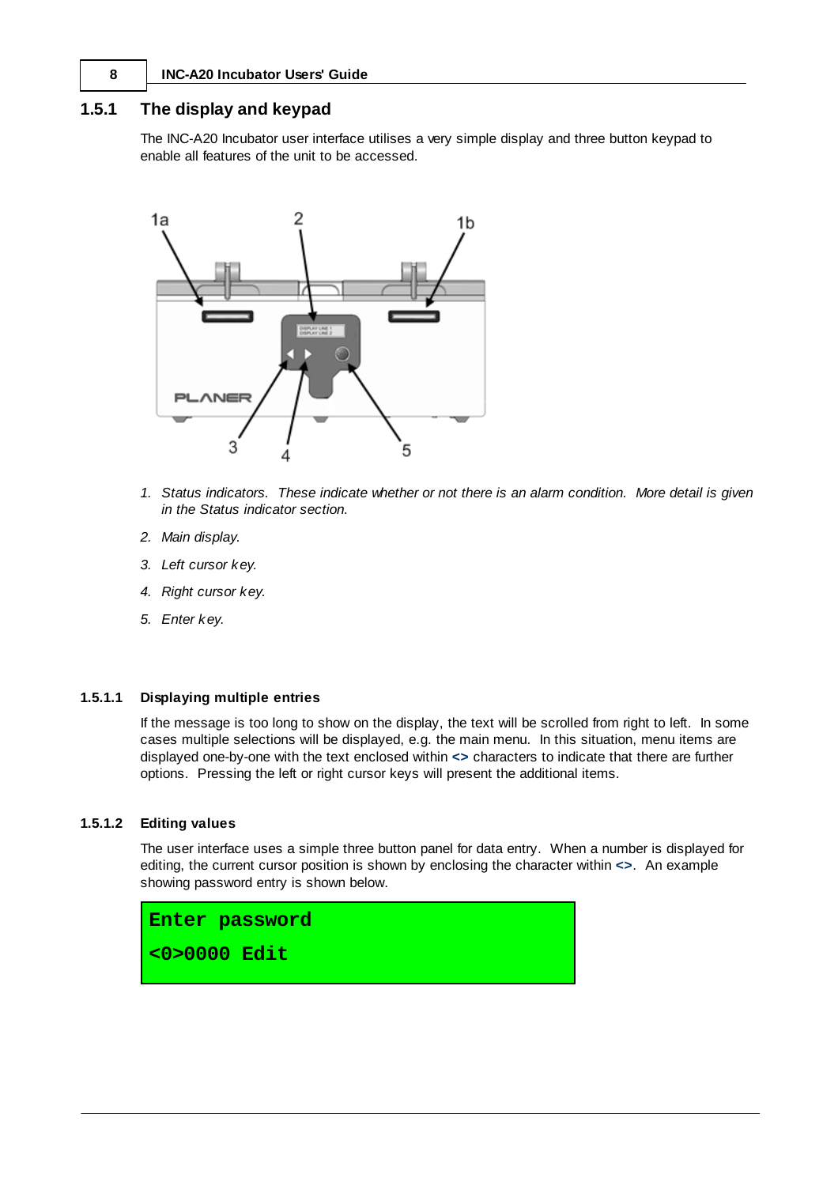## 1.5.1 The display and keypad

The INC-A20 Incubator user interface utilises a very simple display and three button keypad to enable all features of the unit to be accessed.

1. *Status indicators. These indicate whether or not there is an alarm condition. More detail is given in the Status indicator section.*
2. *Main display.*
3. *Left cursor key.*
4. *Right cursor key.*
5. *Enter key.*

### 1.5.1.1 Displaying multiple entries

If the message is too long to show on the display, the text will be scrolled from right to left. In some cases multiple selections will be displayed, e.g. the main menu. In this situation, menu items are displayed one-by-one with the text enclosed within **<>** characters to indicate that there are further options. Pressing the left or right cursor keys will present the additional items.

### 1.5.1.2 Editing values

The user interface uses a simple three button panel for data entry. When a number is displayed for editing, the current cursor position is shown by enclosing the character within **<>**. An example showing password entry is shown below.

```
Enter password
<0>0000 Edit
```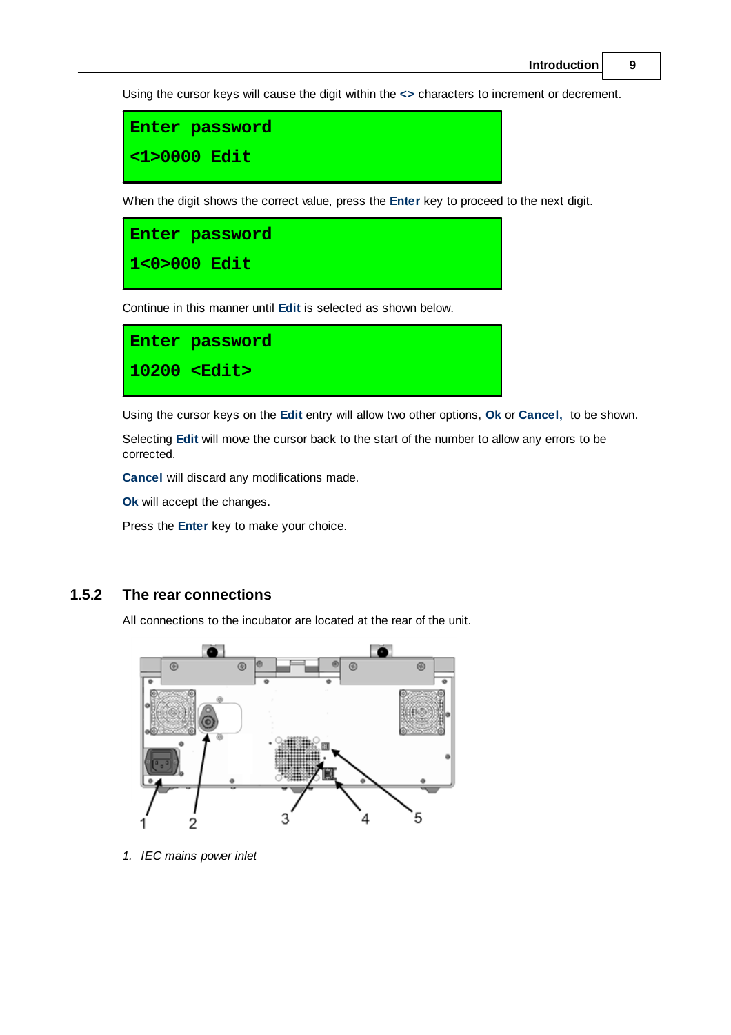Using the cursor keys will cause the digit within the **<>** characters to increment or decrement.

```
Enter password
<1>0000 Edit
```

When the digit shows the correct value, press the **Enter** key to proceed to the next digit.

```
Enter password
1<0>000 Edit
```

Continue in this manner until **Edit** is selected as shown below.

```
Enter password
10200 <Edit>
```

Using the cursor keys on the **Edit** entry will allow two other options, **Ok** or **Cancel**, to be shown.

Selecting **Edit** will move the cursor back to the start of the number to allow any errors to be corrected.

**Cancel** will discard any modifications made.

**Ok** will accept the changes.

Press the **Enter** key to make your choice.

### 1.5.2 The rear connections

All connections to the incubator are located at the rear of the unit.

1. *IEC mains power inlet*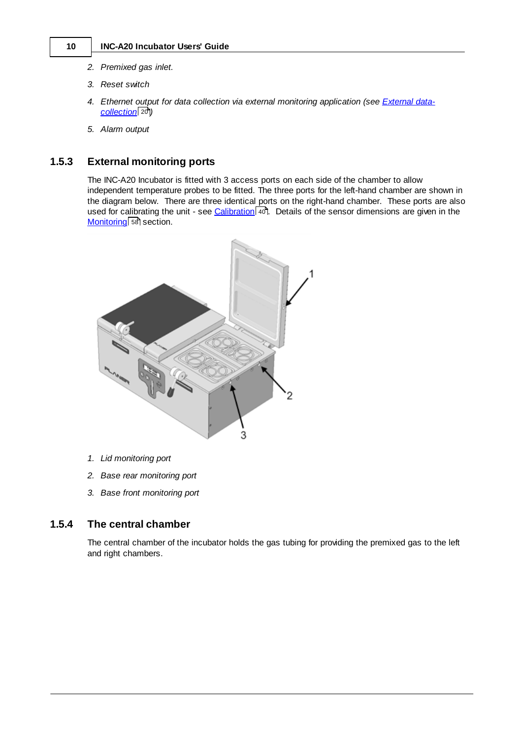2. *Premixed gas inlet.*

3. *Reset switch*

4. *Ethernet output for data collection via external monitoring application (see External data-collection 20)*

5. *Alarm output*

### 1.5.3 External monitoring ports

The INC-A20 Incubator is fitted with 3 access ports on each side of the chamber to allow independent temperature probes to be fitted. The three ports for the left-hand chamber are shown in the diagram below. There are three identical ports on the right-hand chamber. These ports are also used for calibrating the unit - see Calibration 40. Details of the sensor dimensions are given in the Monitoring 58 section.

1. *Lid monitoring port*

2. *Base rear monitoring port*

3. *Base front monitoring port*

### 1.5.4 The central chamber

The central chamber of the incubator holds the gas tubing for providing the premixed gas to the left and right chambers.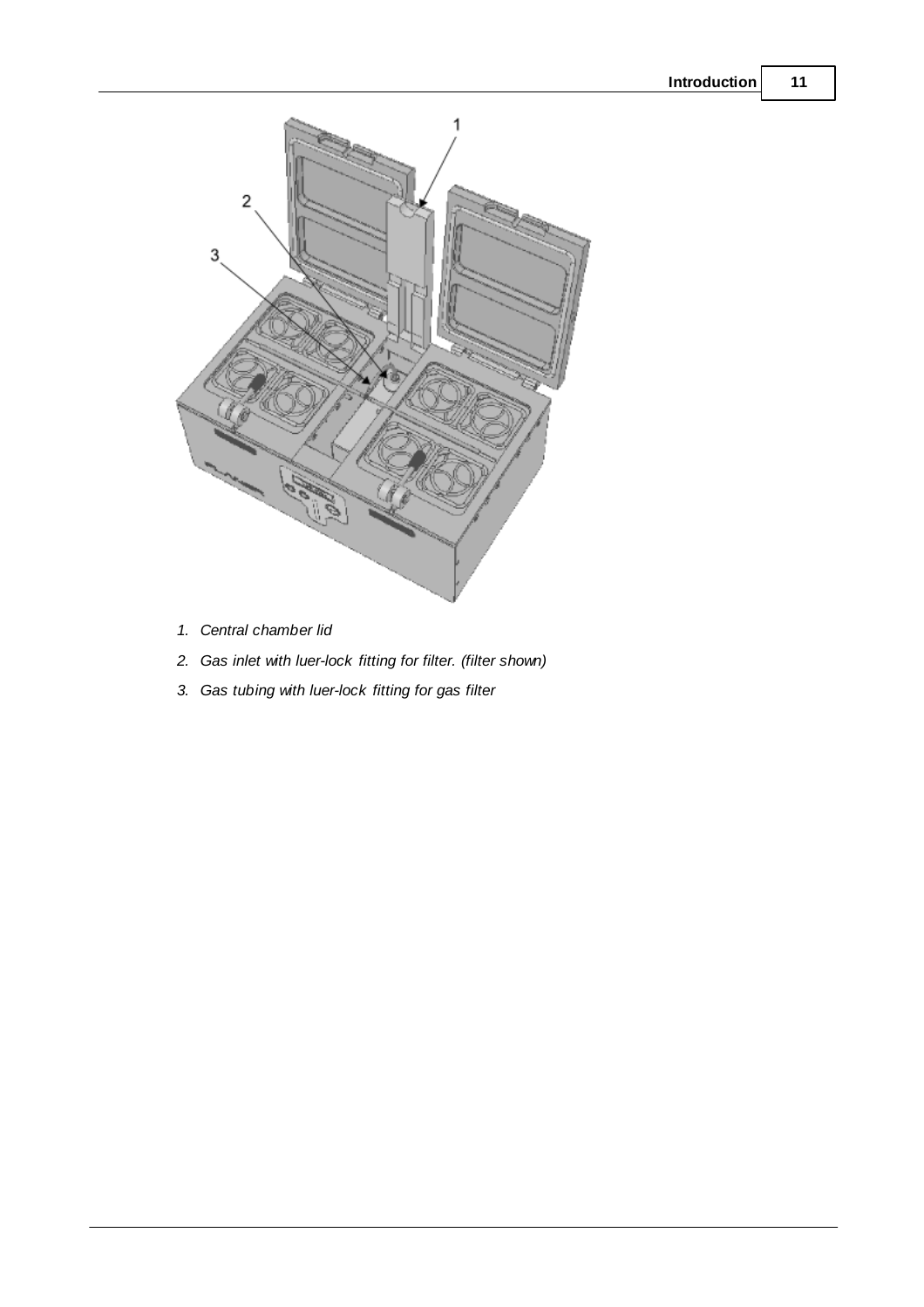1. *Central chamber lid*
2. *Gas inlet with luer-lock fitting for filter. (filter shown)*
3. *Gas tubing with luer-lock fitting for gas filter*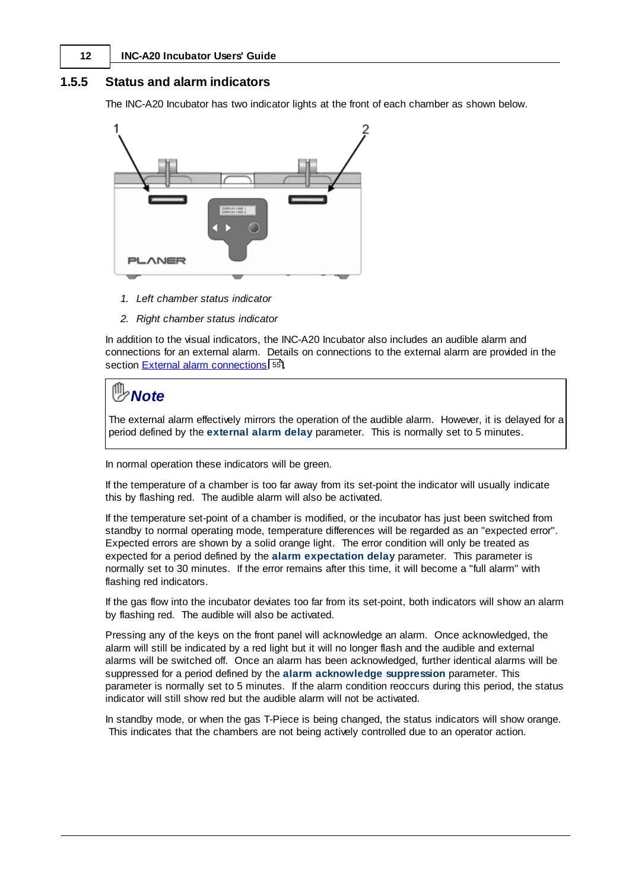## 1.5.5 Status and alarm indicators

The INC-A20 Incubator has two indicator lights at the front of each chamber as shown below.

1. *Left chamber status indicator*
2. *Right chamber status indicator*

In addition to the visual indicators, the INC-A20 Incubator also includes an audible alarm and connections for an external alarm. Details on connections to the external alarm are provided in the section External alarm connections 55.

> **Note**
>
> The external alarm effectively mirrors the operation of the audible alarm. However, it is delayed for a period defined by the **external alarm delay** parameter. This is normally set to 5 minutes.

In normal operation these indicators will be green.

If the temperature of a chamber is too far away from its set-point the indicator will usually indicate this by flashing red. The audible alarm will also be activated.

If the temperature set-point of a chamber is modified, or the incubator has just been switched from standby to normal operating mode, temperature differences will be regarded as an "expected error". Expected errors are shown by a solid orange light. The error condition will only be treated as expected for a period defined by the **alarm expectation delay** parameter. This parameter is normally set to 30 minutes. If the error remains after this time, it will become a "full alarm" with flashing red indicators.

If the gas flow into the incubator deviates too far from its set-point, both indicators will show an alarm by flashing red. The audible will also be activated.

Pressing any of the keys on the front panel will acknowledge an alarm. Once acknowledged, the alarm will still be indicated by a red light but it will no longer flash and the audible and external alarms will be switched off. Once an alarm has been acknowledged, further identical alarms will be suppressed for a period defined by the **alarm acknowledge suppression** parameter. This parameter is normally set to 5 minutes. If the alarm condition reoccurs during this period, the status indicator will still show red but the audible alarm will not be activated.

In standby mode, or when the gas T-Piece is being changed, the status indicators will show orange. This indicates that the chambers are not being actively controlled due to an operator action.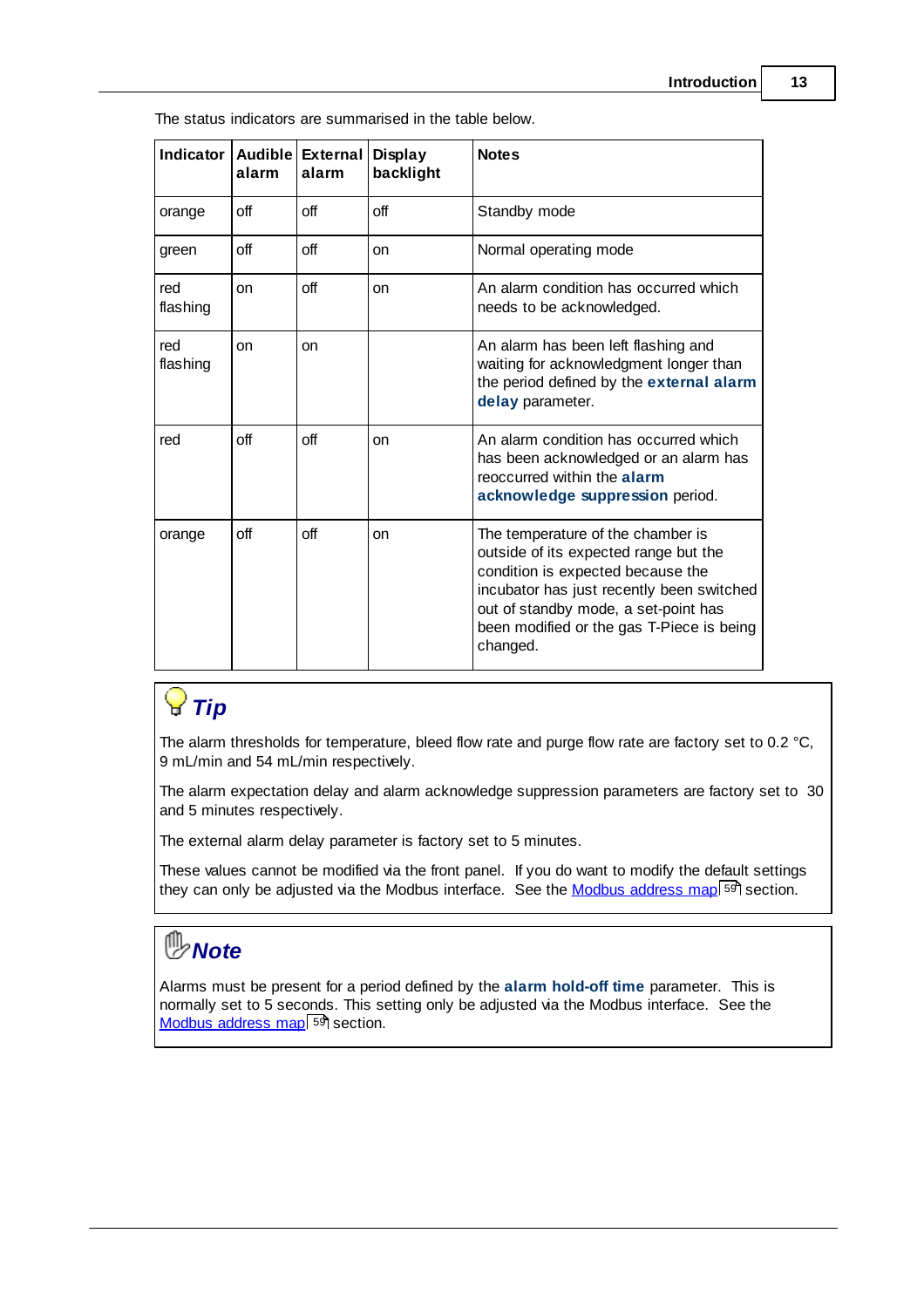The status indicators are summarised in the table below.

| Indicator | Audible alarm | External alarm | Display backlight | Notes |
|---|---|---|---|---|
| orange | off | off | off | Standby mode |
| green | off | off | on | Normal operating mode |
| red flashing | on | off | on | An alarm condition has occurred which needs to be acknowledged. |
| red flashing | on | on | | An alarm has been left flashing and waiting for acknowledgment longer than the period defined by the **external alarm delay** parameter. |
| red | off | off | on | An alarm condition has occurred which has been acknowledged or an alarm has reoccurred within the **alarm acknowledge suppression** period. |
| orange | off | off | on | The temperature of the chamber is outside of its expected range but the condition is expected because the incubator has just recently been switched out of standby mode, a set-point has been modified or the gas T-Piece is being changed. |

### *Tip*

The alarm thresholds for temperature, bleed flow rate and purge flow rate are factory set to 0.2 °C, 9 mL/min and 54 mL/min respectively.

The alarm expectation delay and alarm acknowledge suppression parameters are factory set to 30 and 5 minutes respectively.

The external alarm delay parameter is factory set to 5 minutes.

These values cannot be modified via the front panel. If you do want to modify the default settings they can only be adjusted via the Modbus interface. See the Modbus address map 59 section.

### *Note*

Alarms must be present for a period defined by the **alarm hold-off time** parameter. This is normally set to 5 seconds. This setting only be adjusted via the Modbus interface. See the Modbus address map 59 section.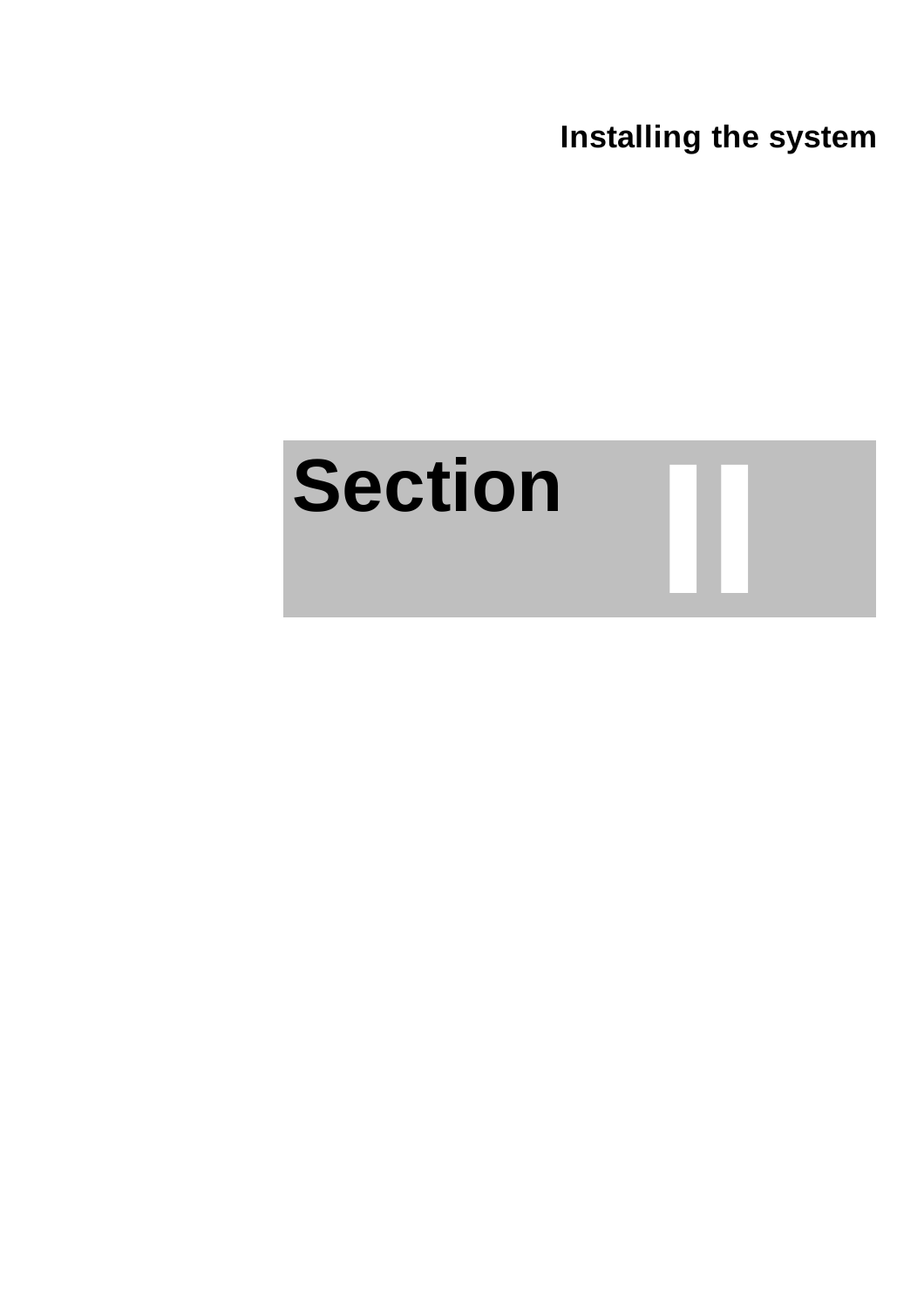# Installing the system

# Section II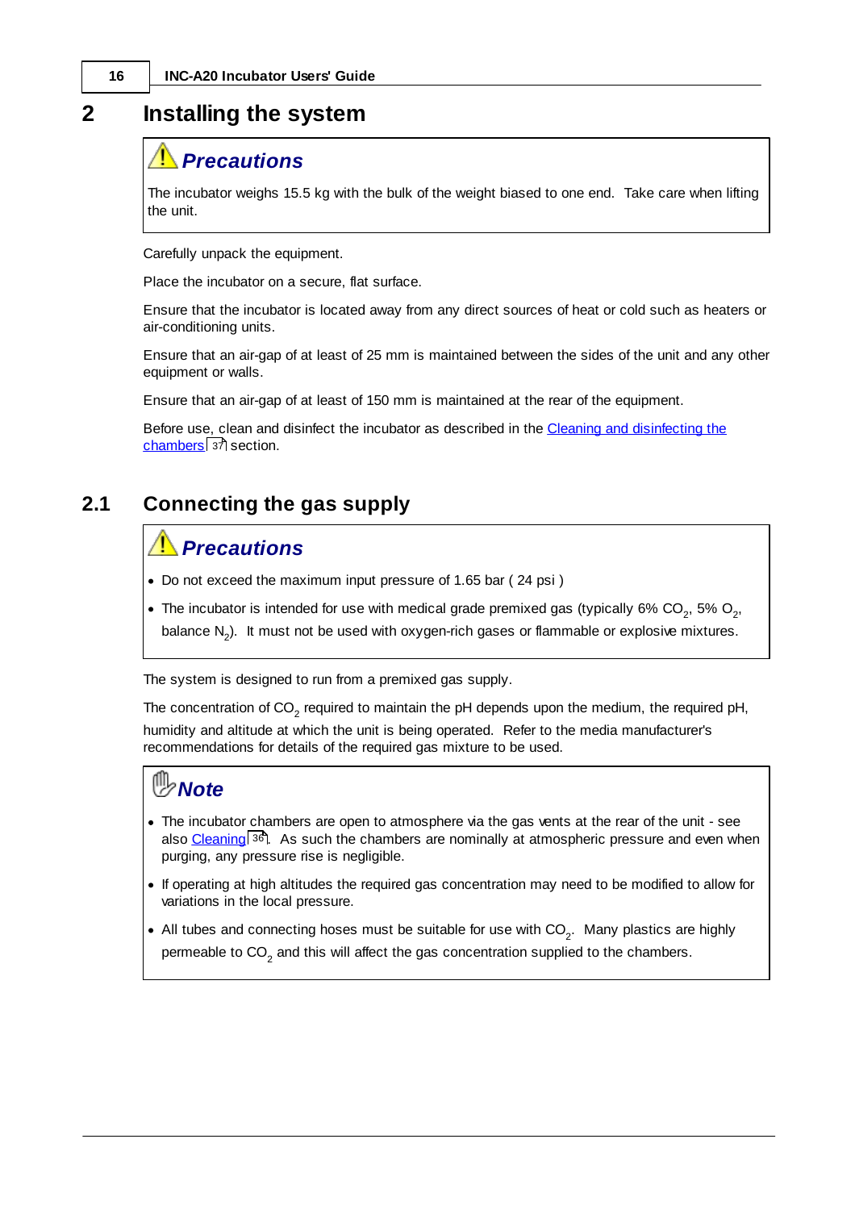# 2 Installing the system

> ### Precautions
>
> The incubator weighs 15.5 kg with the bulk of the weight biased to one end. Take care when lifting the unit.

Carefully unpack the equipment.

Place the incubator on a secure, flat surface.

Ensure that the incubator is located away from any direct sources of heat or cold such as heaters or air-conditioning units.

Ensure that an air-gap of at least 25 mm is maintained between the sides of the unit and any other equipment or walls.

Ensure that an air-gap of at least 150 mm is maintained at the rear of the equipment.

Before use, clean and disinfect the incubator as described in the Cleaning and disinfecting the chambers [37] section.

## 2.1 Connecting the gas supply

> ### Precautions
>
> - Do not exceed the maximum input pressure of 1.65 bar ( 24 psi )
> - The incubator is intended for use with medical grade premixed gas (typically 6% $CO_2$, 5% $O_2$, balance $N_2$). It must not be used with oxygen-rich gases or flammable or explosive mixtures.

The system is designed to run from a premixed gas supply.

The concentration of $CO_2$ required to maintain the pH depends upon the medium, the required pH, humidity and altitude at which the unit is being operated. Refer to the media manufacturer's recommendations for details of the required gas mixture to be used.

> ### Note
>
> - The incubator chambers are open to atmosphere via the gas vents at the rear of the unit - see also Cleaning [36]. As such the chambers are nominally at atmospheric pressure and even when purging, any pressure rise is negligible.
> - If operating at high altitudes the required gas concentration may need to be modified to allow for variations in the local pressure.
> - All tubes and connecting hoses must be suitable for use with $CO_2$. Many plastics are highly permeable to $CO_2$ and this will affect the gas concentration supplied to the chambers.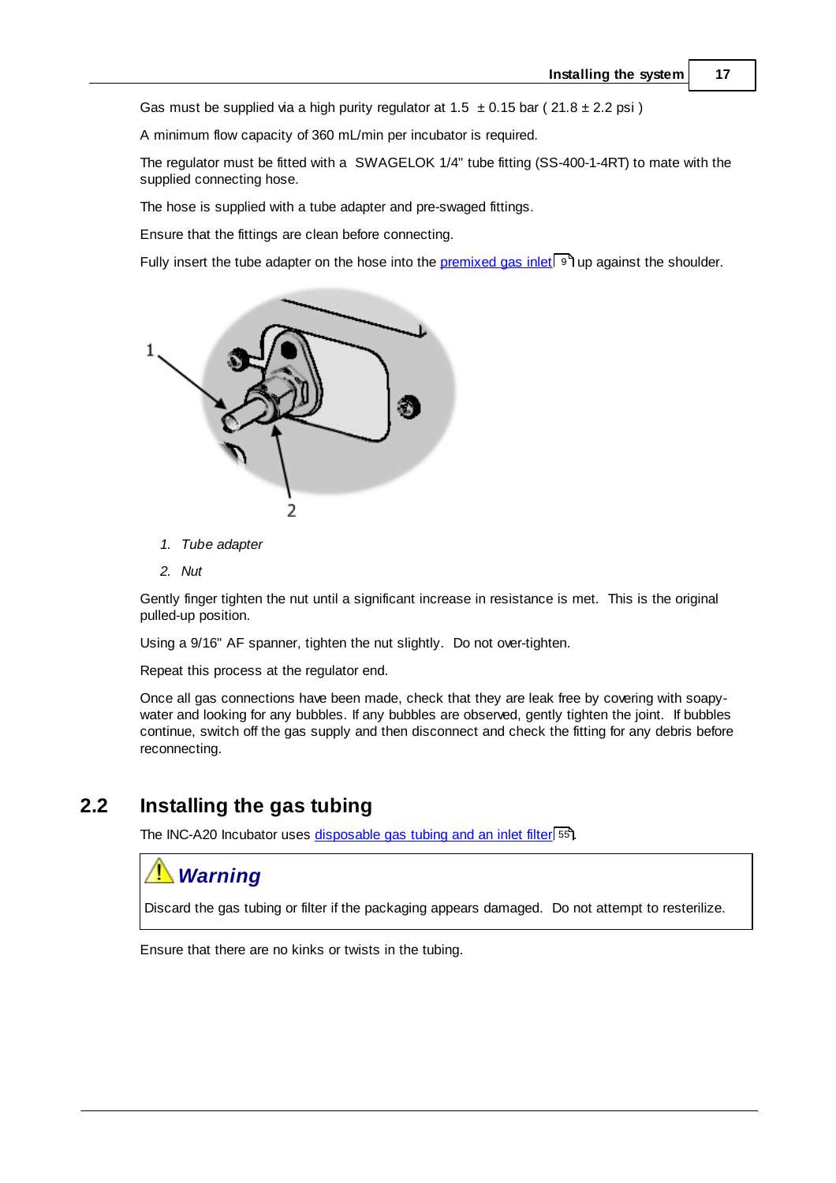Gas must be supplied via a high purity regulator at 1.5 ± 0.15 bar ( 21.8 ± 2.2 psi )

A minimum flow capacity of 360 mL/min per incubator is required.

The regulator must be fitted with a SWAGELOK 1/4" tube fitting (SS-400-1-4RT) to mate with the supplied connecting hose.

The hose is supplied with a tube adapter and pre-swaged fittings.

Ensure that the fittings are clean before connecting.

Fully insert the tube adapter on the hose into the premixed gas inlet 9 up against the shoulder.

1. *Tube adapter*
2. *Nut*

Gently finger tighten the nut until a significant increase in resistance is met. This is the original pulled-up position.

Using a 9/16" AF spanner, tighten the nut slightly. Do not over-tighten.

Repeat this process at the regulator end.

Once all gas connections have been made, check that they are leak free by covering with soapy-water and looking for any bubbles. If any bubbles are observed, gently tighten the joint. If bubbles continue, switch off the gas supply and then disconnect and check the fitting for any debris before reconnecting.

## 2.2 Installing the gas tubing

The INC-A20 Incubator uses disposable gas tubing and an inlet filter 55.

> ***Warning***
>
> Discard the gas tubing or filter if the packaging appears damaged. Do not attempt to resterilize.

Ensure that there are no kinks or twists in the tubing.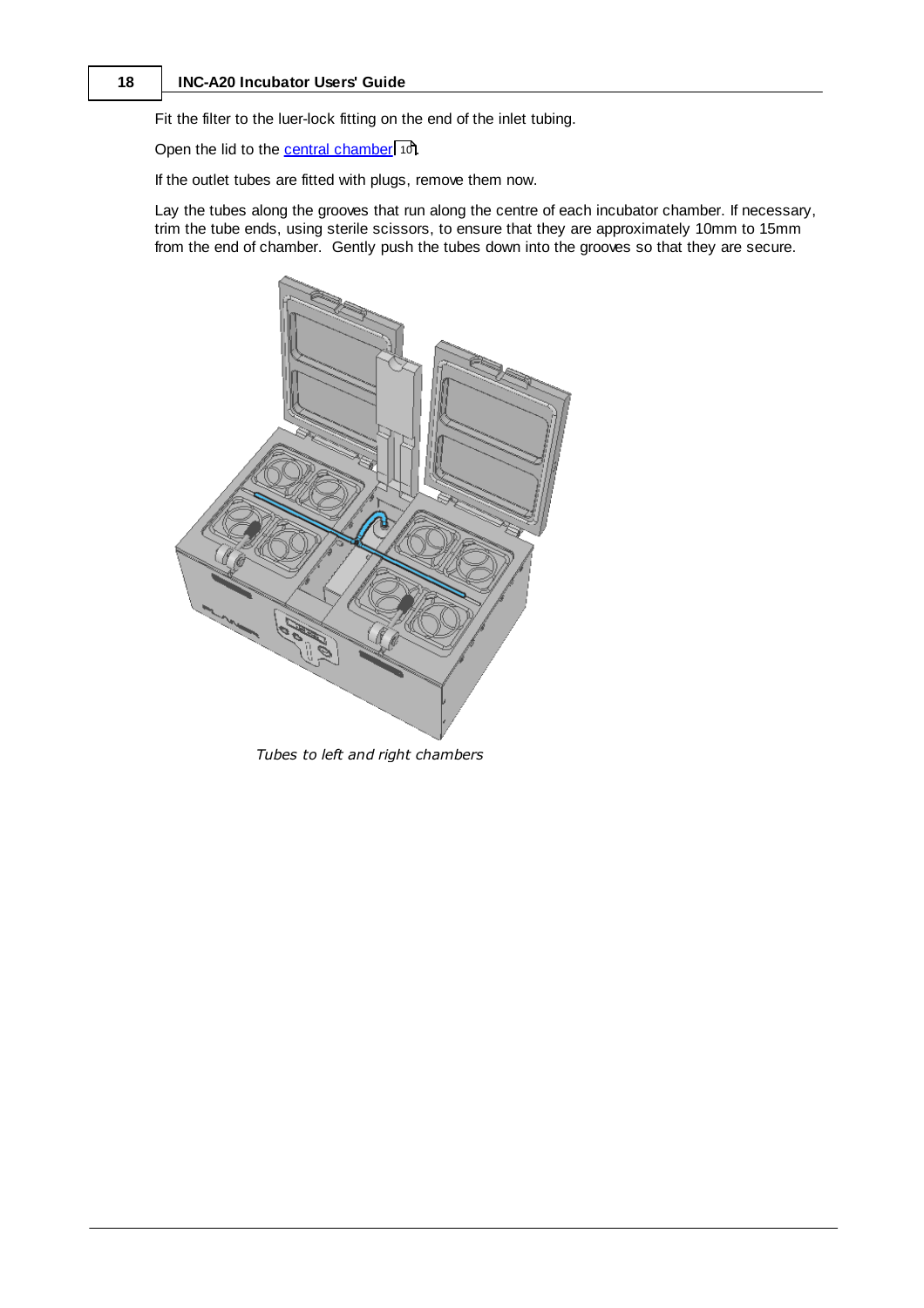Fit the filter to the luer-lock fitting on the end of the inlet tubing.

Open the lid to the central chamber 10.

If the outlet tubes are fitted with plugs, remove them now.

Lay the tubes along the grooves that run along the centre of each incubator chamber. If necessary, trim the tube ends, using sterile scissors, to ensure that they are approximately 10mm to 15mm from the end of chamber. Gently push the tubes down into the grooves so that they are secure.

*Tubes to left and right chambers*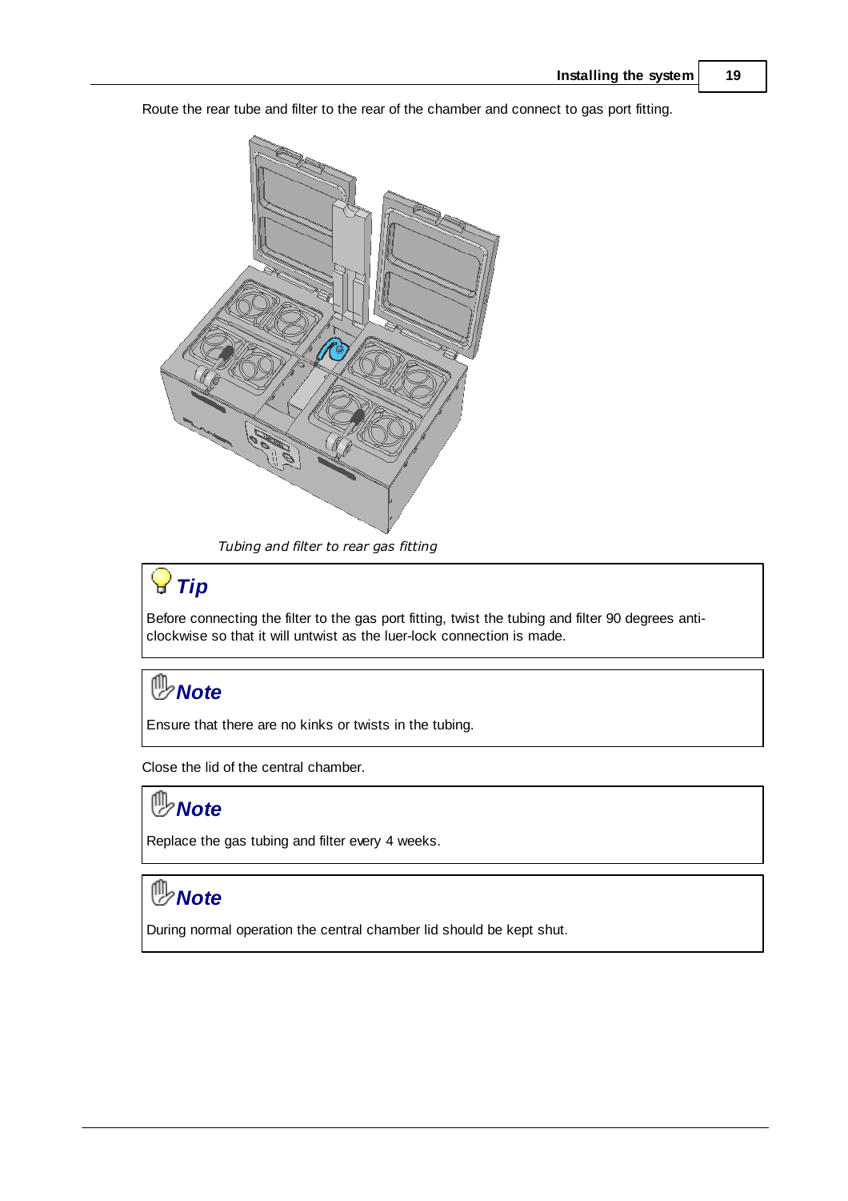Route the rear tube and filter to the rear of the chamber and connect to gas port fitting.

*Tubing and filter to rear gas fitting*

### Tip

Before connecting the filter to the gas port fitting, twist the tubing and filter 90 degrees anti-clockwise so that it will untwist as the luer-lock connection is made.

### Note

Ensure that there are no kinks or twists in the tubing.

Close the lid of the central chamber.

### Note

Replace the gas tubing and filter every 4 weeks.

### Note

During normal operation the central chamber lid should be kept shut.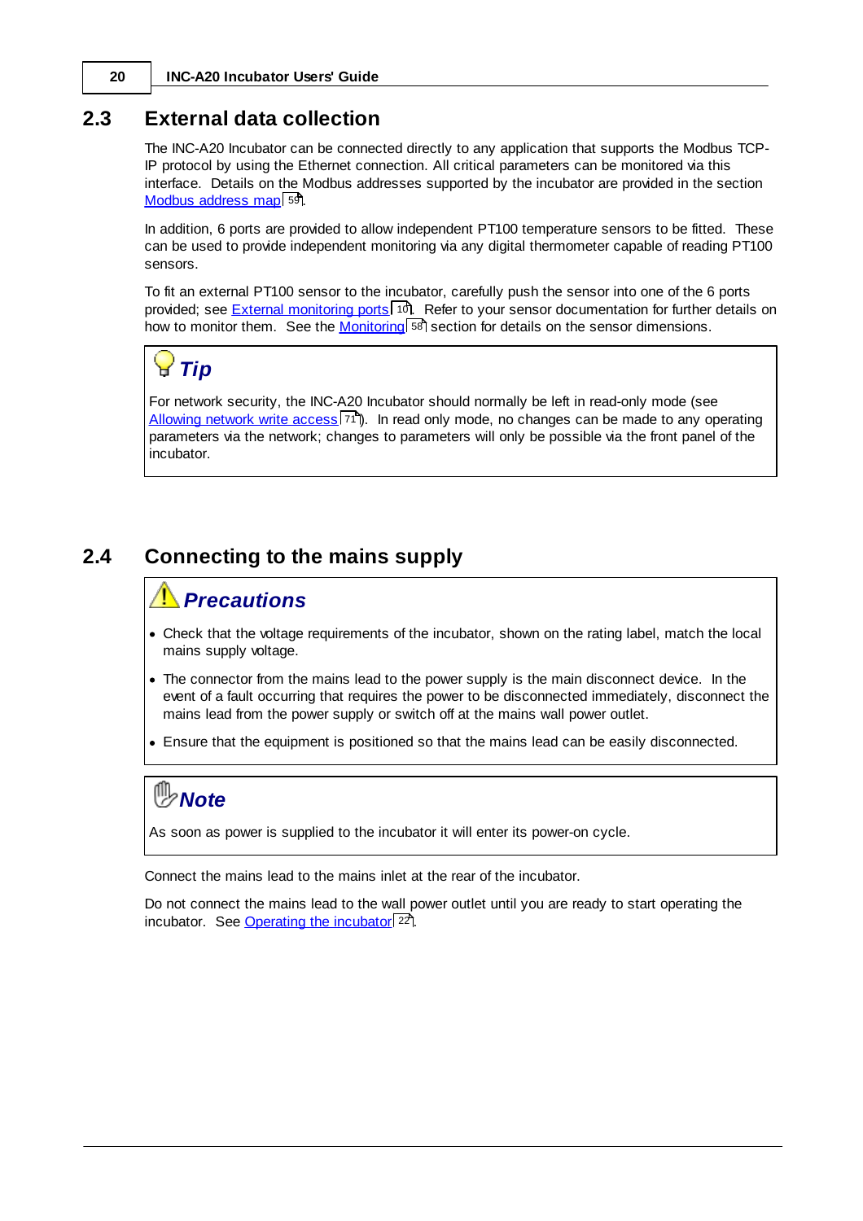## 2.3 External data collection

The INC-A20 Incubator can be connected directly to any application that supports the Modbus TCP-IP protocol by using the Ethernet connection. All critical parameters can be monitored via this interface. Details on the Modbus addresses supported by the incubator are provided in the section Modbus address map 59.

In addition, 6 ports are provided to allow independent PT100 temperature sensors to be fitted. These can be used to provide independent monitoring via any digital thermometer capable of reading PT100 sensors.

To fit an external PT100 sensor to the incubator, carefully push the sensor into one of the 6 ports provided; see External monitoring ports 10. Refer to your sensor documentation for further details on how to monitor them. See the Monitoring 58 section for details on the sensor dimensions.

> ### Tip
>
> For network security, the INC-A20 Incubator should normally be left in read-only mode (see Allowing network write access 71). In read only mode, no changes can be made to any operating parameters via the network; changes to parameters will only be possible via the front panel of the incubator.

## 2.4 Connecting to the mains supply

> ### Precautions
>
> - Check that the voltage requirements of the incubator, shown on the rating label, match the local mains supply voltage.
> - The connector from the mains lead to the power supply is the main disconnect device. In the event of a fault occurring that requires the power to be disconnected immediately, disconnect the mains lead from the power supply or switch off at the mains wall power outlet.
> - Ensure that the equipment is positioned so that the mains lead can be easily disconnected.

> ### Note
>
> As soon as power is supplied to the incubator it will enter its power-on cycle.

Connect the mains lead to the mains inlet at the rear of the incubator.

Do not connect the mains lead to the wall power outlet until you are ready to start operating the incubator. See Operating the incubator 22.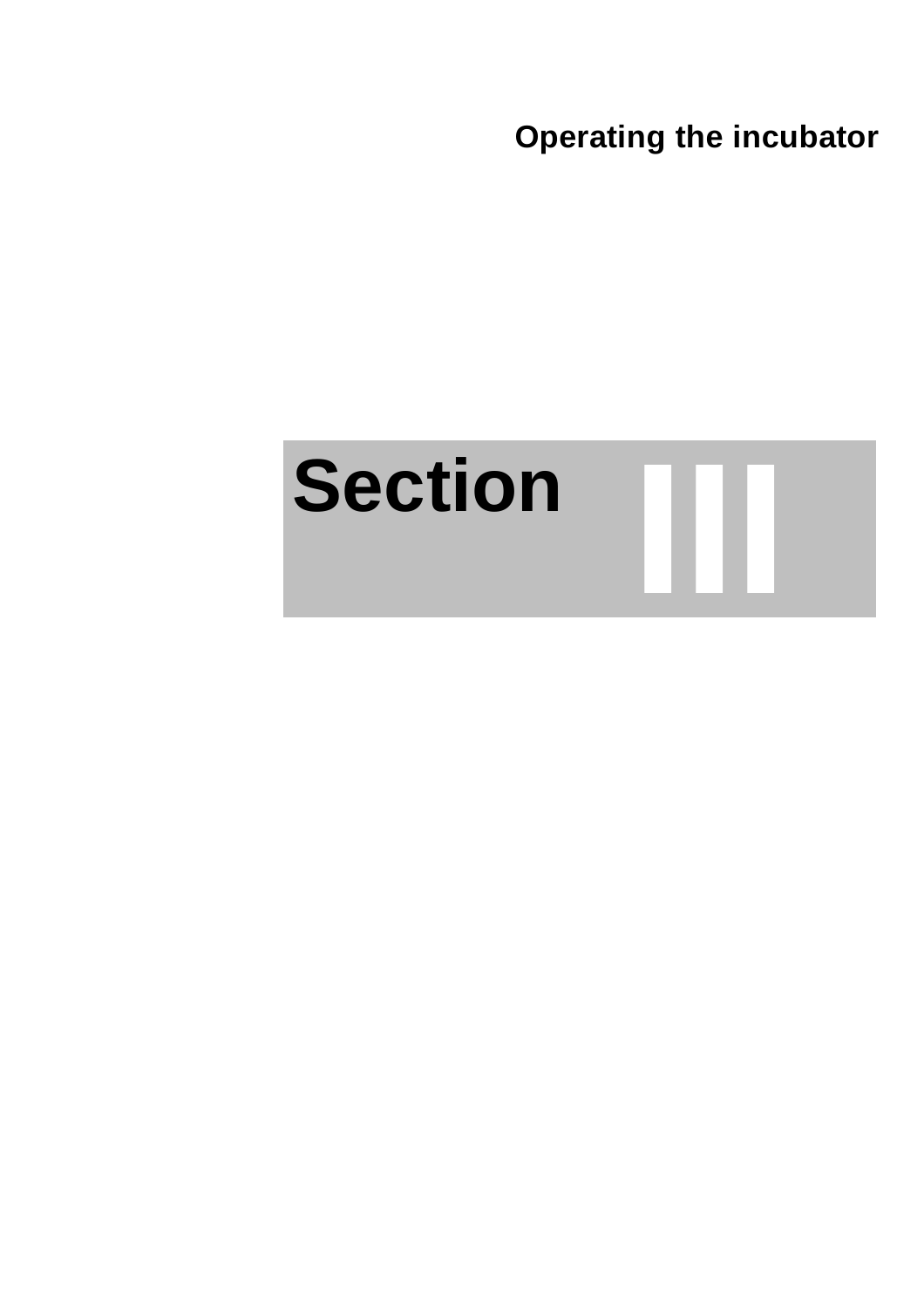# Operating the incubator

# Section III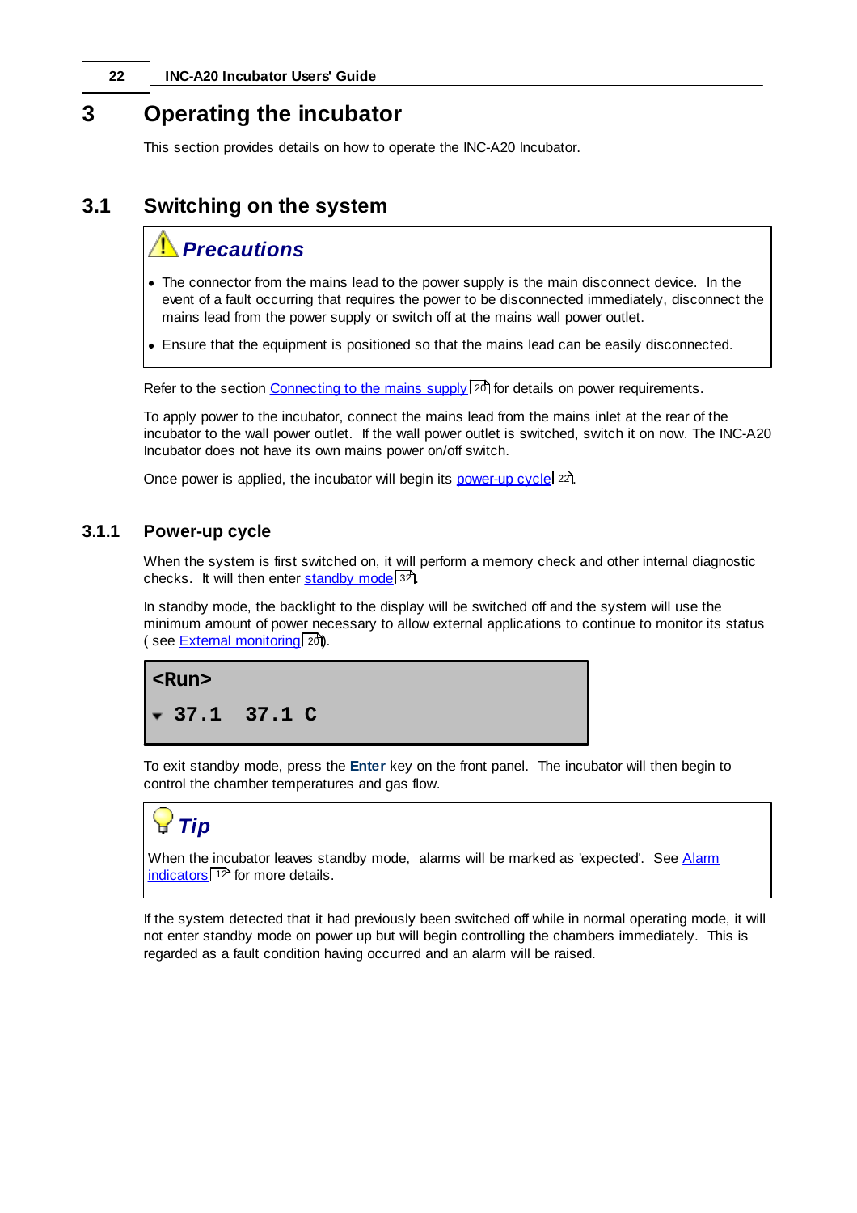# 3 Operating the incubator

This section provides details on how to operate the INC-A20 Incubator.

## 3.1 Switching on the system

> ### Precautions
>
> - The connector from the mains lead to the power supply is the main disconnect device. In the event of a fault occurring that requires the power to be disconnected immediately, disconnect the mains lead from the power supply or switch off at the mains wall power outlet.
> - Ensure that the equipment is positioned so that the mains lead can be easily disconnected.

Refer to the section Connecting to the mains supply [20] for details on power requirements.

To apply power to the incubator, connect the mains lead from the mains inlet at the rear of the incubator to the wall power outlet. If the wall power outlet is switched, switch it on now. The INC-A20 Incubator does not have its own mains power on/off switch.

Once power is applied, the incubator will begin its power-up cycle [22].

### 3.1.1 Power-up cycle

When the system is first switched on, it will perform a memory check and other internal diagnostic checks. It will then enter standby mode [32].

In standby mode, the backlight to the display will be switched off and the system will use the minimum amount of power necessary to allow external applications to continue to monitor its status ( see External monitoring [20]).

```
<Run>
▾ 37.1  37.1 C
```

To exit standby mode, press the **Enter** key on the front panel. The incubator will then begin to control the chamber temperatures and gas flow.

> ### Tip
>
> When the incubator leaves standby mode, alarms will be marked as 'expected'. See Alarm indicators [12] for more details.

If the system detected that it had previously been switched off while in normal operating mode, it will not enter standby mode on power up but will begin controlling the chambers immediately. This is regarded as a fault condition having occurred and an alarm will be raised.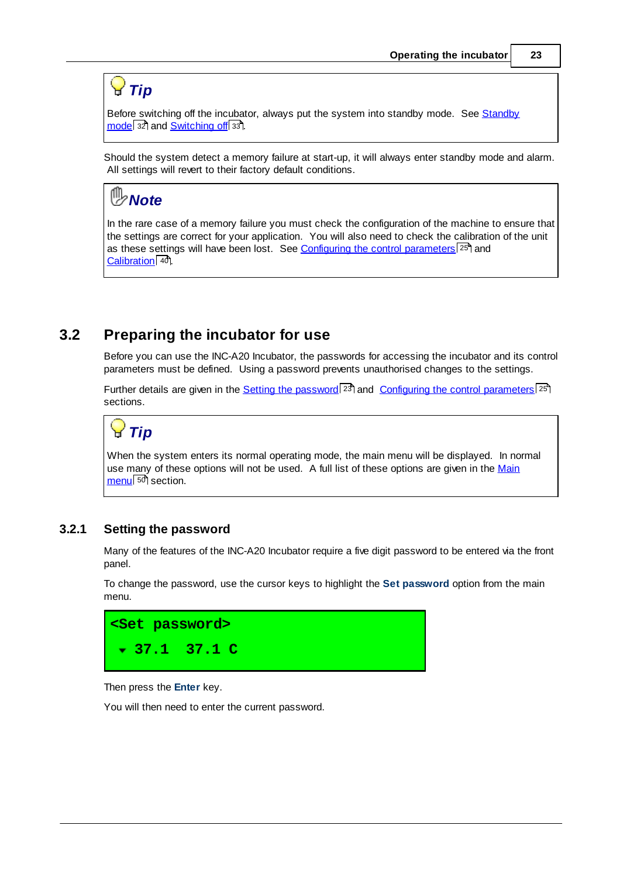> **Tip**
>
> Before switching off the incubator, always put the system into standby mode. See Standby mode 32 and Switching off 33.

Should the system detect a memory failure at start-up, it will always enter standby mode and alarm. All settings will revert to their factory default conditions.

> **Note**
>
> In the rare case of a memory failure you must check the configuration of the machine to ensure that the settings are correct for your application. You will also need to check the calibration of the unit as these settings will have been lost. See Configuring the control parameters 25 and Calibration 40.

## 3.2 Preparing the incubator for use

Before you can use the INC-A20 Incubator, the passwords for accessing the incubator and its control parameters must be defined. Using a password prevents unauthorised changes to the settings.

Further details are given in the Setting the password 23 and Configuring the control parameters 25 sections.

> **Tip**
>
> When the system enters its normal operating mode, the main menu will be displayed. In normal use many of these options will not be used. A full list of these options are given in the Main menu 50 section.

### 3.2.1 Setting the password

Many of the features of the INC-A20 Incubator require a five digit password to be entered via the front panel.

To change the password, use the cursor keys to highlight the **Set password** option from the main menu.

```
<Set password>
 ▾ 37.1  37.1 C
```

Then press the **Enter** key.

You will then need to enter the current password.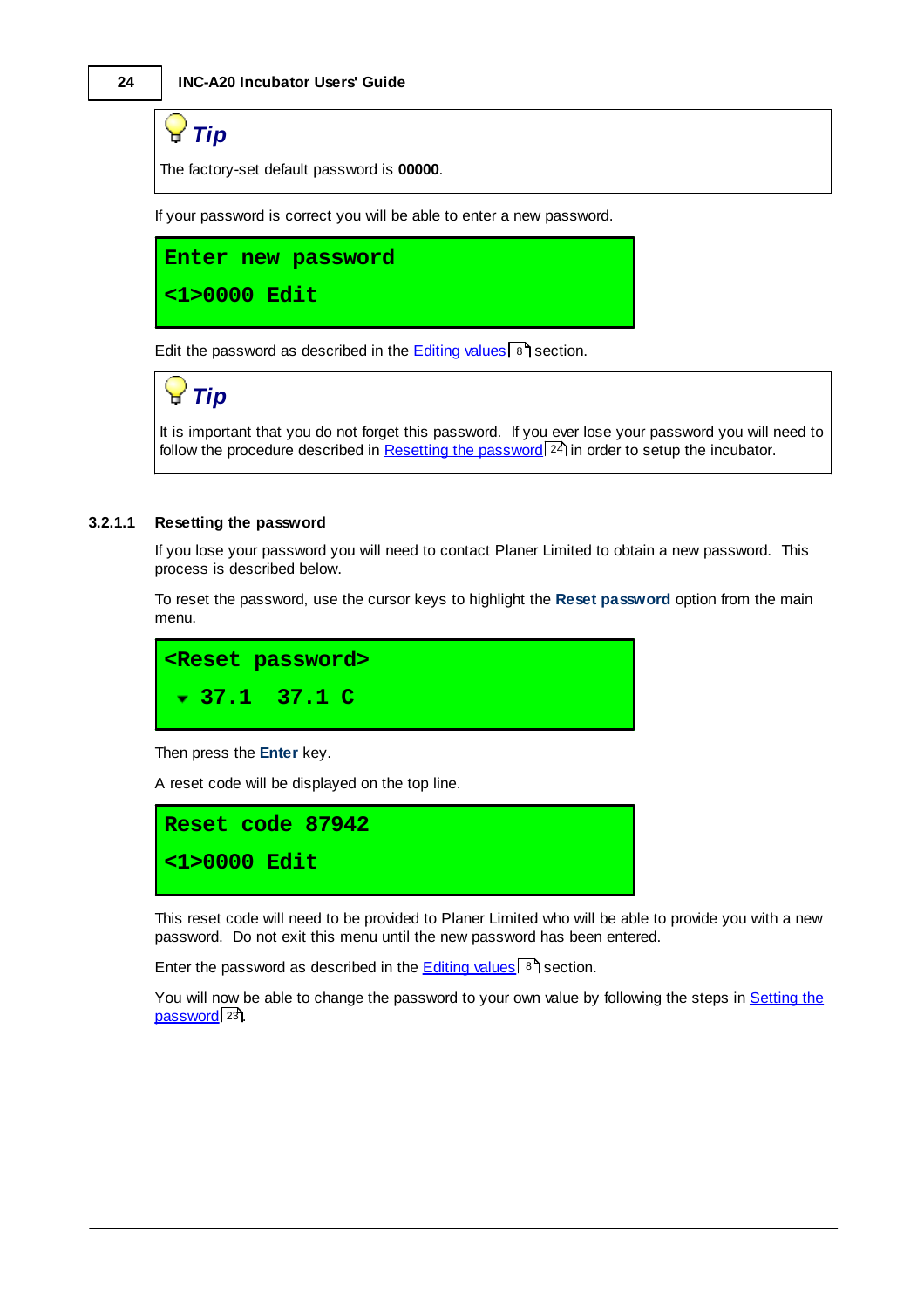> **Tip**
>
> The factory-set default password is **00000**.

If your password is correct you will be able to enter a new password.

```
Enter new password
<1>0000 Edit
```

Edit the password as described in the Editing values 8 section.

> **Tip**
>
> It is important that you do not forget this password. If you ever lose your password you will need to follow the procedure described in Resetting the password 24 in order to setup the incubator.

### 3.2.1.1 Resetting the password

If you lose your password you will need to contact Planer Limited to obtain a new password. This process is described below.

To reset the password, use the cursor keys to highlight the **Reset password** option from the main menu.

```
<Reset password>
 ▾ 37.1  37.1 C
```

Then press the **Enter** key.

A reset code will be displayed on the top line.

```
Reset code 87942
<1>0000 Edit
```

This reset code will need to be provided to Planer Limited who will be able to provide you with a new password. Do not exit this menu until the new password has been entered.

Enter the password as described in the Editing values 8 section.

You will now be able to change the password to your own value by following the steps in Setting the password 23.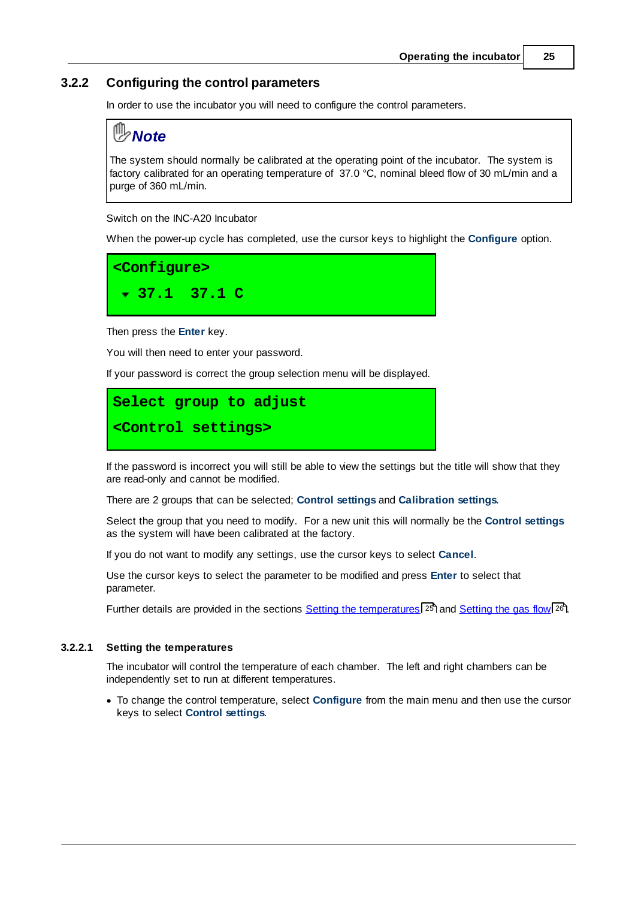## 3.2.2 Configuring the control parameters

In order to use the incubator you will need to configure the control parameters.

> **Note**
>
> The system should normally be calibrated at the operating point of the incubator. The system is factory calibrated for an operating temperature of 37.0 °C, nominal bleed flow of 30 mL/min and a purge of 360 mL/min.

Switch on the INC-A20 Incubator

When the power-up cycle has completed, use the cursor keys to highlight the **Configure** option.

```
<Configure>
 ▾ 37.1  37.1 C
```

Then press the **Enter** key.

You will then need to enter your password.

If your password is correct the group selection menu will be displayed.

```
Select group to adjust
<Control settings>
```

If the password is incorrect you will still be able to view the settings but the title will show that they are read-only and cannot be modified.

There are 2 groups that can be selected; **Control settings** and **Calibration settings**.

Select the group that you need to modify. For a new unit this will normally be the **Control settings** as the system will have been calibrated at the factory.

If you do not want to modify any settings, use the cursor keys to select **Cancel**.

Use the cursor keys to select the parameter to be modified and press **Enter** to select that parameter.

Further details are provided in the sections Setting the temperatures [25] and Setting the gas flow [26].

### 3.2.2.1 Setting the temperatures

The incubator will control the temperature of each chamber. The left and right chambers can be independently set to run at different temperatures.

- To change the control temperature, select **Configure** from the main menu and then use the cursor keys to select **Control settings**.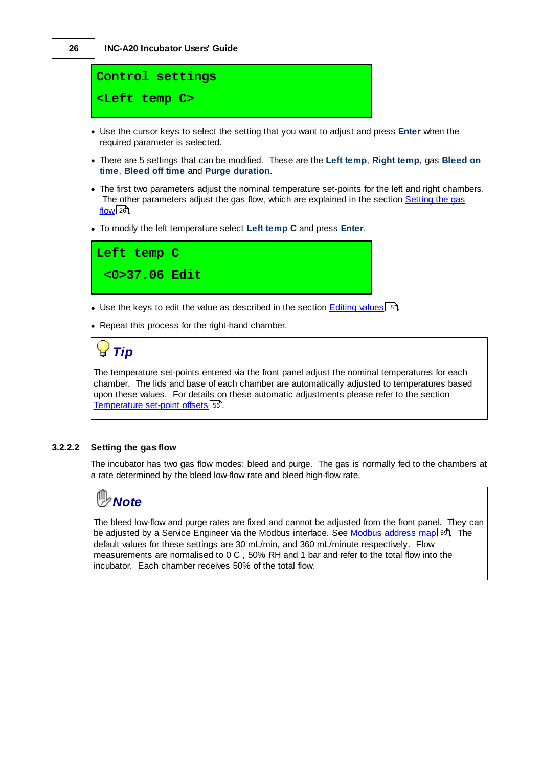```
Control settings
<Left temp C>
```

- Use the cursor keys to select the setting that you want to adjust and press **Enter** when the required parameter is selected.
- There are 5 settings that can be modified. These are the **Left temp**, **Right temp**, gas **Bleed on time**, **Bleed off time** and **Purge duration**.
- The first two parameters adjust the nominal temperature set-points for the left and right chambers. The other parameters adjust the gas flow, which are explained in the section Setting the gas flow 26.
- To modify the left temperature select **Left temp C** and press **Enter**.

```
Left temp C
 <0>37.06 Edit
```

- Use the keys to edit the value as described in the section Editing values 8.
- Repeat this process for the right-hand chamber.

> ***Tip***
>
> The temperature set-points entered via the front panel adjust the nominal temperatures for each chamber. The lids and base of each chamber are automatically adjusted to temperatures based upon these values. For details on these automatic adjustments please refer to the section Temperature set-point offsets 56.

### 3.2.2.2 Setting the gas flow

The incubator has two gas flow modes: bleed and purge. The gas is normally fed to the chambers at a rate determined by the bleed low-flow rate and bleed high-flow rate.

> ***Note***
>
> The bleed low-flow and purge rates are fixed and cannot be adjusted from the front panel. They can be adjusted by a Service Engineer via the Modbus interface. See Modbus address map 59. The default values for these settings are 30 mL/min, and 360 mL/minute respectively. Flow measurements are normalised to 0 C , 50% RH and 1 bar and refer to the total flow into the incubator. Each chamber receives 50% of the total flow.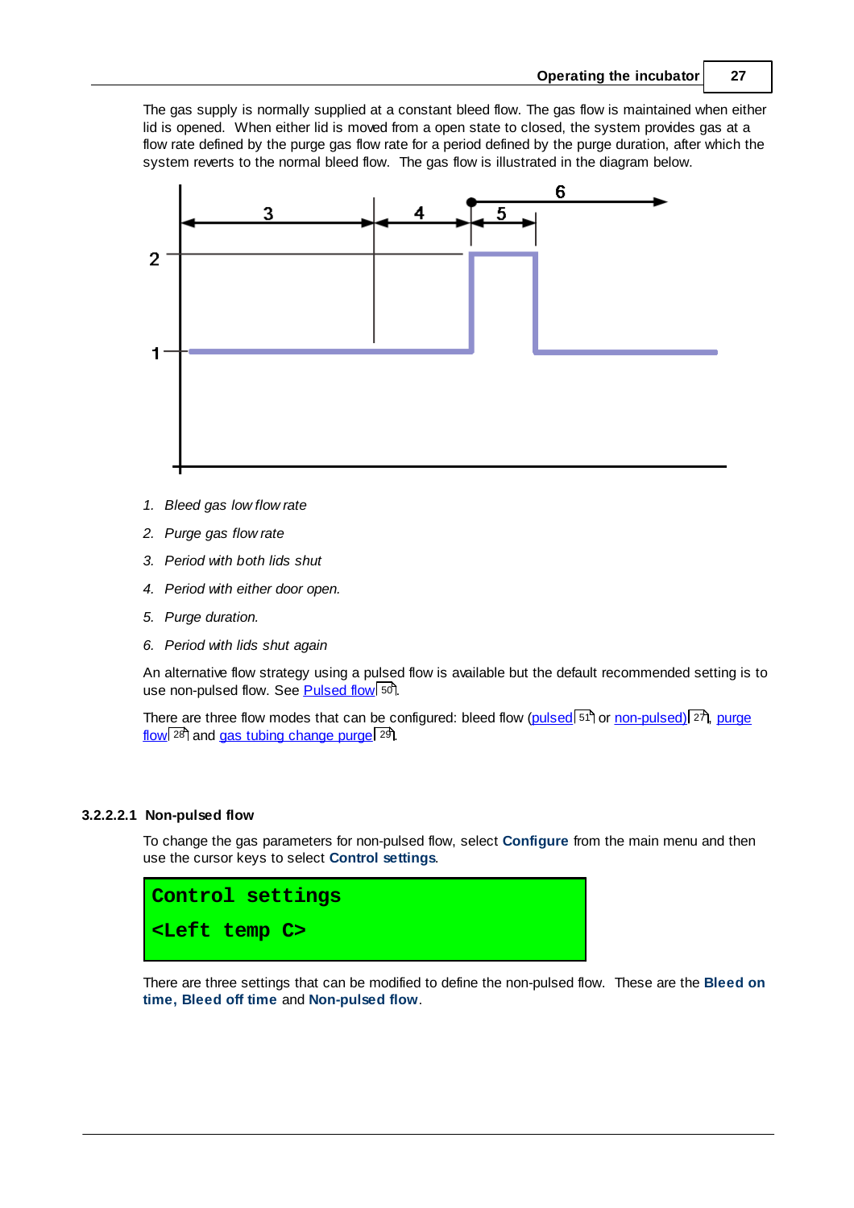The gas supply is normally supplied at a constant bleed flow. The gas flow is maintained when either lid is opened. When either lid is moved from a open state to closed, the system provides gas at a flow rate defined by the purge gas flow rate for a period defined by the purge duration, after which the system reverts to the normal bleed flow. The gas flow is illustrated in the diagram below.

1. *Bleed gas low flow rate*
2. *Purge gas flow rate*
3. *Period with both lids shut*
4. *Period with either door open.*
5. *Purge duration.*
6. *Period with lids shut again*

An alternative flow strategy using a pulsed flow is available but the default recommended setting is to use non-pulsed flow. See Pulsed flow 50.

There are three flow modes that can be configured: bleed flow (pulsed 51 or non-pulsed) 27, purge flow 28 and gas tubing change purge 29.

#### 3.2.2.2.1 Non-pulsed flow

To change the gas parameters for non-pulsed flow, select **Configure** from the main menu and then use the cursor keys to select **Control settings**.

```
Control settings
<Left temp C>
```

There are three settings that can be modified to define the non-pulsed flow. These are the **Bleed on time, Bleed off time** and **Non-pulsed flow**.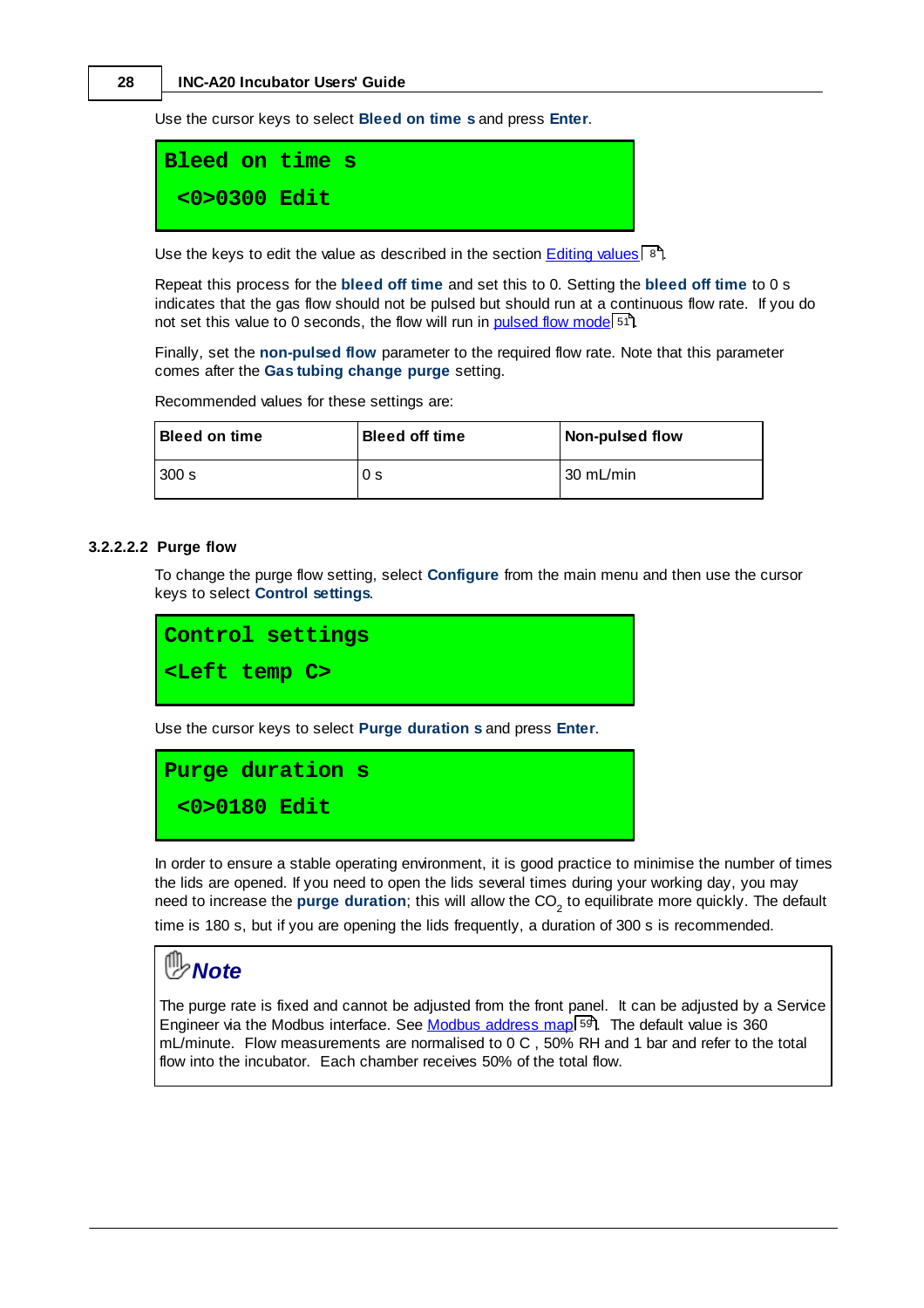Use the cursor keys to select **Bleed on time s** and press **Enter**.

```
Bleed on time s
 <0>0300 Edit
```

Use the keys to edit the value as described in the section Editing values [8].

Repeat this process for the **bleed off time** and set this to 0. Setting the **bleed off time** to 0 s indicates that the gas flow should not be pulsed but should run at a continuous flow rate. If you do not set this value to 0 seconds, the flow will run in pulsed flow mode [51].

Finally, set the **non-pulsed flow** parameter to the required flow rate. Note that this parameter comes after the **Gas tubing change purge** setting.

Recommended values for these settings are:

| Bleed on time | Bleed off time | Non-pulsed flow |
|---|---|---|
| 300 s | 0 s | 30 mL/min |

#### 3.2.2.2.2 Purge flow

To change the purge flow setting, select **Configure** from the main menu and then use the cursor keys to select **Control settings**.

```
Control settings
<Left temp C>
```

Use the cursor keys to select **Purge duration s** and press **Enter**.

```
Purge duration s
 <0>0180 Edit
```

In order to ensure a stable operating environment, it is good practice to minimise the number of times the lids are opened. If you need to open the lids several times during your working day, you may need to increase the **purge duration**; this will allow the $CO_2$ to equilibrate more quickly. The default time is 180 s, but if you are opening the lids frequently, a duration of 300 s is recommended.

> ***Note***
>
> The purge rate is fixed and cannot be adjusted from the front panel. It can be adjusted by a Service Engineer via the Modbus interface. See Modbus address map [59]. The default value is 360 mL/minute. Flow measurements are normalised to 0 C , 50% RH and 1 bar and refer to the total flow into the incubator. Each chamber receives 50% of the total flow.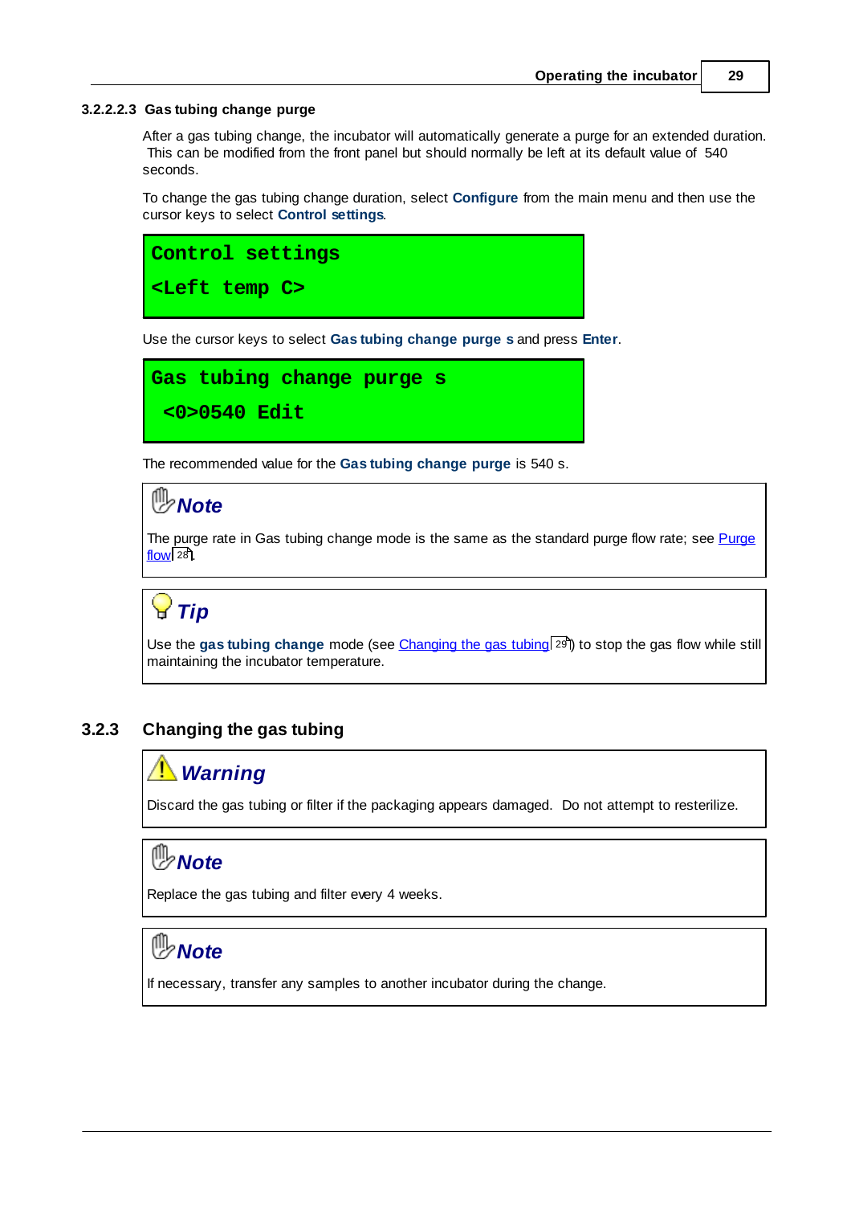#### 3.2.2.2.3 Gas tubing change purge

After a gas tubing change, the incubator will automatically generate a purge for an extended duration. This can be modified from the front panel but should normally be left at its default value of 540 seconds.

To change the gas tubing change duration, select **Configure** from the main menu and then use the cursor keys to select **Control settings**.

```
Control settings
<Left temp C>
```

Use the cursor keys to select **Gas tubing change purge s** and press **Enter**.

```
Gas tubing change purge s
 <0>0540 Edit
```

The recommended value for the **Gas tubing change purge** is 540 s.

> ***Note***
>
> The purge rate in Gas tubing change mode is the same as the standard purge flow rate; see Purge flow 28.

> ***Tip***
>
> Use the **gas tubing change** mode (see Changing the gas tubing 29) to stop the gas flow while still maintaining the incubator temperature.

### 3.2.3 Changing the gas tubing

> ***Warning***
>
> Discard the gas tubing or filter if the packaging appears damaged. Do not attempt to resterilize.

> ***Note***
>
> Replace the gas tubing and filter every 4 weeks.

> ***Note***
>
> If necessary, transfer any samples to another incubator during the change.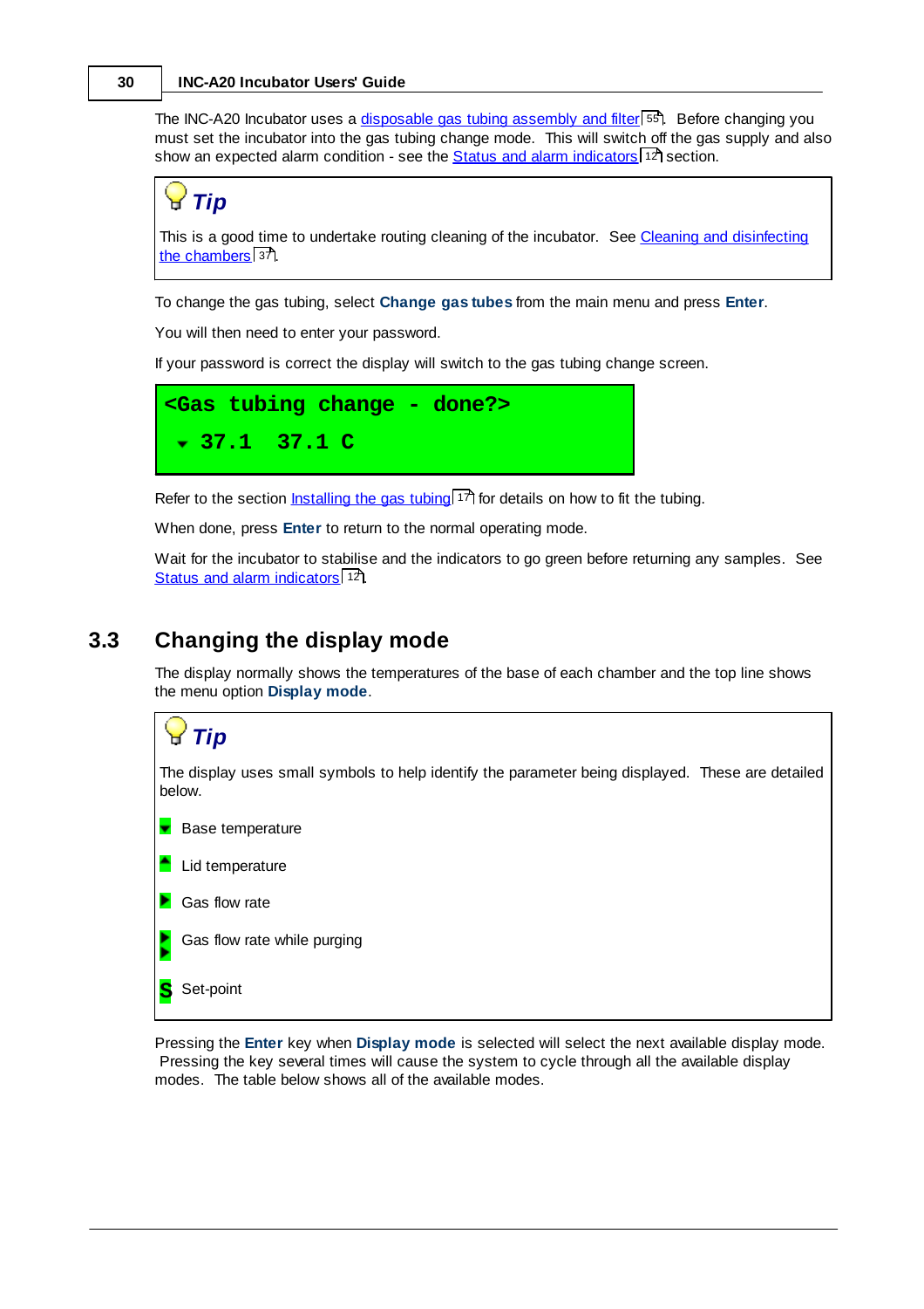The INC-A20 Incubator uses a disposable gas tubing assembly and filter[55]. Before changing you must set the incubator into the gas tubing change mode. This will switch off the gas supply and also show an expected alarm condition - see the Status and alarm indicators[12] section.

> **Tip**
>
> This is a good time to undertake routing cleaning of the incubator. See Cleaning and disinfecting the chambers[37].

To change the gas tubing, select **Change gas tubes** from the main menu and press **Enter**.

You will then need to enter your password.

If your password is correct the display will switch to the gas tubing change screen.

```
<Gas tubing change - done?>
 ▾ 37.1  37.1 C
```

Refer to the section Installing the gas tubing[17] for details on how to fit the tubing.

When done, press **Enter** to return to the normal operating mode.

Wait for the incubator to stabilise and the indicators to go green before returning any samples. See Status and alarm indicators[12].

## 3.3 Changing the display mode

The display normally shows the temperatures of the base of each chamber and the top line shows the menu option **Display mode**.

> **Tip**
>
> The display uses small symbols to help identify the parameter being displayed. These are detailed below.
>
> ▾ Base temperature
>
> ▴ Lid temperature
>
> ▸ Gas flow rate
>
> ▸▸ Gas flow rate while purging
>
> S Set-point

Pressing the **Enter** key when **Display mode** is selected will select the next available display mode. Pressing the key several times will cause the system to cycle through all the available display modes. The table below shows all of the available modes.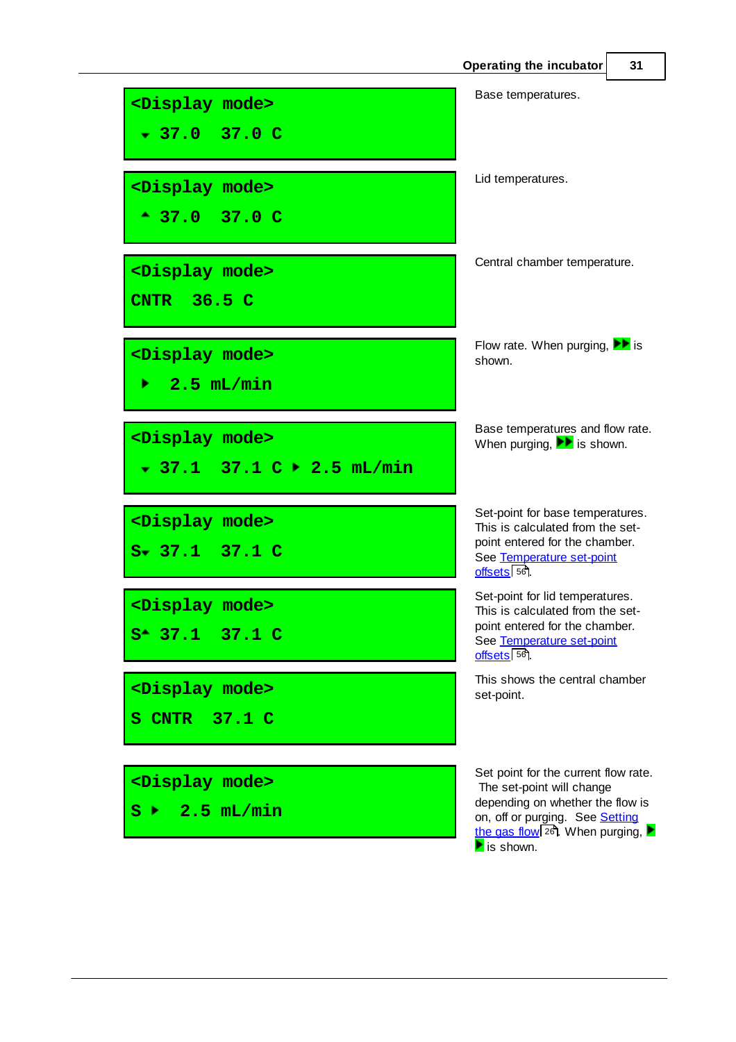| Display | Description |
| --- | --- |
| `<Display mode>` ▾ 37.0 37.0 C | Base temperatures. |
| `<Display mode>` ▴ 37.0 37.0 C | Lid temperatures. |
| `<Display mode>` CNTR 36.5 C | Central chamber temperature. |
| `<Display mode>` ▸ 2.5 mL/min | Flow rate. When purging, ▸▸ is shown. |
| `<Display mode>` ▾ 37.1 37.1 C ▸ 2.5 mL/min | Base temperatures and flow rate. When purging, ▸▸ is shown. |
| `<Display mode>` S▾ 37.1 37.1 C | Set-point for base temperatures. This is calculated from the set-point entered for the chamber. See Temperature set-point offsets 56. |
| `<Display mode>` S▴ 37.1 37.1 C | Set-point for lid temperatures. This is calculated from the set-point entered for the chamber. See Temperature set-point offsets 56. |
| `<Display mode>` S CNTR 37.1 C | This shows the central chamber set-point. |
| `<Display mode>` S ▸ 2.5 mL/min | Set point for the current flow rate. The set-point will change depending on whether the flow is on, off or purging. See Setting the gas flow 26. When purging, ▸▸ is shown. |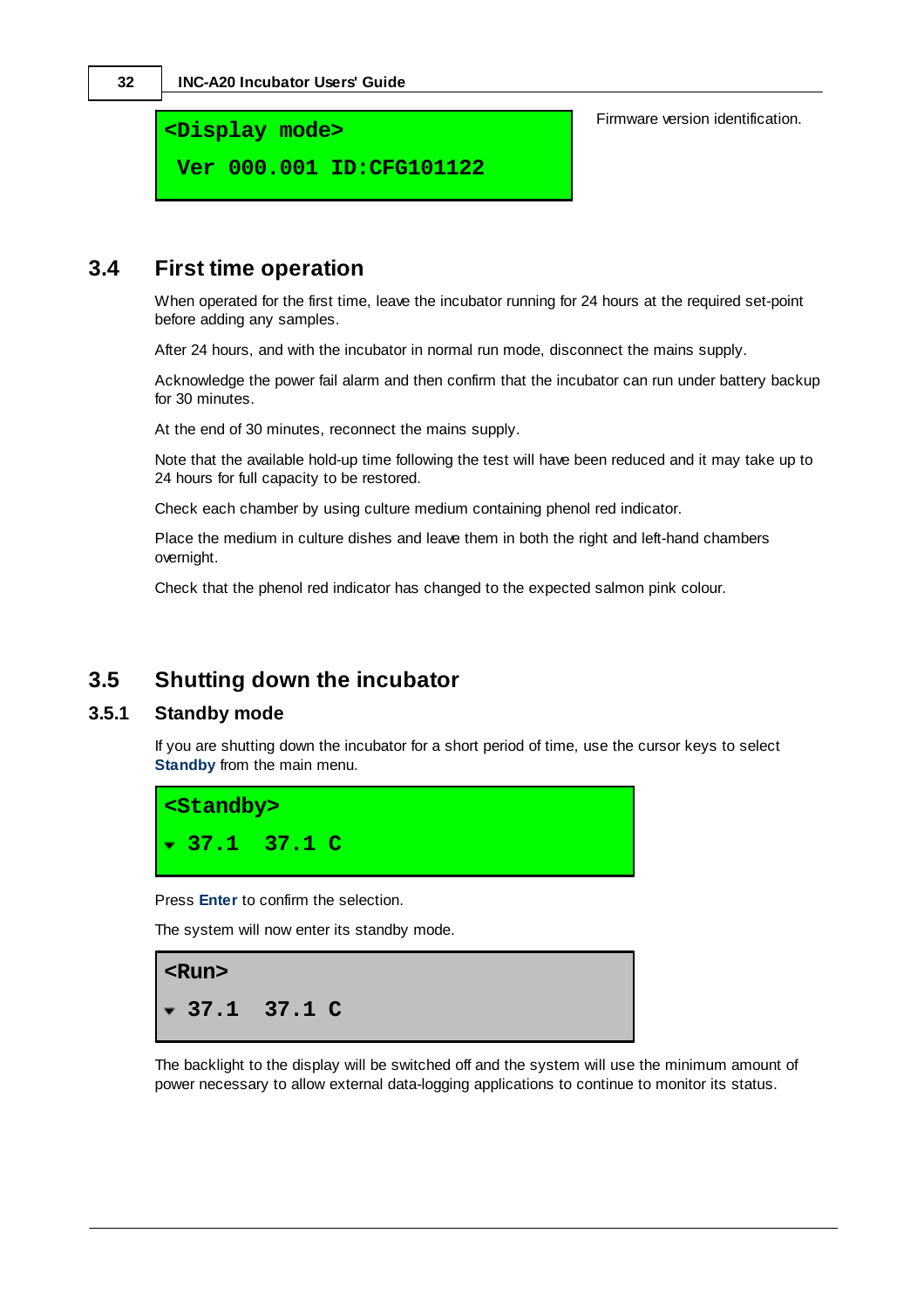```
<Display mode>
 Ver 000.001 ID:CFG101122
```

Firmware version identification.

## 3.4 First time operation

When operated for the first time, leave the incubator running for 24 hours at the required set-point before adding any samples.

After 24 hours, and with the incubator in normal run mode, disconnect the mains supply.

Acknowledge the power fail alarm and then confirm that the incubator can run under battery backup for 30 minutes.

At the end of 30 minutes, reconnect the mains supply.

Note that the available hold-up time following the test will have been reduced and it may take up to 24 hours for full capacity to be restored.

Check each chamber by using culture medium containing phenol red indicator.

Place the medium in culture dishes and leave them in both the right and left-hand chambers overnight.

Check that the phenol red indicator has changed to the expected salmon pink colour.

## 3.5 Shutting down the incubator

### 3.5.1 Standby mode

If you are shutting down the incubator for a short period of time, use the cursor keys to select **Standby** from the main menu.

```
<Standby>
▾ 37.1  37.1 C
```

Press **Enter** to confirm the selection.

The system will now enter its standby mode.

```
<Run>
▾ 37.1  37.1 C
```

The backlight to the display will be switched off and the system will use the minimum amount of power necessary to allow external data-logging applications to continue to monitor its status.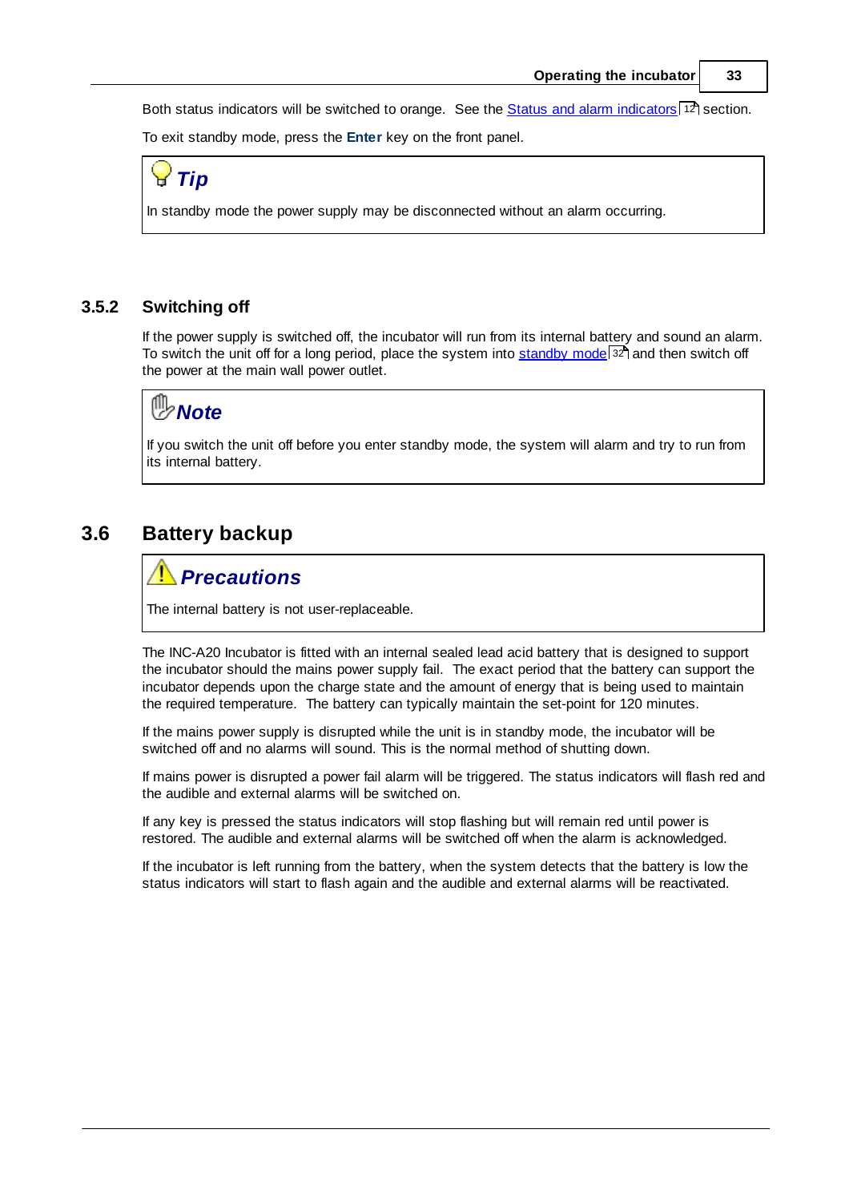Both status indicators will be switched to orange. See the Status and alarm indicators [12] section.

To exit standby mode, press the **Enter** key on the front panel.

> ***Tip***
>
> In standby mode the power supply may be disconnected without an alarm occurring.

### 3.5.2 Switching off

If the power supply is switched off, the incubator will run from its internal battery and sound an alarm. To switch the unit off for a long period, place the system into standby mode [32] and then switch off the power at the main wall power outlet.

> ***Note***
>
> If you switch the unit off before you enter standby mode, the system will alarm and try to run from its internal battery.

## 3.6 Battery backup

> ***Precautions***
>
> The internal battery is not user-replaceable.

The INC-A20 Incubator is fitted with an internal sealed lead acid battery that is designed to support the incubator should the mains power supply fail. The exact period that the battery can support the incubator depends upon the charge state and the amount of energy that is being used to maintain the required temperature. The battery can typically maintain the set-point for 120 minutes.

If the mains power supply is disrupted while the unit is in standby mode, the incubator will be switched off and no alarms will sound. This is the normal method of shutting down.

If mains power is disrupted a power fail alarm will be triggered. The status indicators will flash red and the audible and external alarms will be switched on.

If any key is pressed the status indicators will stop flashing but will remain red until power is restored. The audible and external alarms will be switched off when the alarm is acknowledged.

If the incubator is left running from the battery, when the system detects that the battery is low the status indicators will start to flash again and the audible and external alarms will be reactivated.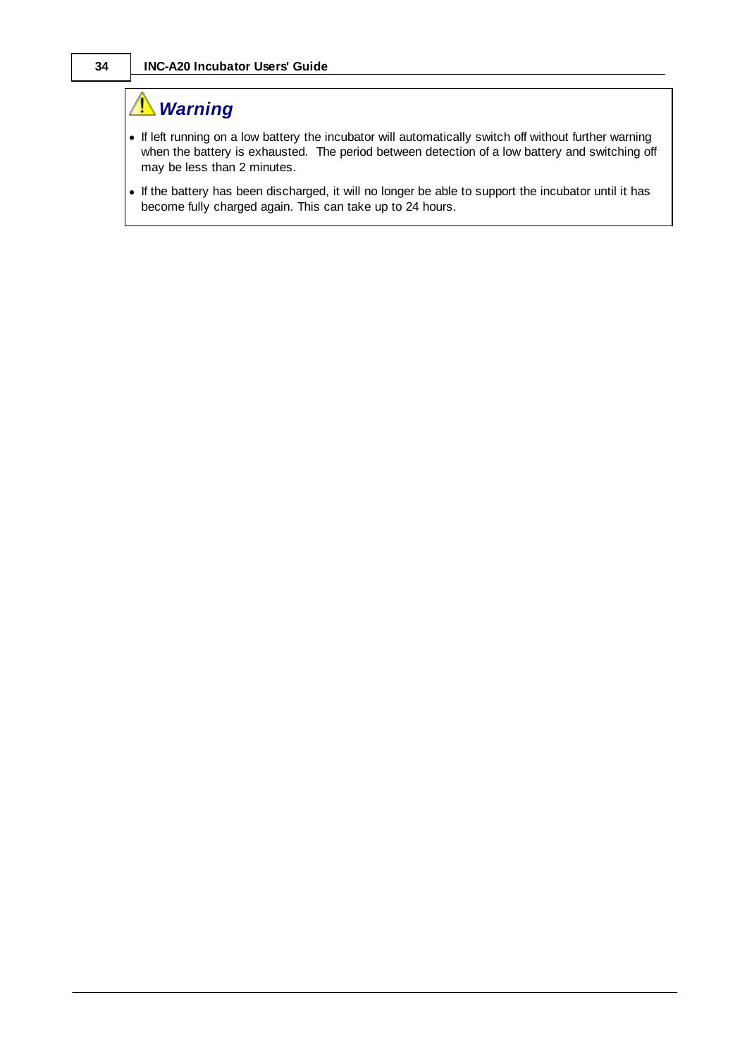### ⚠ *Warning*

- If left running on a low battery the incubator will automatically switch off without further warning when the battery is exhausted. The period between detection of a low battery and switching off may be less than 2 minutes.
- If the battery has been discharged, it will no longer be able to support the incubator until it has become fully charged again. This can take up to 24 hours.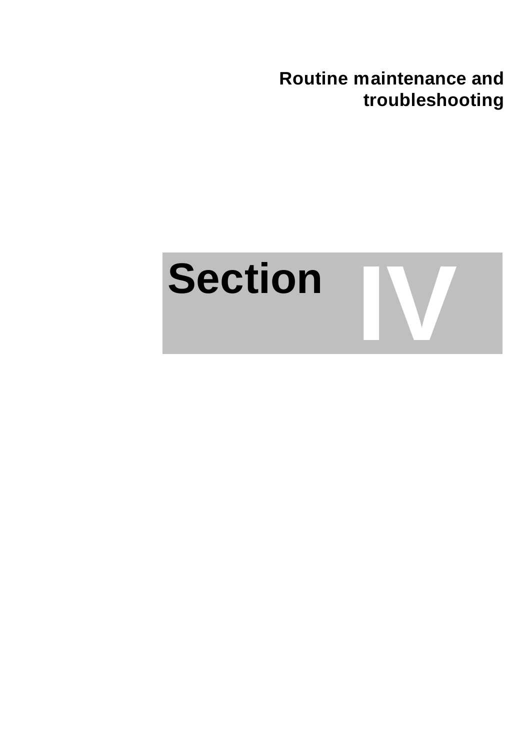**Routine maintenance and troubleshooting**

# Section IV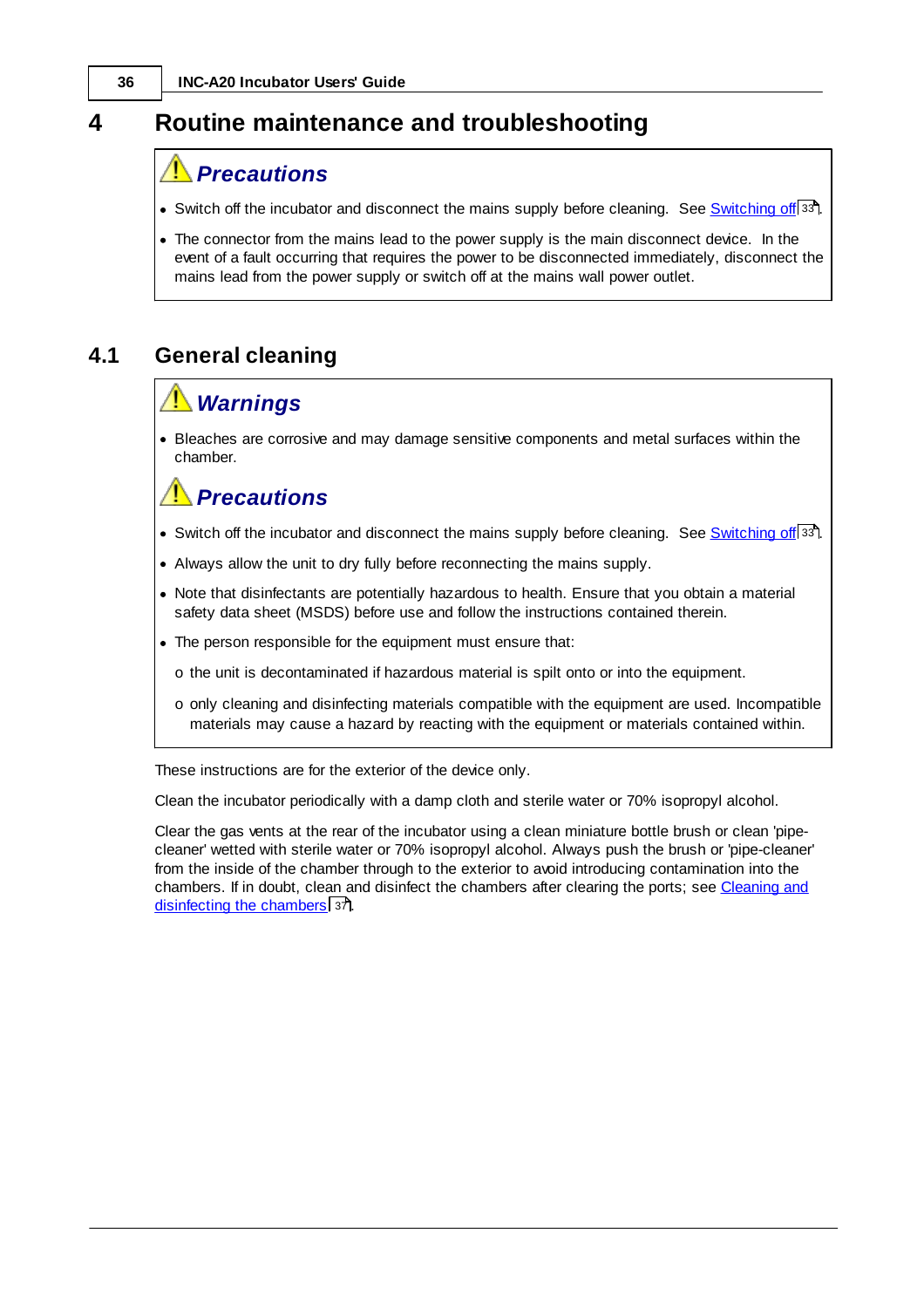# 4 Routine maintenance and troubleshooting

> ### ⚠ *Precautions*
>
> - Switch off the incubator and disconnect the mains supply before cleaning. See Switching off 33.
> - The connector from the mains lead to the power supply is the main disconnect device. In the event of a fault occurring that requires the power to be disconnected immediately, disconnect the mains lead from the power supply or switch off at the mains wall power outlet.

## 4.1 General cleaning

> ### ⚠ *Warnings*
>
> - Bleaches are corrosive and may damage sensitive components and metal surfaces within the chamber.
>
> ### ⚠ *Precautions*
>
> - Switch off the incubator and disconnect the mains supply before cleaning. See Switching off 33.
> - Always allow the unit to dry fully before reconnecting the mains supply.
> - Note that disinfectants are potentially hazardous to health. Ensure that you obtain a material safety data sheet (MSDS) before use and follow the instructions contained therein.
> - The person responsible for the equipment must ensure that:
>   - the unit is decontaminated if hazardous material is spilt onto or into the equipment.
>   - only cleaning and disinfecting materials compatible with the equipment are used. Incompatible materials may cause a hazard by reacting with the equipment or materials contained within.

These instructions are for the exterior of the device only.

Clean the incubator periodically with a damp cloth and sterile water or 70% isopropyl alcohol.

Clear the gas vents at the rear of the incubator using a clean miniature bottle brush or clean 'pipe-cleaner' wetted with sterile water or 70% isopropyl alcohol. Always push the brush or 'pipe-cleaner' from the inside of the chamber through to the exterior to avoid introducing contamination into the chambers. If in doubt, clean and disinfect the chambers after clearing the ports; see Cleaning and disinfecting the chambers 37.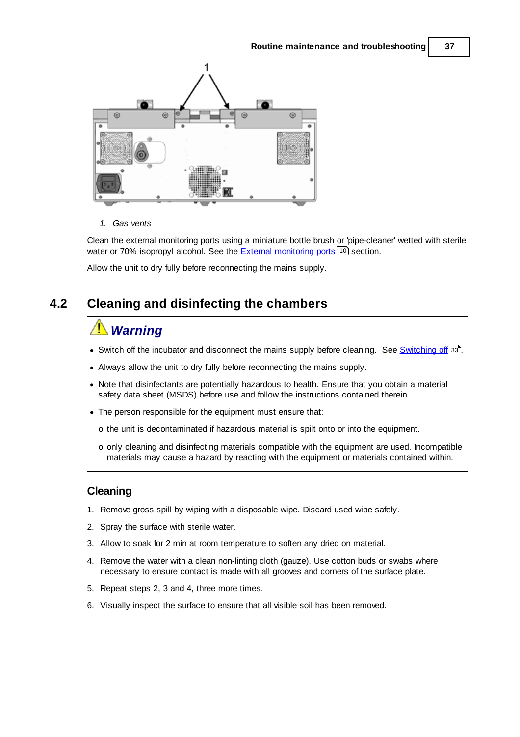1. *Gas vents*

Clean the external monitoring ports using a miniature bottle brush or 'pipe-cleaner' wetted with sterile water or 70% isopropyl alcohol. See the External monitoring ports 10 section.

Allow the unit to dry fully before reconnecting the mains supply.

## 4.2 Cleaning and disinfecting the chambers

> ### ⚠ *Warning*
>
> - Switch off the incubator and disconnect the mains supply before cleaning. See Switching off 33.
> - Always allow the unit to dry fully before reconnecting the mains supply.
> - Note that disinfectants are potentially hazardous to health. Ensure that you obtain a material safety data sheet (MSDS) before use and follow the instructions contained therein.
> - The person responsible for the equipment must ensure that:
>     - the unit is decontaminated if hazardous material is spilt onto or into the equipment.
>     - only cleaning and disinfecting materials compatible with the equipment are used. Incompatible materials may cause a hazard by reacting with the equipment or materials contained within.

### Cleaning

1. Remove gross spill by wiping with a disposable wipe. Discard used wipe safely.
2. Spray the surface with sterile water.
3. Allow to soak for 2 min at room temperature to soften any dried on material.
4. Remove the water with a clean non-linting cloth (gauze). Use cotton buds or swabs where necessary to ensure contact is made with all grooves and corners of the surface plate.
5. Repeat steps 2, 3 and 4, three more times.
6. Visually inspect the surface to ensure that all visible soil has been removed.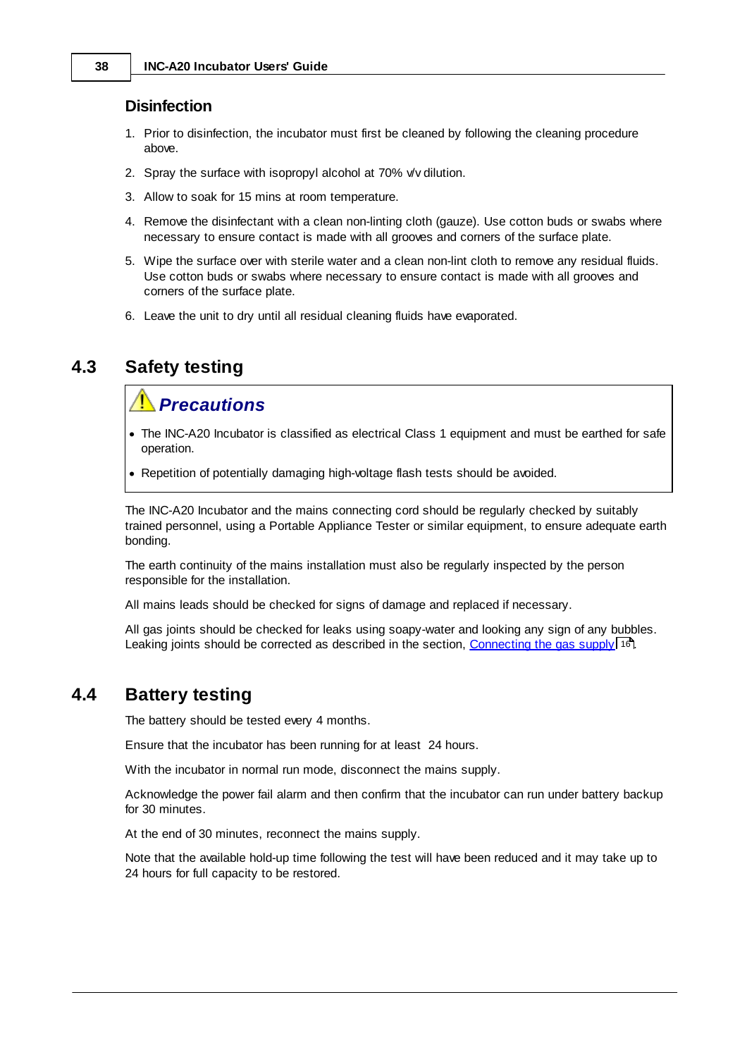### Disinfection

1. Prior to disinfection, the incubator must first be cleaned by following the cleaning procedure above.
2. Spray the surface with isopropyl alcohol at 70% v/v dilution.
3. Allow to soak for 15 mins at room temperature.
4. Remove the disinfectant with a clean non-linting cloth (gauze). Use cotton buds or swabs where necessary to ensure contact is made with all grooves and corners of the surface plate.
5. Wipe the surface over with sterile water and a clean non-lint cloth to remove any residual fluids. Use cotton buds or swabs where necessary to ensure contact is made with all grooves and corners of the surface plate.
6. Leave the unit to dry until all residual cleaning fluids have evaporated.

## 4.3 Safety testing

> ***Precautions***
>
> - The INC-A20 Incubator is classified as electrical Class 1 equipment and must be earthed for safe operation.
> - Repetition of potentially damaging high-voltage flash tests should be avoided.

The INC-A20 Incubator and the mains connecting cord should be regularly checked by suitably trained personnel, using a Portable Appliance Tester or similar equipment, to ensure adequate earth bonding.

The earth continuity of the mains installation must also be regularly inspected by the person responsible for the installation.

All mains leads should be checked for signs of damage and replaced if necessary.

All gas joints should be checked for leaks using soapy-water and looking any sign of any bubbles. Leaking joints should be corrected as described in the section, Connecting the gas supply 16.

## 4.4 Battery testing

The battery should be tested every 4 months.

Ensure that the incubator has been running for at least 24 hours.

With the incubator in normal run mode, disconnect the mains supply.

Acknowledge the power fail alarm and then confirm that the incubator can run under battery backup for 30 minutes.

At the end of 30 minutes, reconnect the mains supply.

Note that the available hold-up time following the test will have been reduced and it may take up to 24 hours for full capacity to be restored.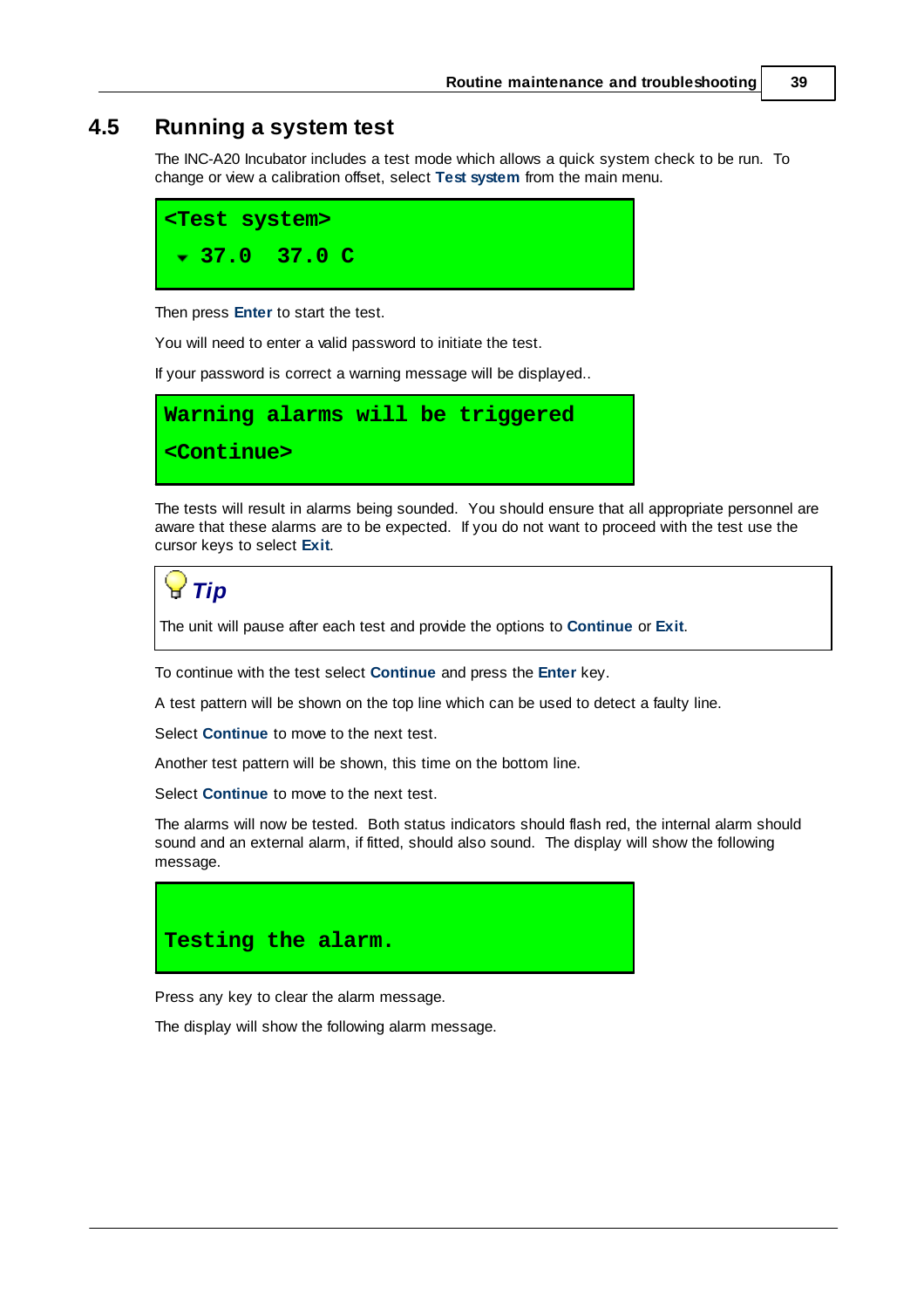## 4.5 Running a system test

The INC-A20 Incubator includes a test mode which allows a quick system check to be run. To change or view a calibration offset, select **Test system** from the main menu.

```
<Test system>
 ▾ 37.0  37.0 C
```

Then press **Enter** to start the test.

You will need to enter a valid password to initiate the test.

If your password is correct a warning message will be displayed..

```
Warning alarms will be triggered
<Continue>
```

The tests will result in alarms being sounded. You should ensure that all appropriate personnel are aware that these alarms are to be expected. If you do not want to proceed with the test use the cursor keys to select **Exit**.

> ***Tip***
>
> The unit will pause after each test and provide the options to **Continue** or **Exit**.

To continue with the test select **Continue** and press the **Enter** key.

A test pattern will be shown on the top line which can be used to detect a faulty line.

Select **Continue** to move to the next test.

Another test pattern will be shown, this time on the bottom line.

Select **Continue** to move to the next test.

The alarms will now be tested. Both status indicators should flash red, the internal alarm should sound and an external alarm, if fitted, should also sound. The display will show the following message.

```
Testing the alarm.
```

Press any key to clear the alarm message.

The display will show the following alarm message.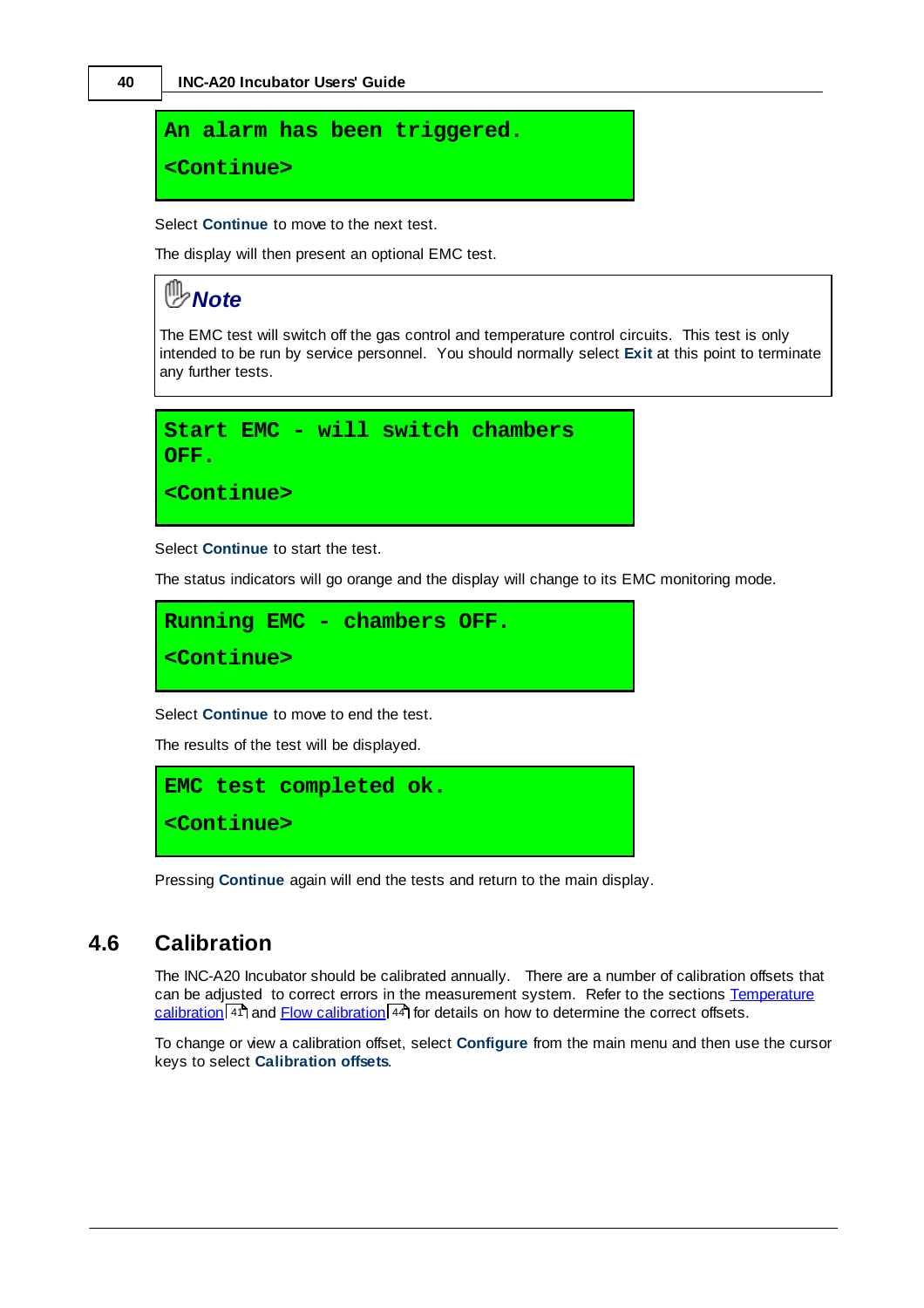```
An alarm has been triggered.
<Continue>
```

Select **Continue** to move to the next test.

The display will then present an optional EMC test.

> ***Note***
>
> The EMC test will switch off the gas control and temperature control circuits. This test is only intended to be run by service personnel. You should normally select **Exit** at this point to terminate any further tests.

```
Start EMC - will switch chambers
OFF.
<Continue>
```

Select **Continue** to start the test.

The status indicators will go orange and the display will change to its EMC monitoring mode.

```
Running EMC - chambers OFF.
<Continue>
```

Select **Continue** to move to end the test.

The results of the test will be displayed.

```
EMC test completed ok.
<Continue>
```

Pressing **Continue** again will end the tests and return to the main display.

## 4.6 Calibration

The INC-A20 Incubator should be calibrated annually. There are a number of calibration offsets that can be adjusted to correct errors in the measurement system. Refer to the sections Temperature calibration 41 and Flow calibration 44 for details on how to determine the correct offsets.

To change or view a calibration offset, select **Configure** from the main menu and then use the cursor keys to select **Calibration offsets**.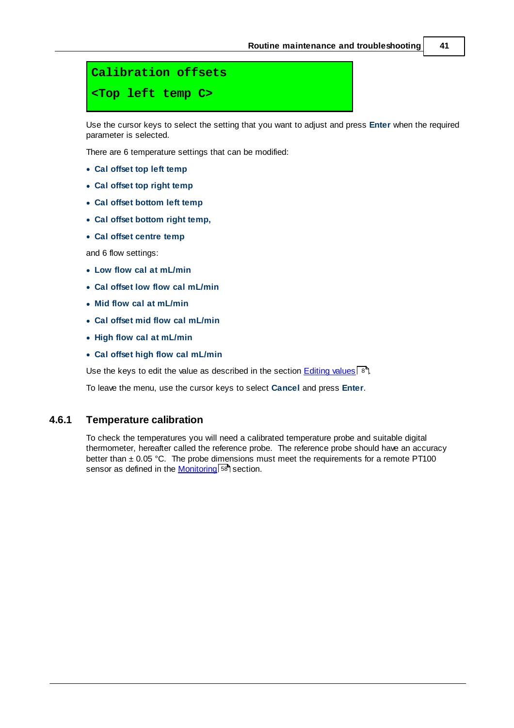```
Calibration offsets
<Top left temp C>
```

Use the cursor keys to select the setting that you want to adjust and press **Enter** when the required parameter is selected.

There are 6 temperature settings that can be modified:

- **Cal offset top left temp**
- **Cal offset top right temp**
- **Cal offset bottom left temp**
- **Cal offset bottom right temp,**
- **Cal offset centre temp**

and 6 flow settings:

- **Low flow cal at mL/min**
- **Cal offset low flow cal mL/min**
- **Mid flow cal at mL/min**
- **Cal offset mid flow cal mL/min**
- **High flow cal at mL/min**
- **Cal offset high flow cal mL/min**

Use the keys to edit the value as described in the section Editing values 8.

To leave the menu, use the cursor keys to select **Cancel** and press **Enter**.

### 4.6.1 Temperature calibration

To check the temperatures you will need a calibrated temperature probe and suitable digital thermometer, hereafter called the reference probe. The reference probe should have an accuracy better than ± 0.05 °C. The probe dimensions must meet the requirements for a remote PT100 sensor as defined in the Monitoring 58 section.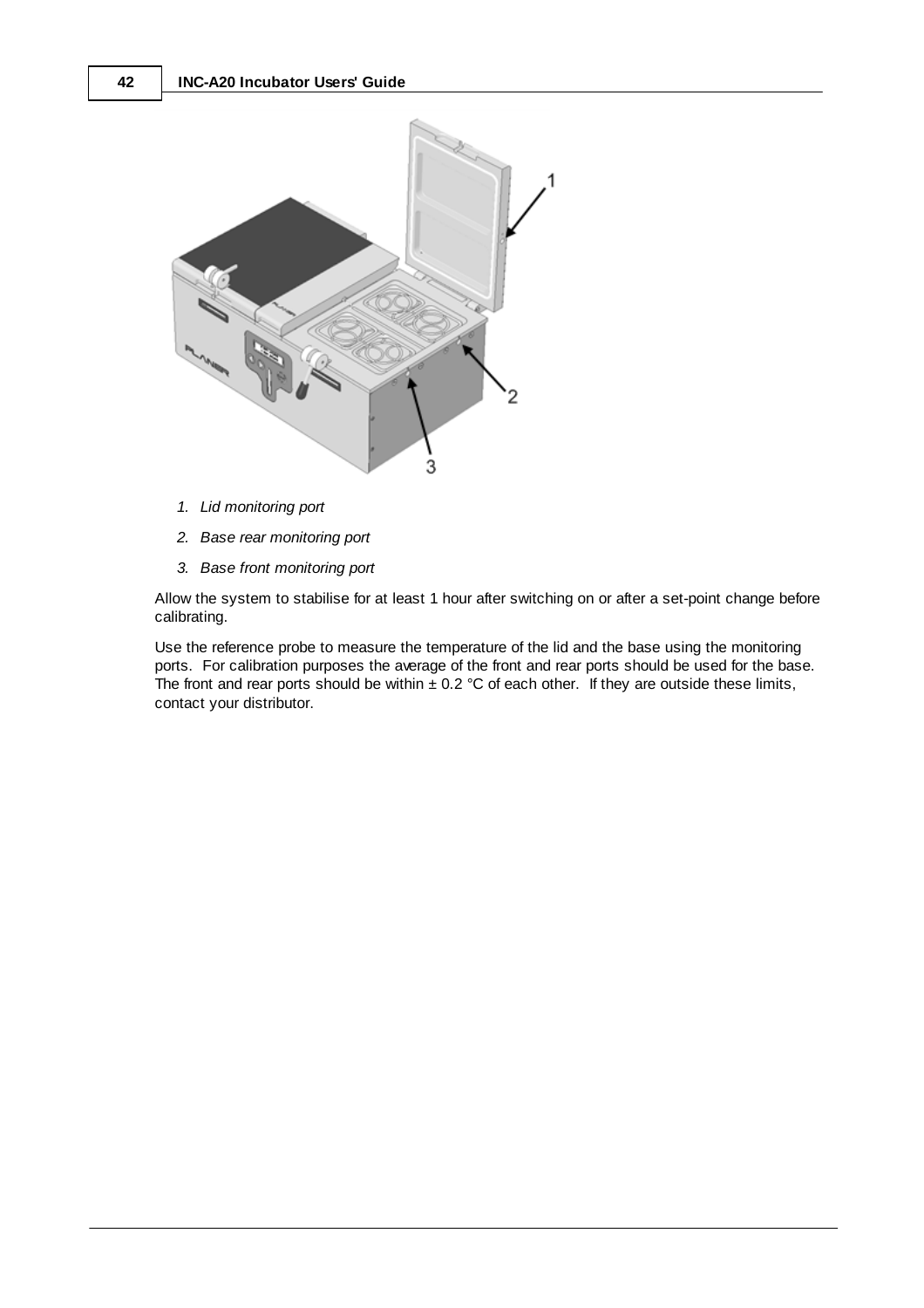1. *Lid monitoring port*
2. *Base rear monitoring port*
3. *Base front monitoring port*

Allow the system to stabilise for at least 1 hour after switching on or after a set-point change before calibrating.

Use the reference probe to measure the temperature of the lid and the base using the monitoring ports. For calibration purposes the average of the front and rear ports should be used for the base. The front and rear ports should be within ± 0.2 °C of each other. If they are outside these limits, contact your distributor.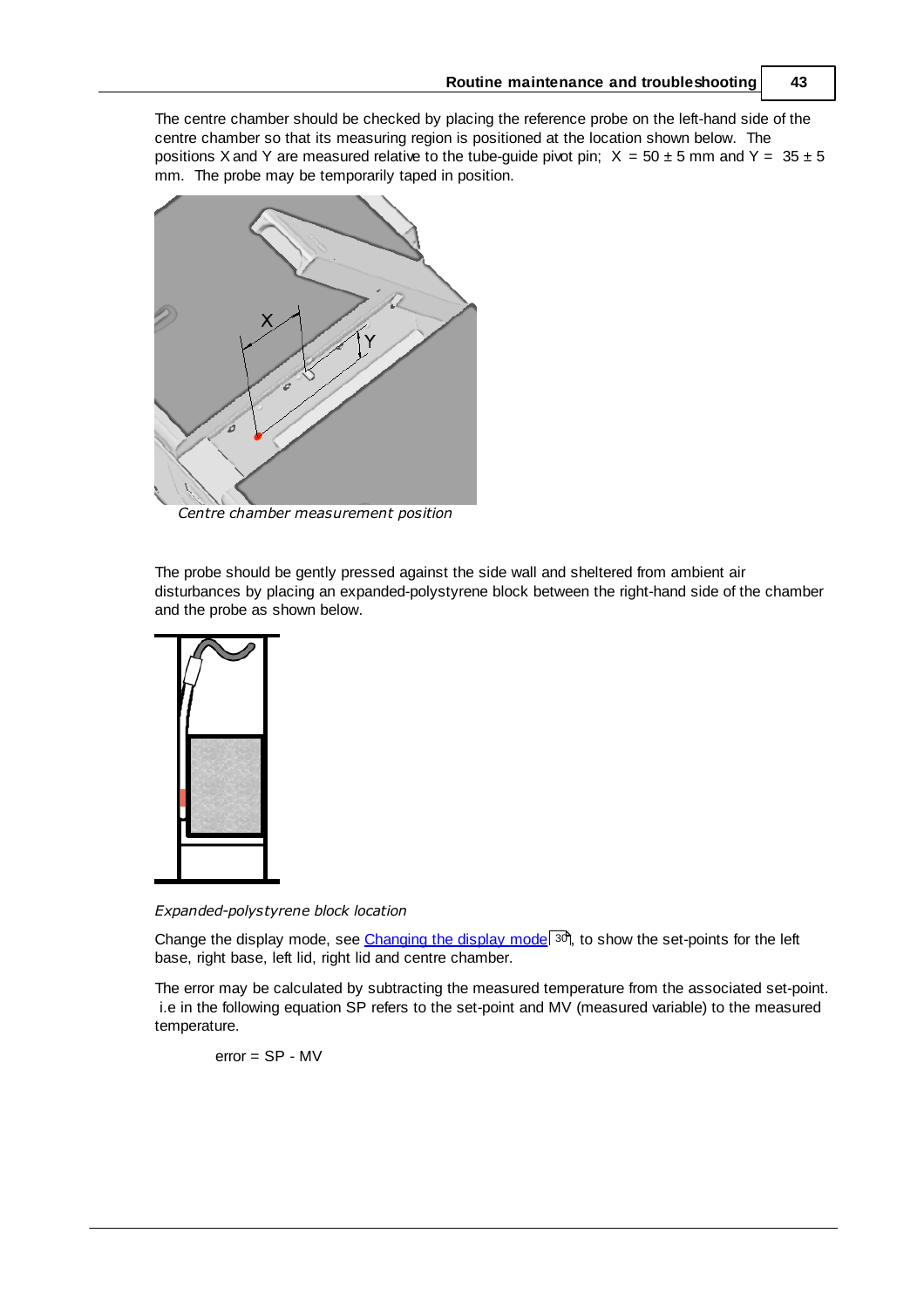The centre chamber should be checked by placing the reference probe on the left-hand side of the centre chamber so that its measuring region is positioned at the location shown below. The positions X and Y are measured relative to the tube-guide pivot pin; $X = 50 \pm 5$ mm and $Y = 35 \pm 5$ mm. The probe may be temporarily taped in position.

*Centre chamber measurement position*

The probe should be gently pressed against the side wall and sheltered from ambient air disturbances by placing an expanded-polystyrene block between the right-hand side of the chamber and the probe as shown below.

*Expanded-polystyrene block location*

Change the display mode, see Changing the display mode 30, to show the set-points for the left base, right base, left lid, right lid and centre chamber.

The error may be calculated by subtracting the measured temperature from the associated set-point. i.e in the following equation SP refers to the set-point and MV (measured variable) to the measured temperature.

$$\text{error} = SP - MV$$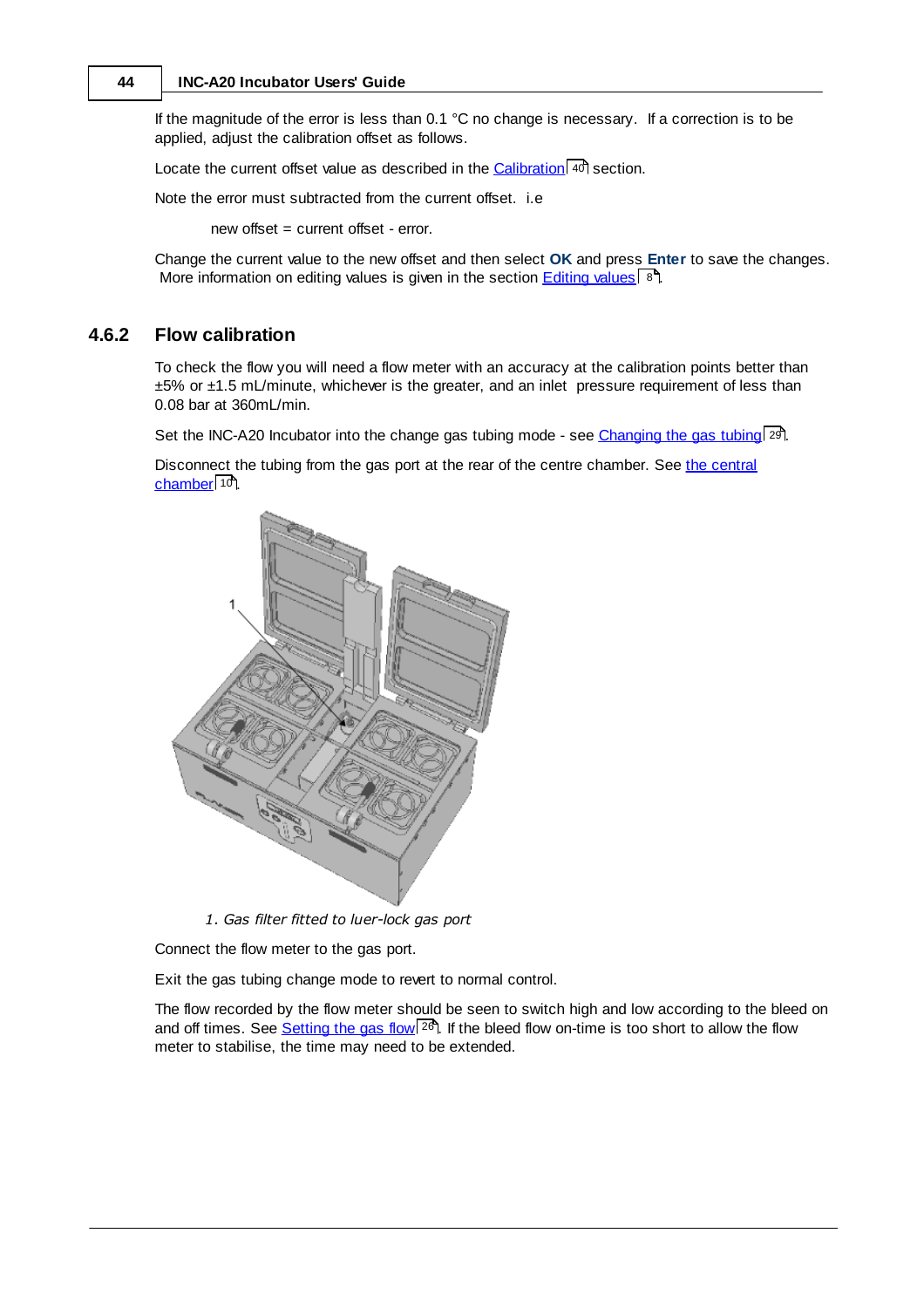If the magnitude of the error is less than 0.1 °C no change is necessary.  If a correction is to be applied, adjust the calibration offset as follows.

Locate the current offset value as described in the Calibration 40 section.

Note the error must subtracted from the current offset.  i.e

new offset = current offset - error.

Change the current value to the new offset and then select **OK** and press **Enter** to save the changes. More information on editing values is given in the section Editing values 8.

### 4.6.2 Flow calibration

To check the flow you will need a flow meter with an accuracy at the calibration points better than ±5% or ±1.5 mL/minute, whichever is the greater, and an inlet pressure requirement of less than 0.08 bar at 360mL/min.

Set the INC-A20 Incubator into the change gas tubing mode - see Changing the gas tubing 29.

Disconnect the tubing from the gas port at the rear of the centre chamber. See the central chamber 10.

*1. Gas filter fitted to luer-lock gas port*

Connect the flow meter to the gas port.

Exit the gas tubing change mode to revert to normal control.

The flow recorded by the flow meter should be seen to switch high and low according to the bleed on and off times. See Setting the gas flow 26. If the bleed flow on-time is too short to allow the flow meter to stabilise, the time may need to be extended.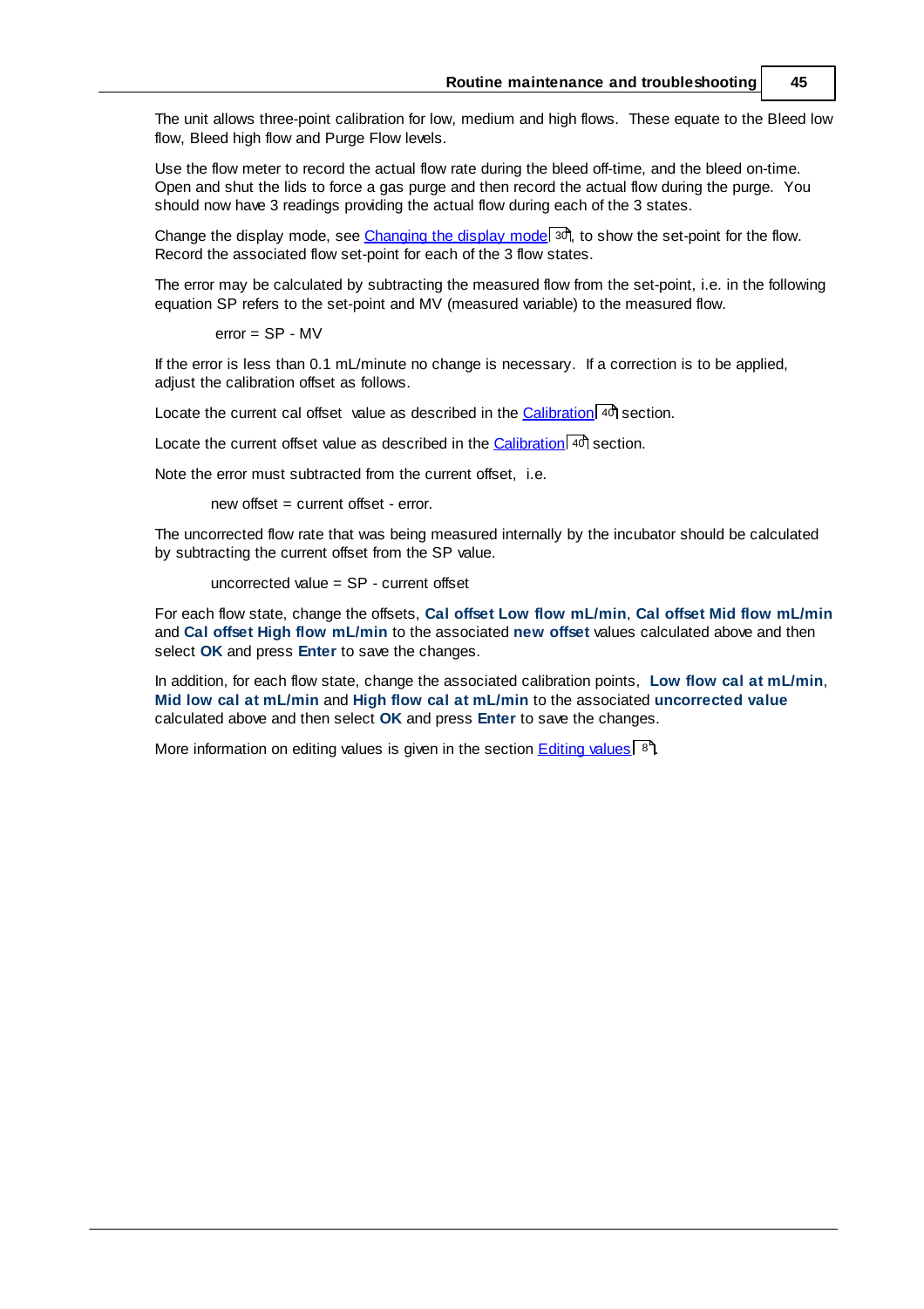The unit allows three-point calibration for low, medium and high flows. These equate to the Bleed low flow, Bleed high flow and Purge Flow levels.

Use the flow meter to record the actual flow rate during the bleed off-time, and the bleed on-time. Open and shut the lids to force a gas purge and then record the actual flow during the purge. You should now have 3 readings providing the actual flow during each of the 3 states.

Change the display mode, see Changing the display mode 30, to show the set-point for the flow. Record the associated flow set-point for each of the 3 flow states.

The error may be calculated by subtracting the measured flow from the set-point, i.e. in the following equation SP refers to the set-point and MV (measured variable) to the measured flow.

error = SP - MV

If the error is less than 0.1 mL/minute no change is necessary. If a correction is to be applied, adjust the calibration offset as follows.

Locate the current cal offset value as described in the Calibration 40 section.

Locate the current offset value as described in the Calibration 40 section.

Note the error must subtracted from the current offset, i.e.

new offset = current offset - error.

The uncorrected flow rate that was being measured internally by the incubator should be calculated by subtracting the current offset from the SP value.

uncorrected value = SP - current offset

For each flow state, change the offsets, **Cal offset Low flow mL/min**, **Cal offset Mid flow mL/min** and **Cal offset High flow mL/min** to the associated **new offset** values calculated above and then select **OK** and press **Enter** to save the changes.

In addition, for each flow state, change the associated calibration points, **Low flow cal at mL/min**, **Mid low cal at mL/min** and **High flow cal at mL/min** to the associated **uncorrected value** calculated above and then select **OK** and press **Enter** to save the changes.

More information on editing values is given in the section Editing values 8.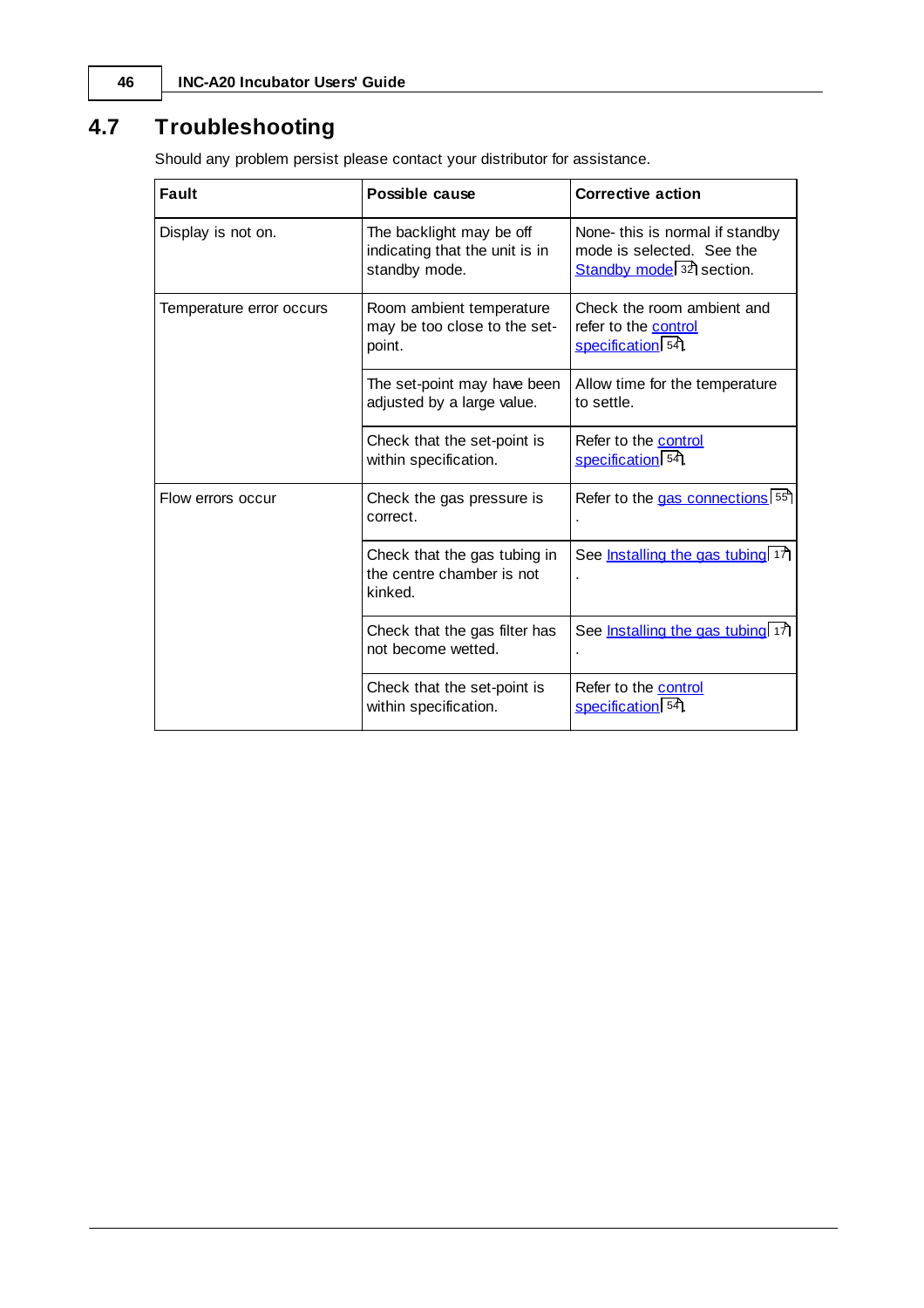## 4.7 Troubleshooting

Should any problem persist please contact your distributor for assistance.

| Fault | Possible cause | Corrective action |
|---|---|---|
| Display is not on. | The backlight may be off indicating that the unit is in standby mode. | None- this is normal if standby mode is selected. See the Standby mode 32 section. |
| Temperature error occurs | Room ambient temperature may be too close to the set-point. | Check the room ambient and refer to the control specification 54. |
| | The set-point may have been adjusted by a large value. | Allow time for the temperature to settle. |
| | Check that the set-point is within specification. | Refer to the control specification 54. |
| Flow errors occur | Check the gas pressure is correct. | Refer to the gas connections 55. |
| | Check that the gas tubing in the centre chamber is not kinked. | See Installing the gas tubing 17. |
| | Check that the gas filter has not become wetted. | See Installing the gas tubing 17. |
| | Check that the set-point is within specification. | Refer to the control specification 54. |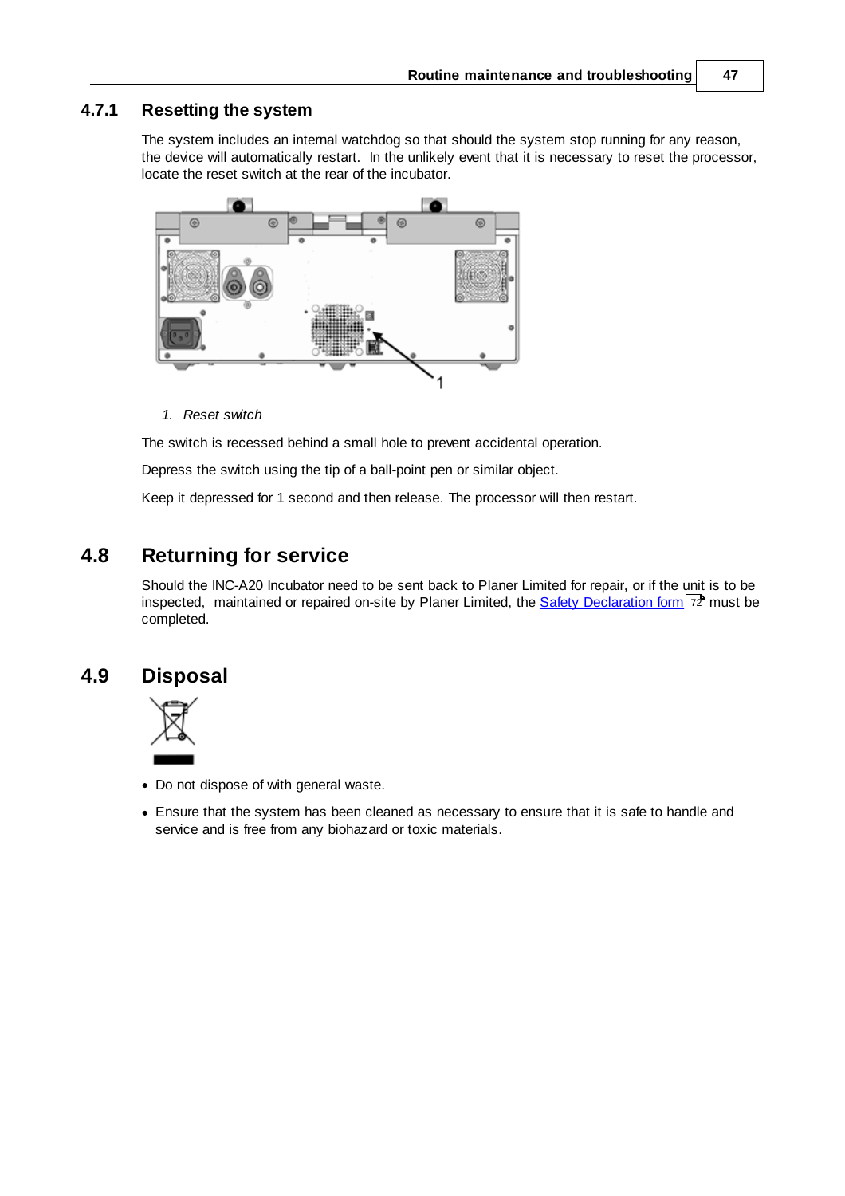### 4.7.1 Resetting the system

The system includes an internal watchdog so that should the system stop running for any reason, the device will automatically restart. In the unlikely event that it is necessary to reset the processor, locate the reset switch at the rear of the incubator.

1. *Reset switch*

The switch is recessed behind a small hole to prevent accidental operation.

Depress the switch using the tip of a ball-point pen or similar object.

Keep it depressed for 1 second and then release. The processor will then restart.

## 4.8 Returning for service

Should the INC-A20 Incubator need to be sent back to Planer Limited for repair, or if the unit is to be inspected, maintained or repaired on-site by Planer Limited, the Safety Declaration form 72 must be completed.

## 4.9 Disposal

- Do not dispose of with general waste.
- Ensure that the system has been cleaned as necessary to ensure that it is safe to handle and service and is free from any biohazard or toxic materials.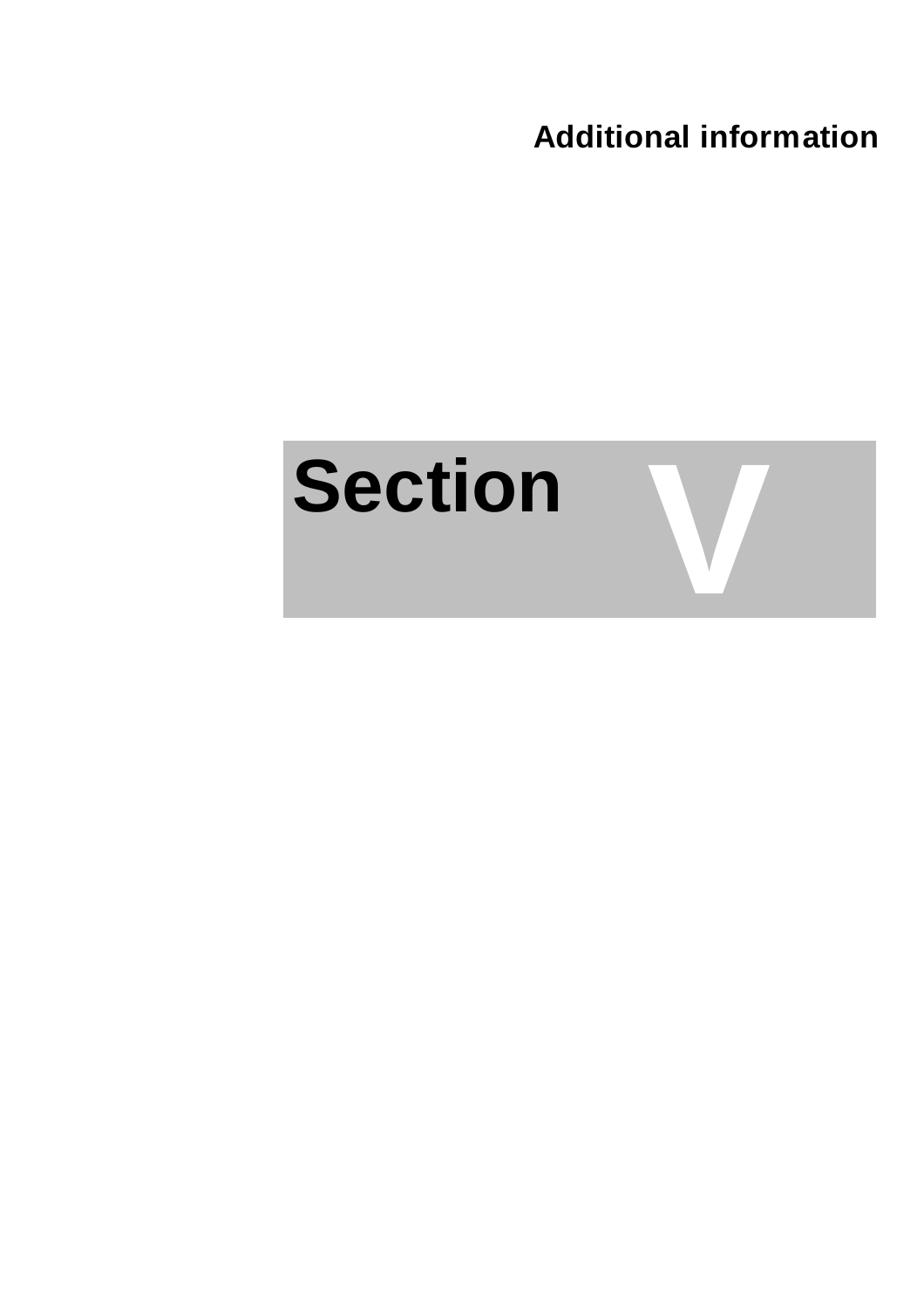**Additional information**

# Section V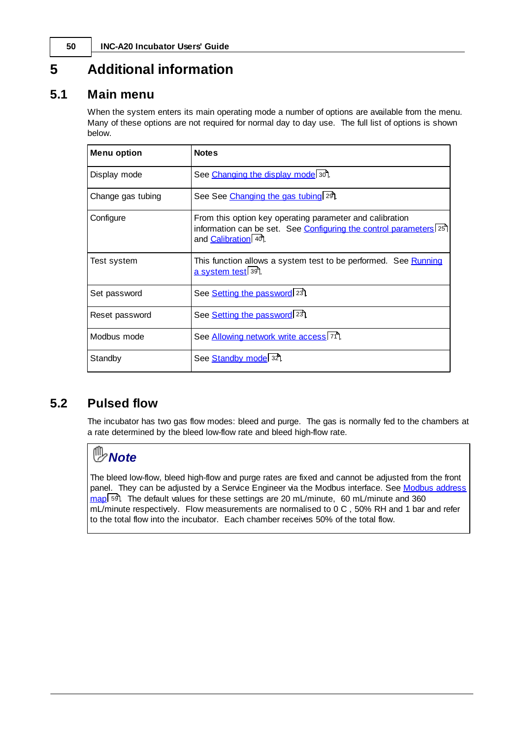# 5 Additional information

## 5.1 Main menu

When the system enters its main operating mode a number of options are available from the menu. Many of these options are not required for normal day to day use. The full list of options is shown below.

| Menu option | Notes |
|---|---|
| Display mode | See Changing the display mode 30. |
| Change gas tubing | See See Changing the gas tubing 29. |
| Configure | From this option key operating parameter and calibration information can be set. See Configuring the control parameters 25 and Calibration 40. |
| Test system | This function allows a system test to be performed. See Running a system test 39. |
| Set password | See Setting the password 23. |
| Reset password | See Setting the password 23. |
| Modbus mode | See Allowing network write access 71. |
| Standby | See Standby mode 32. |

## 5.2 Pulsed flow

The incubator has two gas flow modes: bleed and purge. The gas is normally fed to the chambers at a rate determined by the bleed low-flow rate and bleed high-flow rate.

> ***Note***
>
> The bleed low-flow, bleed high-flow and purge rates are fixed and cannot be adjusted from the front panel. They can be adjusted by a Service Engineer via the Modbus interface. See Modbus address map 59. The default values for these settings are 20 mL/minute, 60 mL/minute and 360 mL/minute respectively. Flow measurements are normalised to 0 C , 50% RH and 1 bar and refer to the total flow into the incubator. Each chamber receives 50% of the total flow.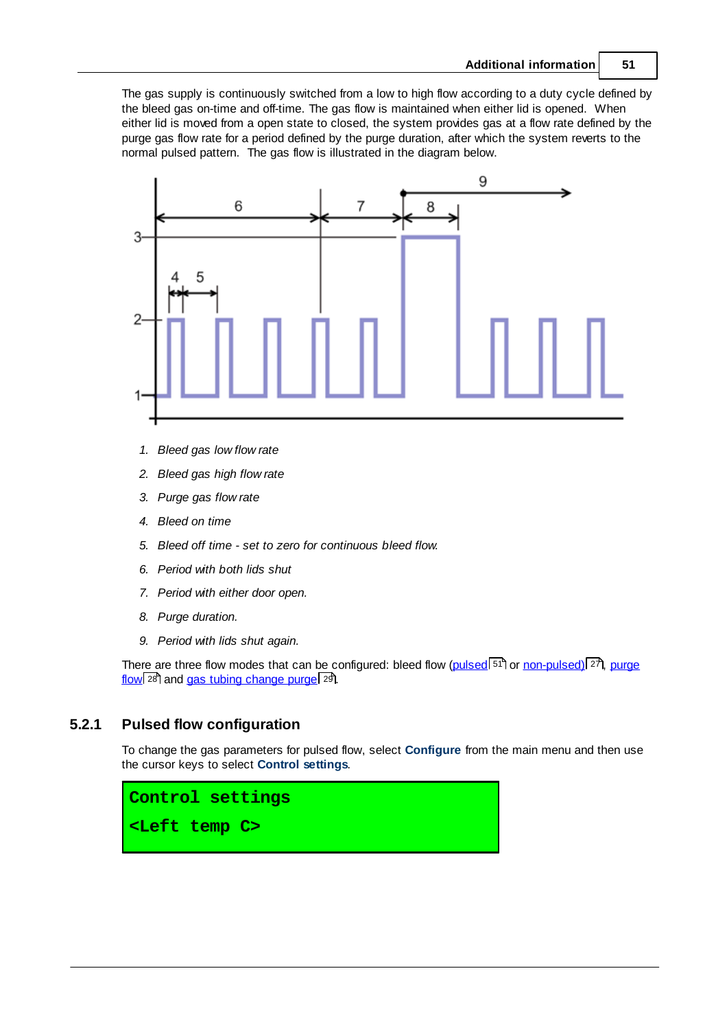The gas supply is continuously switched from a low to high flow according to a duty cycle defined by the bleed gas on-time and off-time. The gas flow is maintained when either lid is opened. When either lid is moved from a open state to closed, the system provides gas at a flow rate defined by the purge gas flow rate for a period defined by the purge duration, after which the system reverts to the normal pulsed pattern. The gas flow is illustrated in the diagram below.

1. *Bleed gas low flow rate*
2. *Bleed gas high flow rate*
3. *Purge gas flow rate*
4. *Bleed on time*
5. *Bleed off time - set to zero for continuous bleed flow.*
6. *Period with both lids shut*
7. *Period with either door open.*
8. *Purge duration.*
9. *Period with lids shut again.*

There are three flow modes that can be configured: bleed flow (pulsed 51 or non-pulsed) 27, purge flow 28 and gas tubing change purge 29.

## 5.2.1 Pulsed flow configuration

To change the gas parameters for pulsed flow, select **Configure** from the main menu and then use the cursor keys to select **Control settings**.

```
Control settings
<Left temp C>
```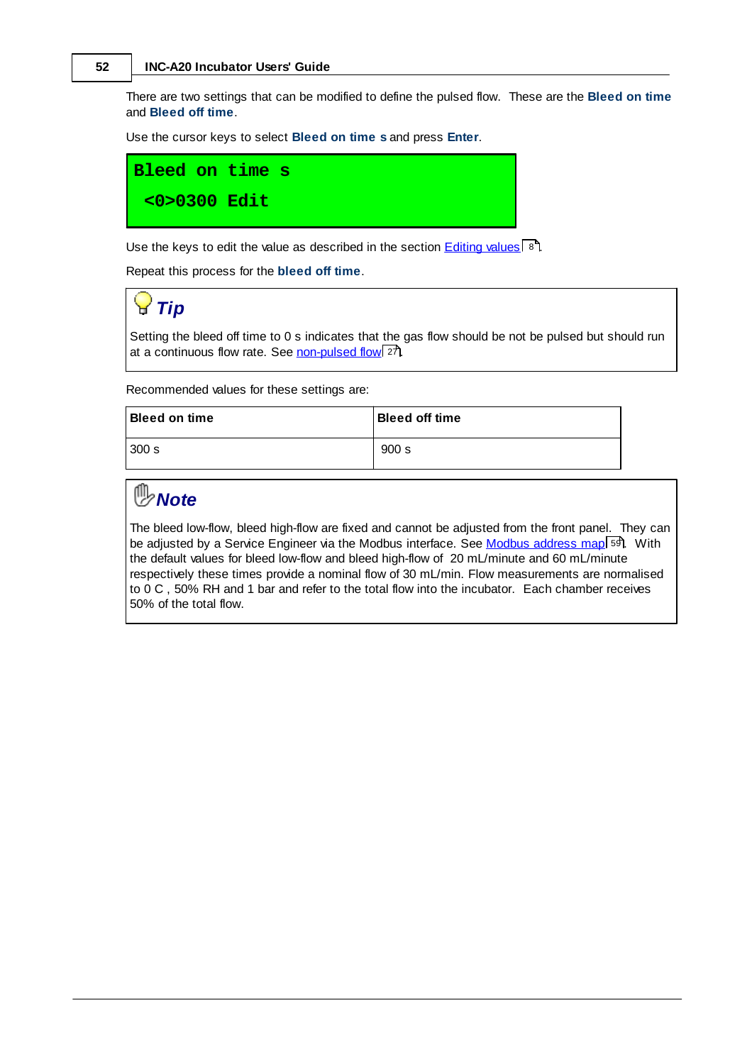There are two settings that can be modified to define the pulsed flow. These are the **Bleed on time** and **Bleed off time**.

Use the cursor keys to select **Bleed on time s** and press **Enter**.

```
Bleed on time s
 <0>0300 Edit
```

Use the keys to edit the value as described in the section Editing values 8.

Repeat this process for the **bleed off time**.

### *Tip*

Setting the bleed off time to 0 s indicates that the gas flow should be not be pulsed but should run at a continuous flow rate. See non-pulsed flow 27.

Recommended values for these settings are:

| Bleed on time | Bleed off time |
|---|---|
| 300 s | 900 s |

### *Note*

The bleed low-flow, bleed high-flow are fixed and cannot be adjusted from the front panel. They can be adjusted by a Service Engineer via the Modbus interface. See Modbus address map 59. With the default values for bleed low-flow and bleed high-flow of 20 mL/minute and 60 mL/minute respectively these times provide a nominal flow of 30 mL/min. Flow measurements are normalised to 0 C , 50% RH and 1 bar and refer to the total flow into the incubator. Each chamber receives 50% of the total flow.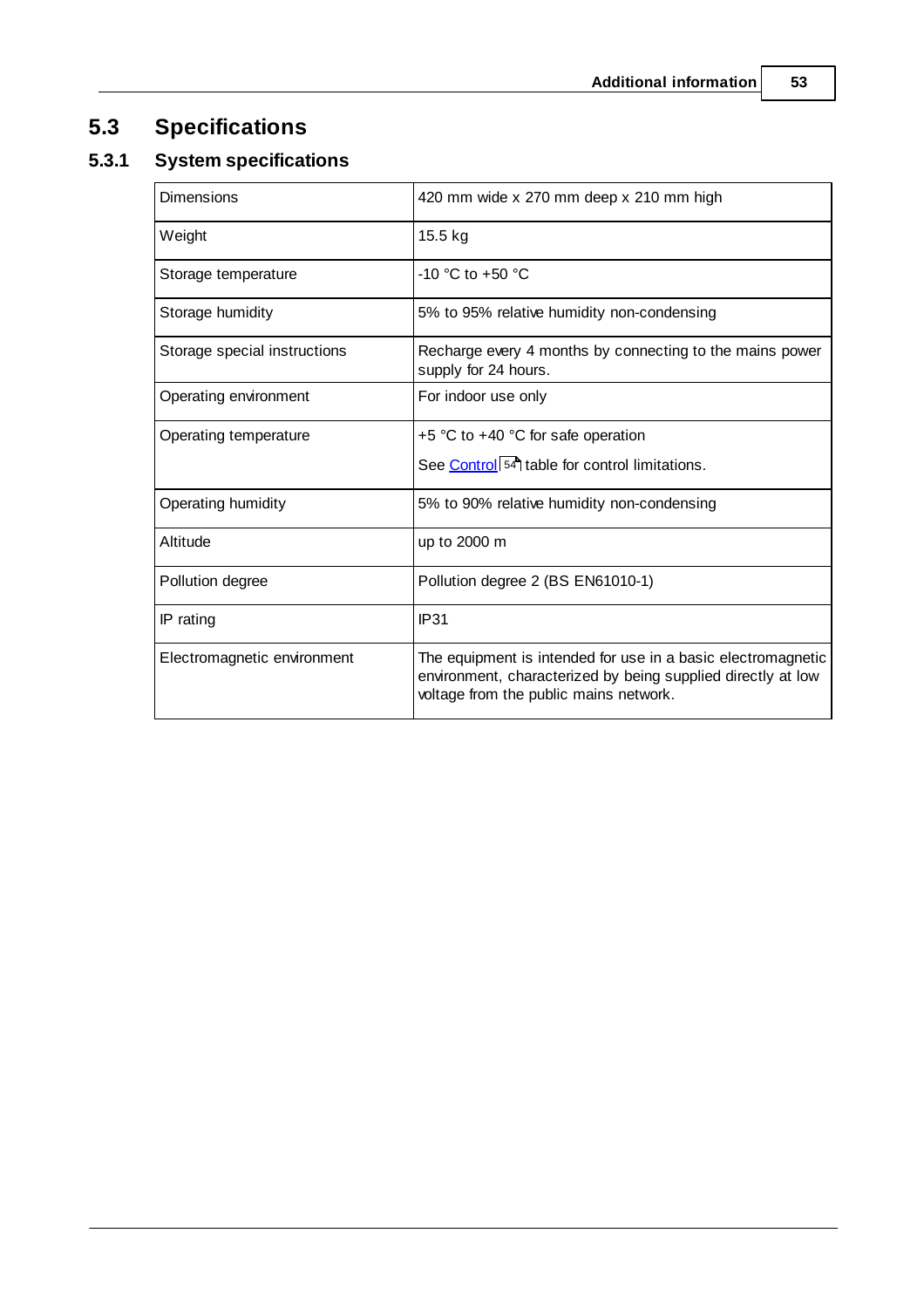## 5.3 Specifications

### 5.3.1 System specifications

| | |
|---|---|
| Dimensions | 420 mm wide x 270 mm deep x 210 mm high |
| Weight | 15.5 kg |
| Storage temperature | -10 °C to +50 °C |
| Storage humidity | 5% to 95% relative humidity non-condensing |
| Storage special instructions | Recharge every 4 months by connecting to the mains power supply for 24 hours. |
| Operating environment | For indoor use only |
| Operating temperature | +5 °C to +40 °C for safe operation<br>See Control 54 table for control limitations. |
| Operating humidity | 5% to 90% relative humidity non-condensing |
| Altitude | up to 2000 m |
| Pollution degree | Pollution degree 2 (BS EN61010-1) |
| IP rating | IP31 |
| Electromagnetic environment | The equipment is intended for use in a basic electromagnetic environment, characterized by being supplied directly at low voltage from the public mains network. |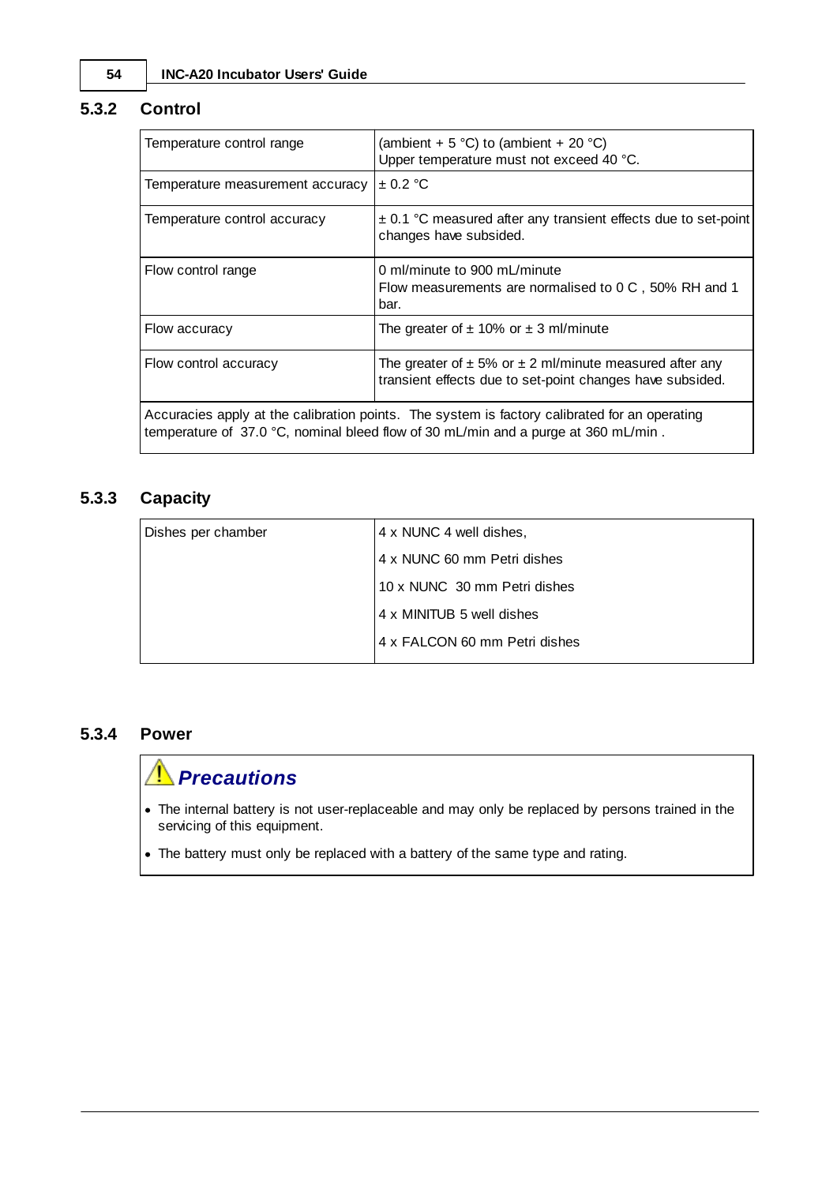### 5.3.2 Control

| Temperature control range | (ambient + 5 °C) to (ambient + 20 °C)<br>Upper temperature must not exceed 40 °C. |
|---|---|
| Temperature measurement accuracy | ± 0.2 °C |
| Temperature control accuracy | ± 0.1 °C measured after any transient effects due to set-point changes have subsided. |
| Flow control range | 0 ml/minute to 900 mL/minute<br>Flow measurements are normalised to 0 C , 50% RH and 1 bar. |
| Flow accuracy | The greater of ± 10% or ± 3 ml/minute |
| Flow control accuracy | The greater of ± 5% or ± 2 ml/minute measured after any transient effects due to set-point changes have subsided. |
| Accuracies apply at the calibration points. The system is factory calibrated for an operating temperature of 37.0 °C, nominal bleed flow of 30 mL/min and a purge at 360 mL/min . | |

### 5.3.3 Capacity

| Dishes per chamber | 4 x NUNC 4 well dishes,<br>4 x NUNC 60 mm Petri dishes<br>10 x NUNC 30 mm Petri dishes<br>4 x MINITUB 5 well dishes<br>4 x FALCON 60 mm Petri dishes |
|---|---|

### 5.3.4 Power

***Precautions***

- The internal battery is not user-replaceable and may only be replaced by persons trained in the servicing of this equipment.
- The battery must only be replaced with a battery of the same type and rating.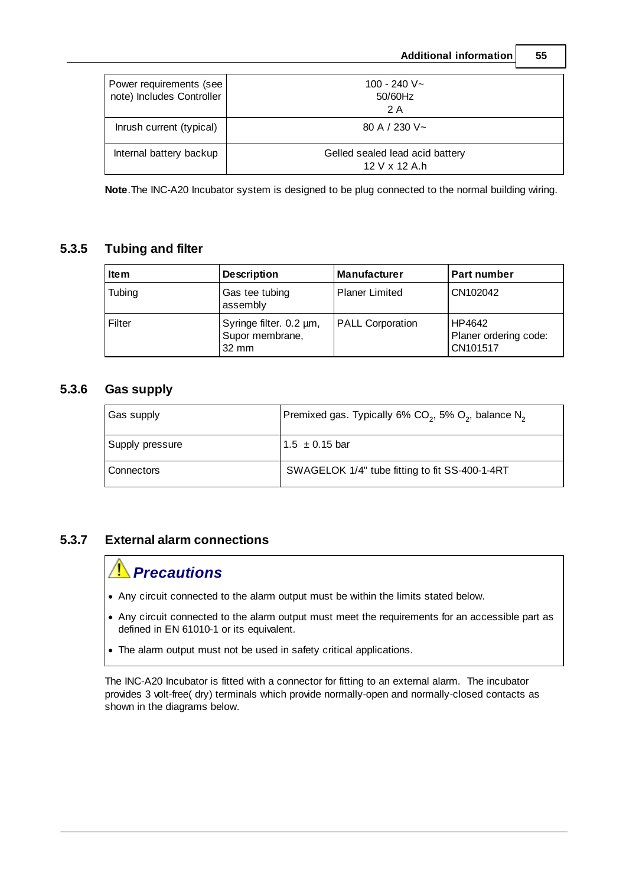| Power requirements (see note) Includes Controller | 100 - 240 V~ 50/60Hz 2 A |
|---|---|
| Inrush current (typical) | 80 A / 230 V~ |
| Internal battery backup | Gelled sealed lead acid battery 12 V x 12 A.h |

**Note**.The INC-A20 Incubator system is designed to be plug connected to the normal building wiring.

### 5.3.5 Tubing and filter

| Item | Description | Manufacturer | Part number |
|---|---|---|---|
| Tubing | Gas tee tubing assembly | Planer Limited | CN102042 |
| Filter | Syringe filter. 0.2 µm, Supor membrane, 32 mm | PALL Corporation | HP4642 Planer ordering code: CN101517 |

### 5.3.6 Gas supply

| Gas supply | Premixed gas. Typically 6% $CO_2$, 5% $O_2$, balance $N_2$ |
|---|---|
| Supply pressure | 1.5 ± 0.15 bar |
| Connectors | SWAGELOK 1/4" tube fitting to fit SS-400-1-4RT |

### 5.3.7 External alarm connections

***Precautions***

- Any circuit connected to the alarm output must be within the limits stated below.
- Any circuit connected to the alarm output must meet the requirements for an accessible part as defined in EN 61010-1 or its equivalent.
- The alarm output must not be used in safety critical applications.

The INC-A20 Incubator is fitted with a connector for fitting to an external alarm. The incubator provides 3 volt-free( dry) terminals which provide normally-open and normally-closed contacts as shown in the diagrams below.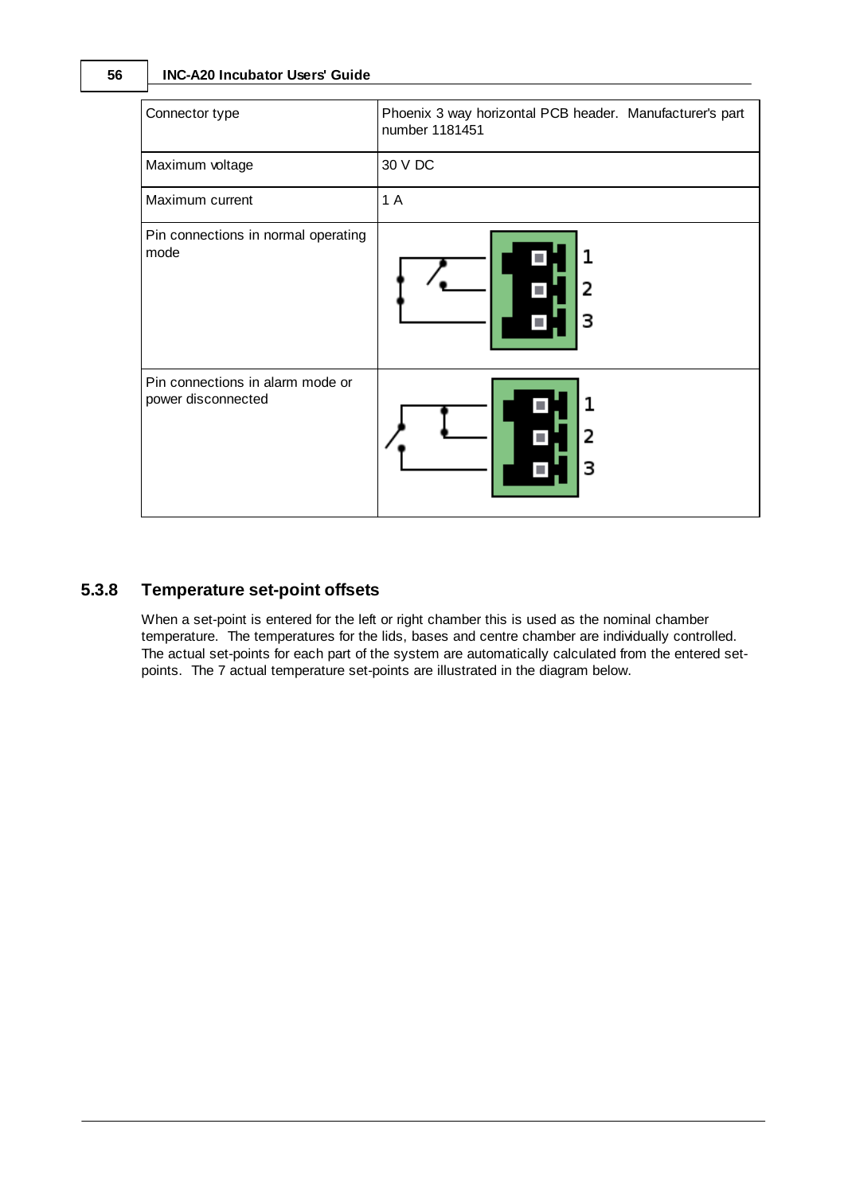| Connector type | Phoenix 3 way horizontal PCB header. Manufacturer's part number 1181451 |
| --- | --- |
| Maximum voltage | 30 V DC |
| Maximum current | 1 A |
| Pin connections in normal operating mode | |
| Pin connections in alarm mode or power disconnected | |

### 5.3.8 Temperature set-point offsets

When a set-point is entered for the left or right chamber this is used as the nominal chamber temperature. The temperatures for the lids, bases and centre chamber are individually controlled. The actual set-points for each part of the system are automatically calculated from the entered set-points. The 7 actual temperature set-points are illustrated in the diagram below.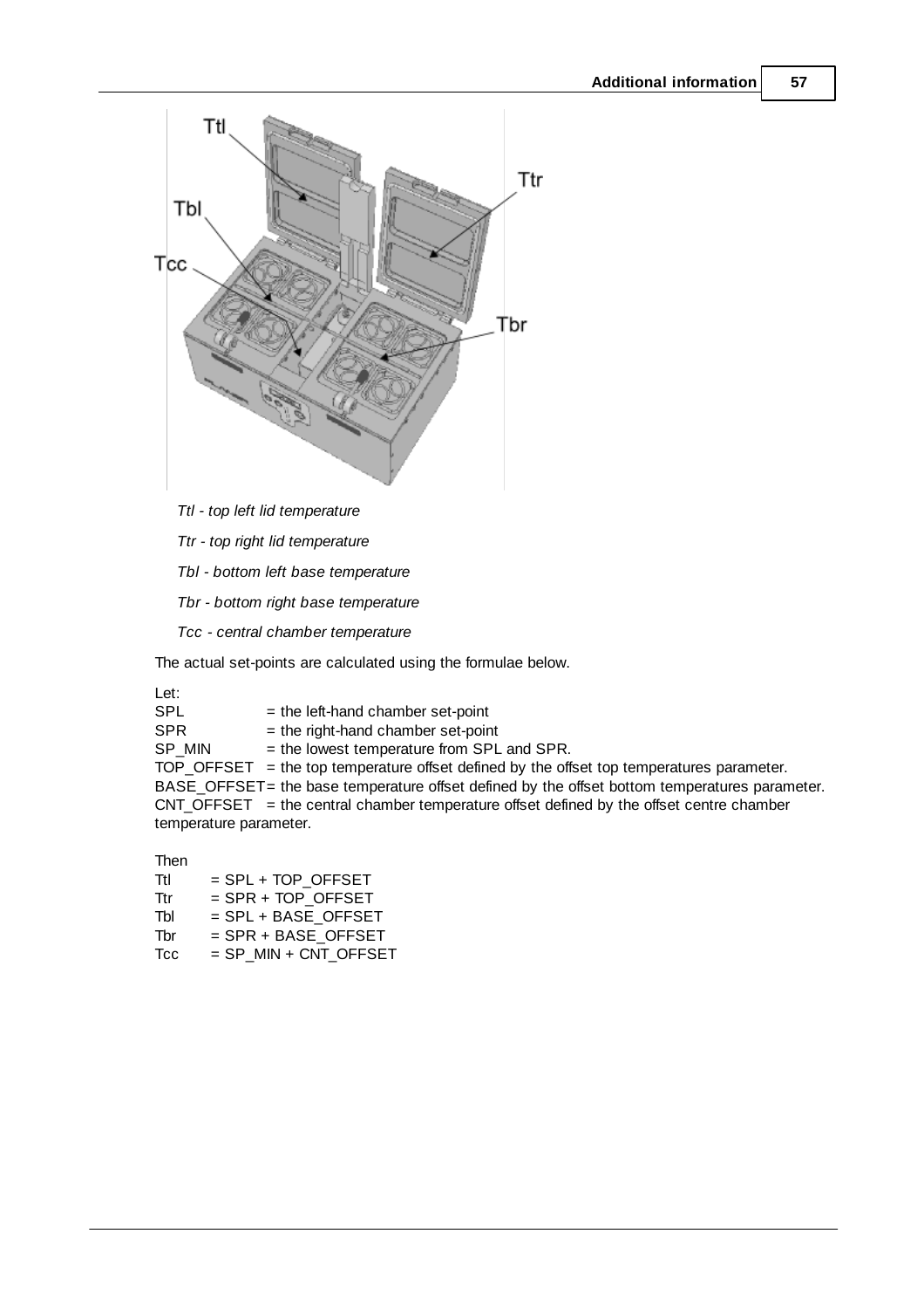*Ttl - top left lid temperature*

*Ttr - top right lid temperature*

*Tbl - bottom left base temperature*

*Tbr - bottom right base temperature*

*Tcc - central chamber temperature*

The actual set-points are calculated using the formulae below.

Let:
SPL = the left-hand chamber set-point
SPR = the right-hand chamber set-point
SP_MIN = the lowest temperature from SPL and SPR.
TOP_OFFSET = the top temperature offset defined by the offset top temperatures parameter.
BASE_OFFSET = the base temperature offset defined by the offset bottom temperatures parameter.
CNT_OFFSET = the central chamber temperature offset defined by the offset centre chamber temperature parameter.

Then
Ttl = SPL + TOP_OFFSET
Ttr = SPR + TOP_OFFSET
Tbl = SPL + BASE_OFFSET
Tbr = SPR + BASE_OFFSET
Tcc = SP_MIN + CNT_OFFSET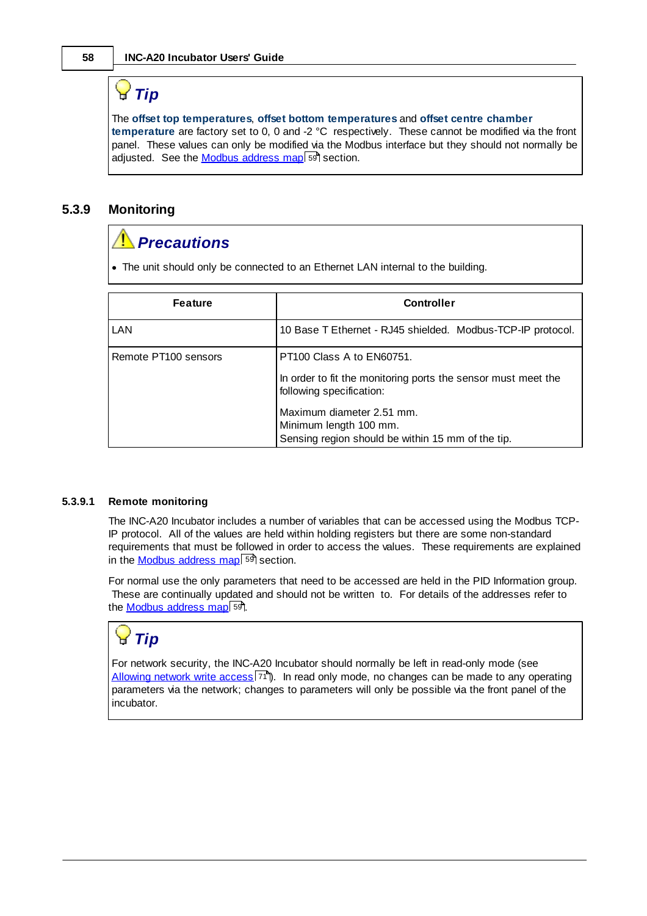> **Tip**
>
> The **offset top temperatures**, **offset bottom temperatures** and **offset centre chamber temperature** are factory set to 0, 0 and -2 °C respectively. These cannot be modified via the front panel. These values can only be modified via the Modbus interface but they should not normally be adjusted. See the Modbus address map 59 section.

## 5.3.9 Monitoring

> **Precautions**
>
> - The unit should only be connected to an Ethernet LAN internal to the building.

| Feature | Controller |
|---|---|
| LAN | 10 Base T Ethernet - RJ45 shielded. Modbus-TCP-IP protocol. |
| Remote PT100 sensors | PT100 Class A to EN60751.<br><br>In order to fit the monitoring ports the sensor must meet the following specification:<br><br>Maximum diameter 2.51 mm.<br>Minimum length 100 mm.<br>Sensing region should be within 15 mm of the tip. |

### 5.3.9.1 Remote monitoring

The INC-A20 Incubator includes a number of variables that can be accessed using the Modbus TCP-IP protocol. All of the values are held within holding registers but there are some non-standard requirements that must be followed in order to access the values. These requirements are explained in the Modbus address map 59 section.

For normal use the only parameters that need to be accessed are held in the PID Information group. These are continually updated and should not be written to. For details of the addresses refer to the Modbus address map 59.

> **Tip**
>
> For network security, the INC-A20 Incubator should normally be left in read-only mode (see Allowing network write access 71). In read only mode, no changes can be made to any operating parameters via the network; changes to parameters will only be possible via the front panel of the incubator.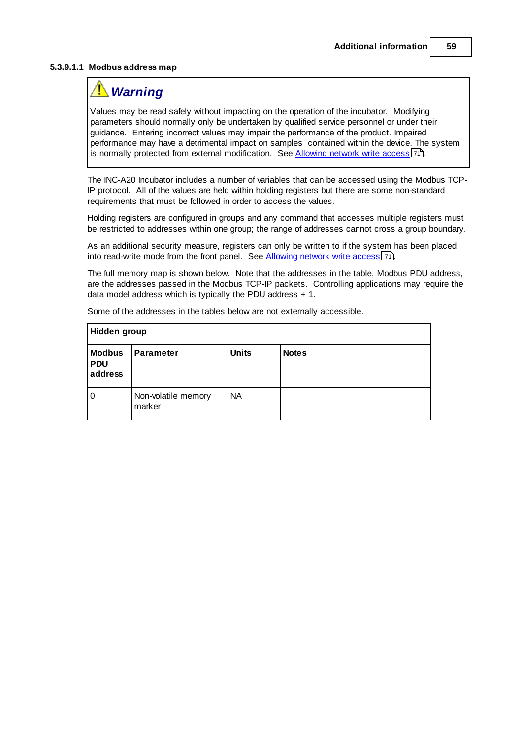#### 5.3.9.1.1 Modbus address map

> **⚠ *Warning***
>
> Values may be read safely without impacting on the operation of the incubator. Modifying parameters should normally only be undertaken by qualified service personnel or under their guidance. Entering incorrect values may impair the performance of the product. Impaired performance may have a detrimental impact on samples contained within the device. The system is normally protected from external modification. See Allowing network write access [71].

The INC-A20 Incubator includes a number of variables that can be accessed using the Modbus TCP-IP protocol. All of the values are held within holding registers but there are some non-standard requirements that must be followed in order to access the values.

Holding registers are configured in groups and any command that accesses multiple registers must be restricted to addresses within one group; the range of addresses cannot cross a group boundary.

As an additional security measure, registers can only be written to if the system has been placed into read-write mode from the front panel. See Allowing network write access [71].

The full memory map is shown below. Note that the addresses in the table, Modbus PDU address, are the addresses passed in the Modbus TCP-IP packets. Controlling applications may require the data model address which is typically the PDU address + 1.

Some of the addresses in the tables below are not externally accessible.

| **Hidden group** | | | |
|---|---|---|---|
| **Modbus PDU address** | **Parameter** | **Units** | **Notes** |
| 0 | Non-volatile memory marker | NA | |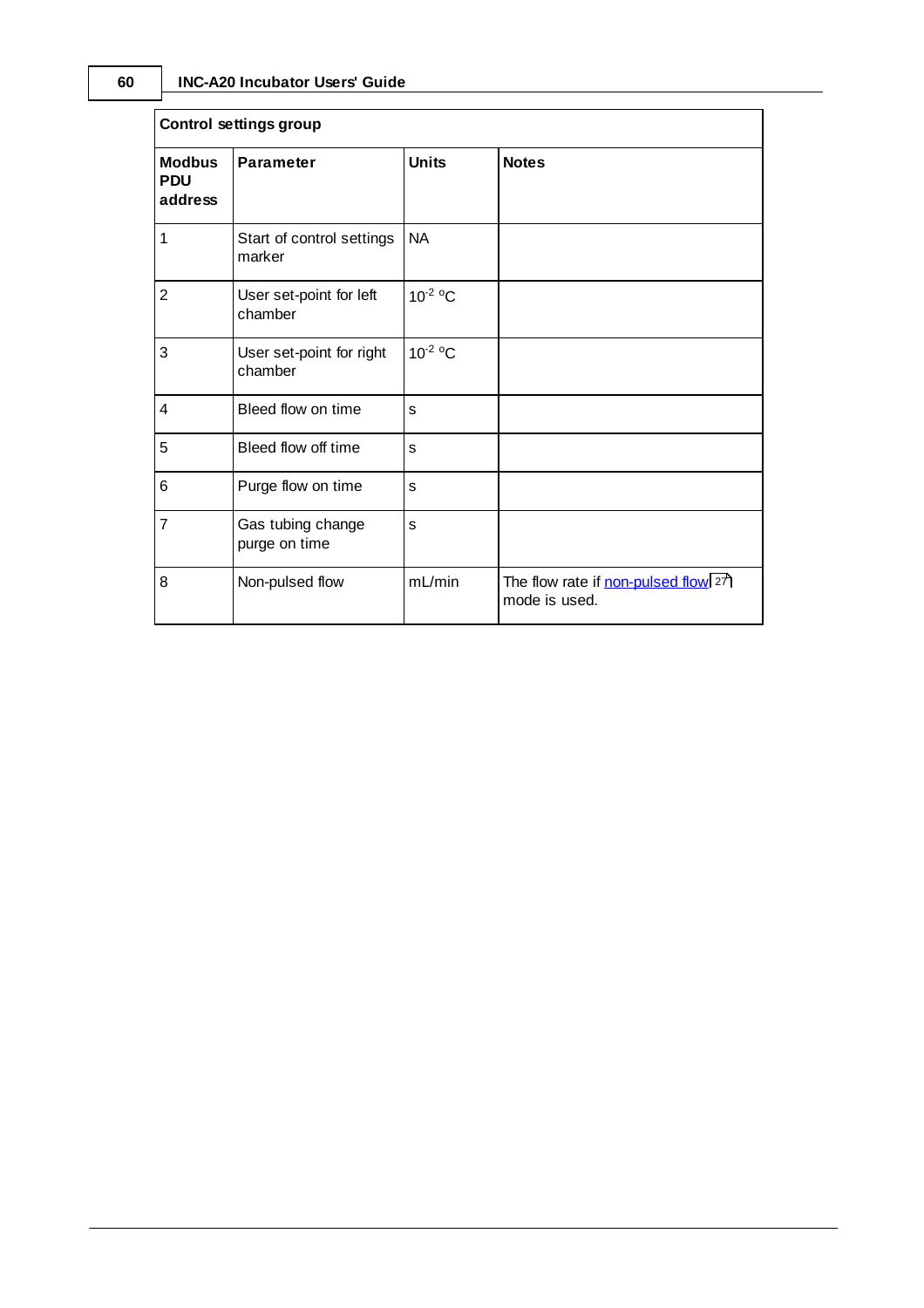| Control settings group | | | |
|---|---|---|---|
| **Modbus PDU address** | **Parameter** | **Units** | **Notes** |
| 1 | Start of control settings marker | NA | |
| 2 | User set-point for left chamber | $10^{-2}$ °C | |
| 3 | User set-point for right chamber | $10^{-2}$ °C | |
| 4 | Bleed flow on time | s | |
| 5 | Bleed flow off time | s | |
| 6 | Purge flow on time | s | |
| 7 | Gas tubing change purge on time | s | |
| 8 | Non-pulsed flow | mL/min | The flow rate if non-pulsed flow[27] mode is used. |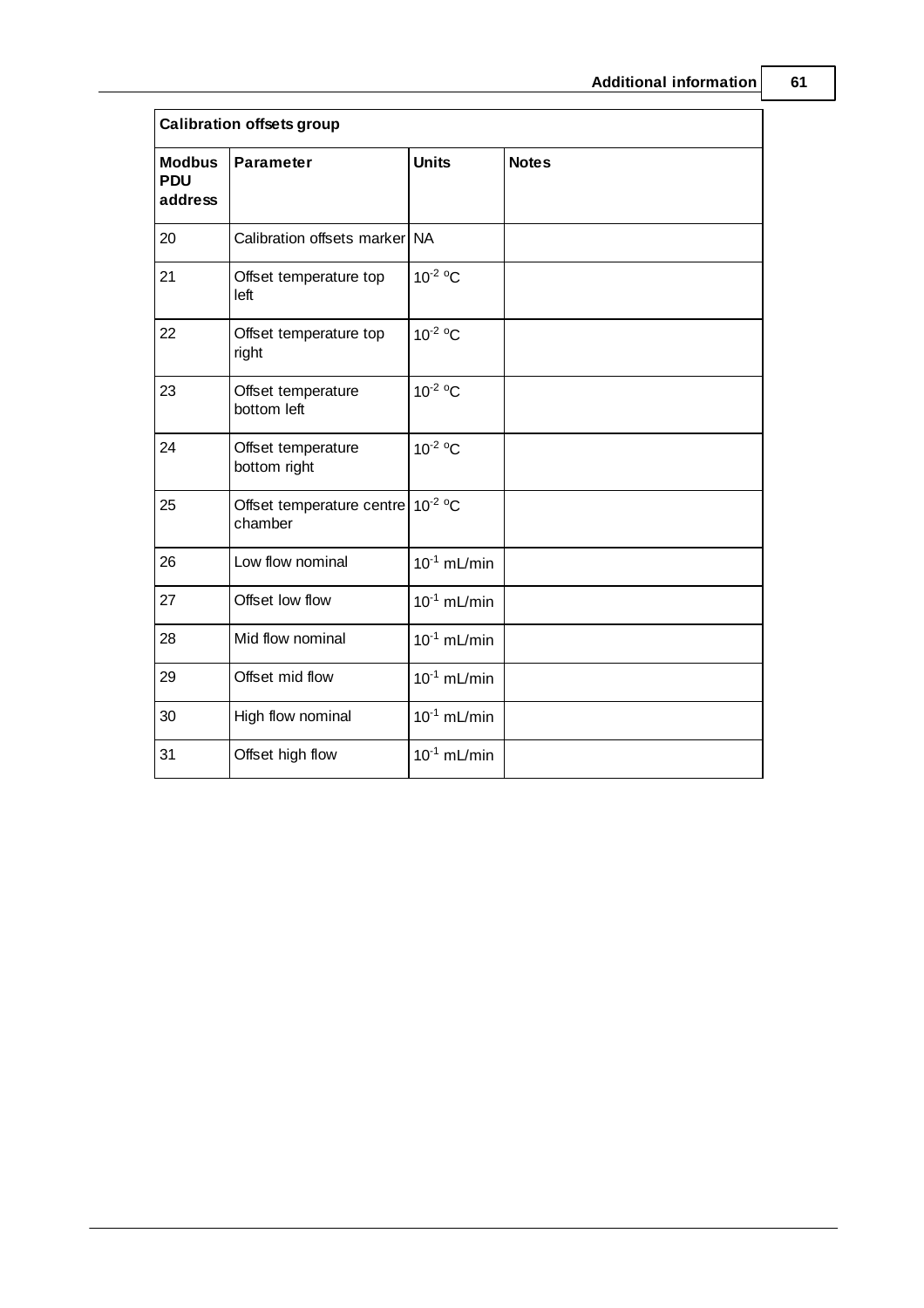| Calibration offsets group | | | |
|---|---|---|---|
| **Modbus PDU address** | **Parameter** | **Units** | **Notes** |
| 20 | Calibration offsets marker | NA | |
| 21 | Offset temperature top left | $10^{-2}$ °C | |
| 22 | Offset temperature top right | $10^{-2}$ °C | |
| 23 | Offset temperature bottom left | $10^{-2}$ °C | |
| 24 | Offset temperature bottom right | $10^{-2}$ °C | |
| 25 | Offset temperature centre chamber | $10^{-2}$ °C | |
| 26 | Low flow nominal | $10^{-1}$ mL/min | |
| 27 | Offset low flow | $10^{-1}$ mL/min | |
| 28 | Mid flow nominal | $10^{-1}$ mL/min | |
| 29 | Offset mid flow | $10^{-1}$ mL/min | |
| 30 | High flow nominal | $10^{-1}$ mL/min | |
| 31 | Offset high flow | $10^{-1}$ mL/min | |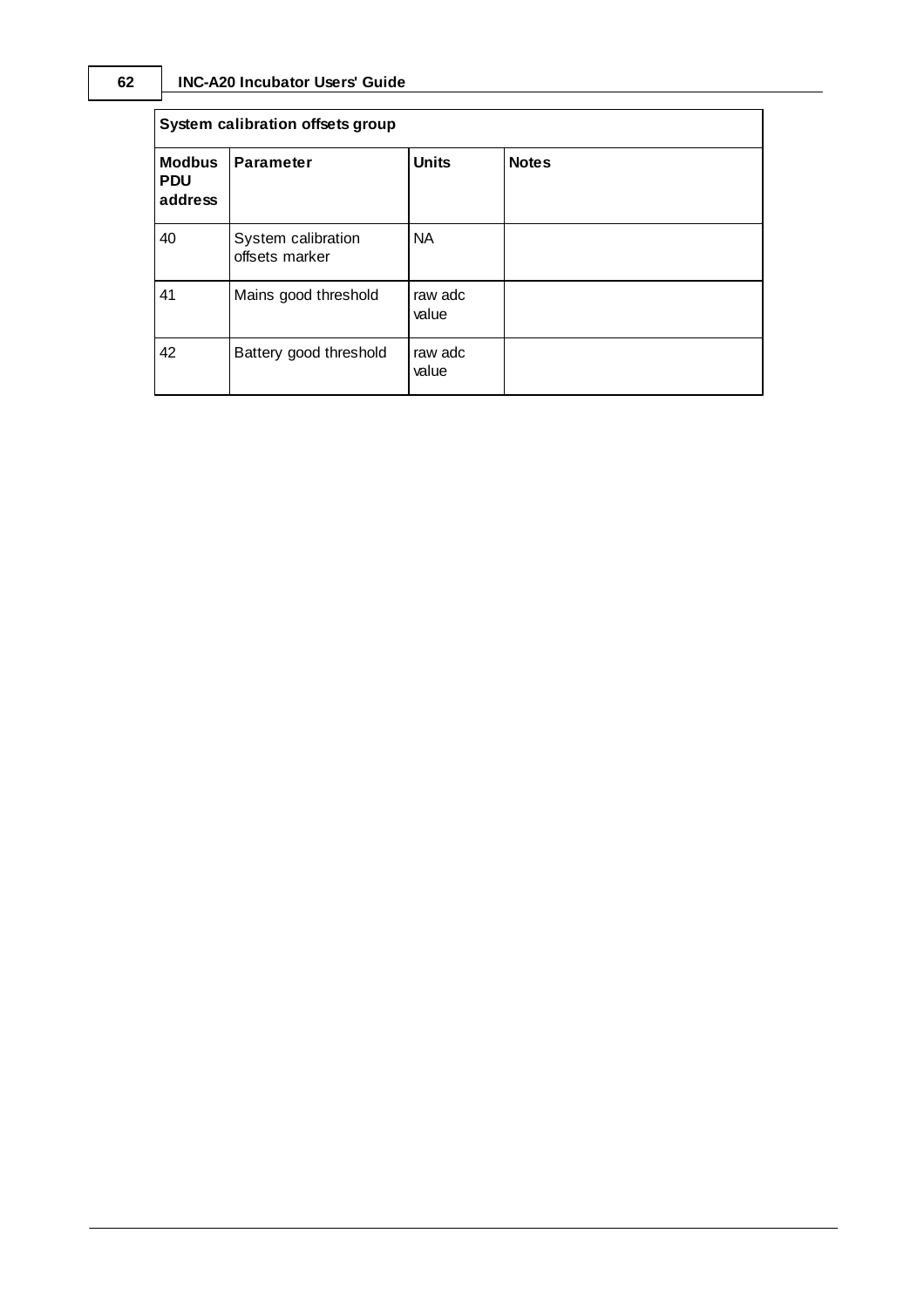| System calibration offsets group | | | |
|---|---|---|---|
| **Modbus PDU address** | **Parameter** | **Units** | **Notes** |
| 40 | System calibration offsets marker | NA | |
| 41 | Mains good threshold | raw adc value | |
| 42 | Battery good threshold | raw adc value | |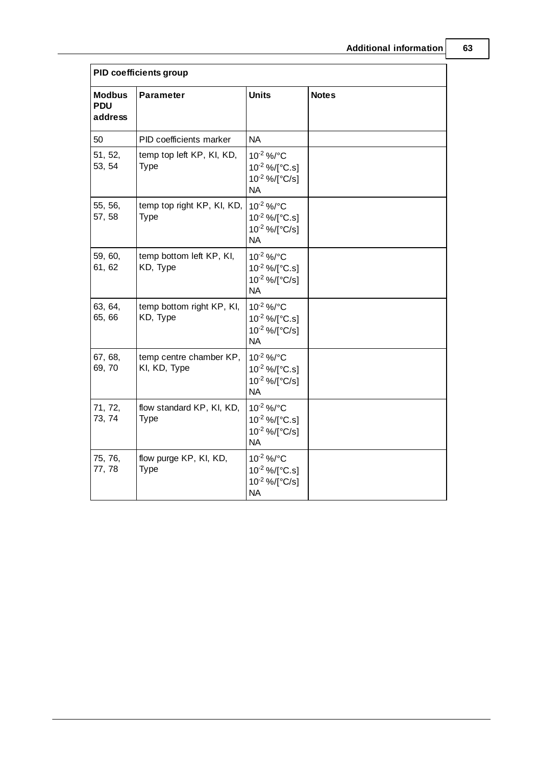| PID coefficients group | | | |
|---|---|---|---|
| **Modbus PDU address** | **Parameter** | **Units** | **Notes** |
| 50 | PID coefficients marker | NA | |
| 51, 52, 53, 54 | temp top left KP, KI, KD, Type | $10^{-2}$ %/°C<br>$10^{-2}$ %/[°C.s]<br>$10^{-2}$ %/[°C/s]<br>NA | |
| 55, 56, 57, 58 | temp top right KP, KI, KD, Type | $10^{-2}$ %/°C<br>$10^{-2}$ %/[°C.s]<br>$10^{-2}$ %/[°C/s]<br>NA | |
| 59, 60, 61, 62 | temp bottom left KP, KI, KD, Type | $10^{-2}$ %/°C<br>$10^{-2}$ %/[°C.s]<br>$10^{-2}$ %/[°C/s]<br>NA | |
| 63, 64, 65, 66 | temp bottom right KP, KI, KD, Type | $10^{-2}$ %/°C<br>$10^{-2}$ %/[°C.s]<br>$10^{-2}$ %/[°C/s]<br>NA | |
| 67, 68, 69, 70 | temp centre chamber KP, KI, KD, Type | $10^{-2}$ %/°C<br>$10^{-2}$ %/[°C.s]<br>$10^{-2}$ %/[°C/s]<br>NA | |
| 71, 72, 73, 74 | flow standard KP, KI, KD, Type | $10^{-2}$ %/°C<br>$10^{-2}$ %/[°C.s]<br>$10^{-2}$ %/[°C/s]<br>NA | |
| 75, 76, 77, 78 | flow purge KP, KI, KD, Type | $10^{-2}$ %/°C<br>$10^{-2}$ %/[°C.s]<br>$10^{-2}$ %/[°C/s]<br>NA | |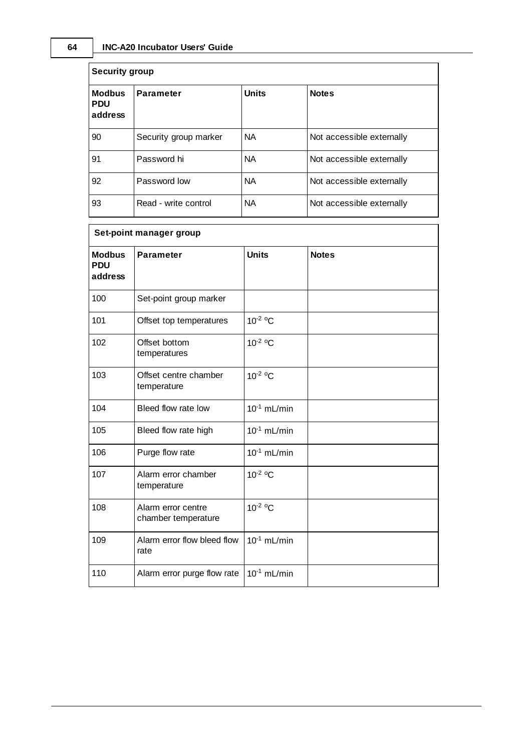| Security group | | | |
|---|---|---|---|
| **Modbus PDU address** | **Parameter** | **Units** | **Notes** |
| 90 | Security group marker | NA | Not accessible externally |
| 91 | Password hi | NA | Not accessible externally |
| 92 | Password low | NA | Not accessible externally |
| 93 | Read - write control | NA | Not accessible externally |

| Set-point manager group | | | |
|---|---|---|---|
| **Modbus PDU address** | **Parameter** | **Units** | **Notes** |
| 100 | Set-point group marker | | |
| 101 | Offset top temperatures | $10^{-2}$ °C | |
| 102 | Offset bottom temperatures | $10^{-2}$ °C | |
| 103 | Offset centre chamber temperature | $10^{-2}$ °C | |
| 104 | Bleed flow rate low | $10^{-1}$ mL/min | |
| 105 | Bleed flow rate high | $10^{-1}$ mL/min | |
| 106 | Purge flow rate | $10^{-1}$ mL/min | |
| 107 | Alarm error chamber temperature | $10^{-2}$ °C | |
| 108 | Alarm error centre chamber temperature | $10^{-2}$ °C | |
| 109 | Alarm error flow bleed flow rate | $10^{-1}$ mL/min | |
| 110 | Alarm error purge flow rate | $10^{-1}$ mL/min | |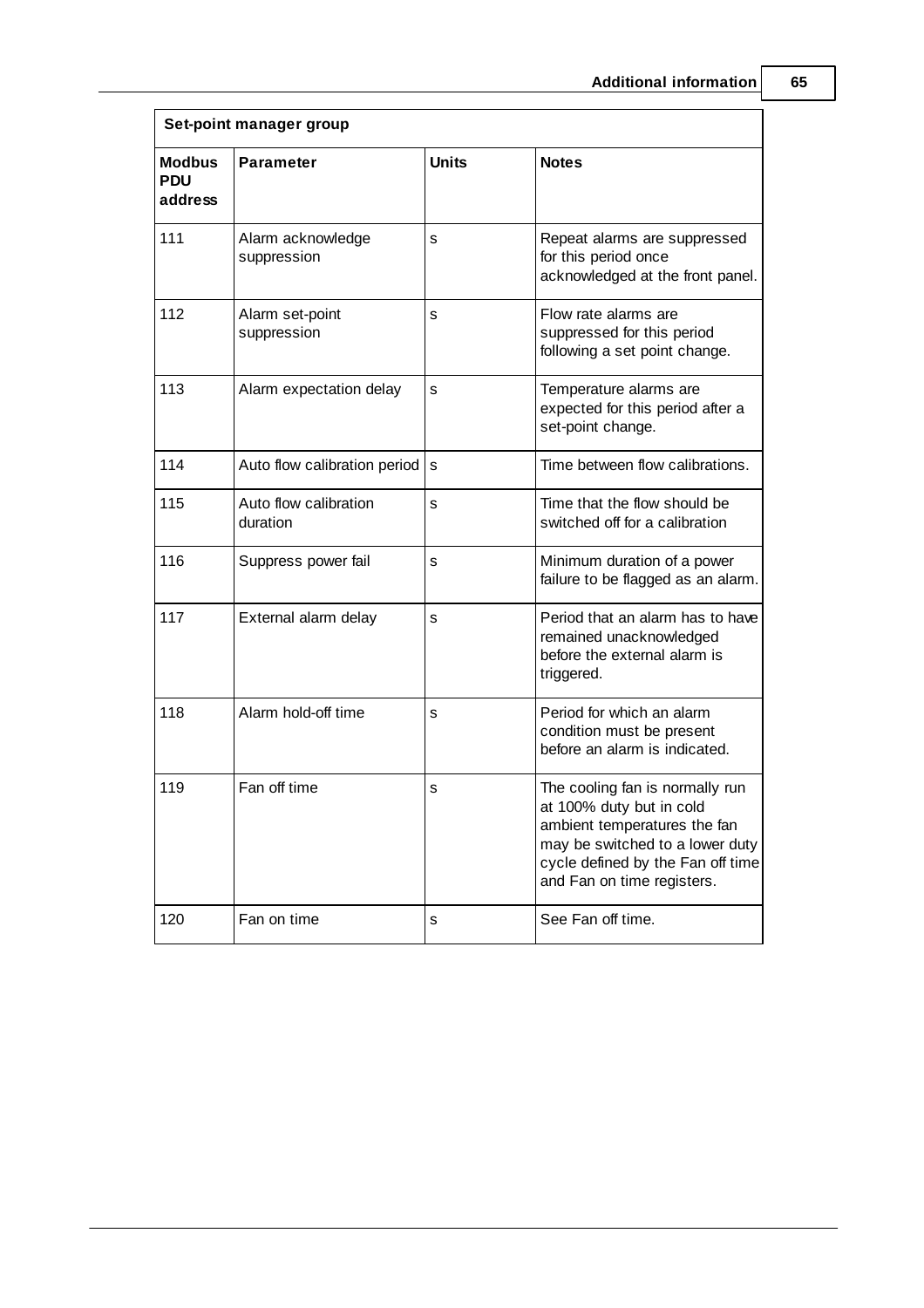| Set-point manager group | | | |
|---|---|---|---|
| **Modbus PDU address** | **Parameter** | **Units** | **Notes** |
| 111 | Alarm acknowledge suppression | s | Repeat alarms are suppressed for this period once acknowledged at the front panel. |
| 112 | Alarm set-point suppression | s | Flow rate alarms are suppressed for this period following a set point change. |
| 113 | Alarm expectation delay | s | Temperature alarms are expected for this period after a set-point change. |
| 114 | Auto flow calibration period | s | Time between flow calibrations. |
| 115 | Auto flow calibration duration | s | Time that the flow should be switched off for a calibration |
| 116 | Suppress power fail | s | Minimum duration of a power failure to be flagged as an alarm. |
| 117 | External alarm delay | s | Period that an alarm has to have remained unacknowledged before the external alarm is triggered. |
| 118 | Alarm hold-off time | s | Period for which an alarm condition must be present before an alarm is indicated. |
| 119 | Fan off time | s | The cooling fan is normally run at 100% duty but in cold ambient temperatures the fan may be switched to a lower duty cycle defined by the Fan off time and Fan on time registers. |
| 120 | Fan on time | s | See Fan off time. |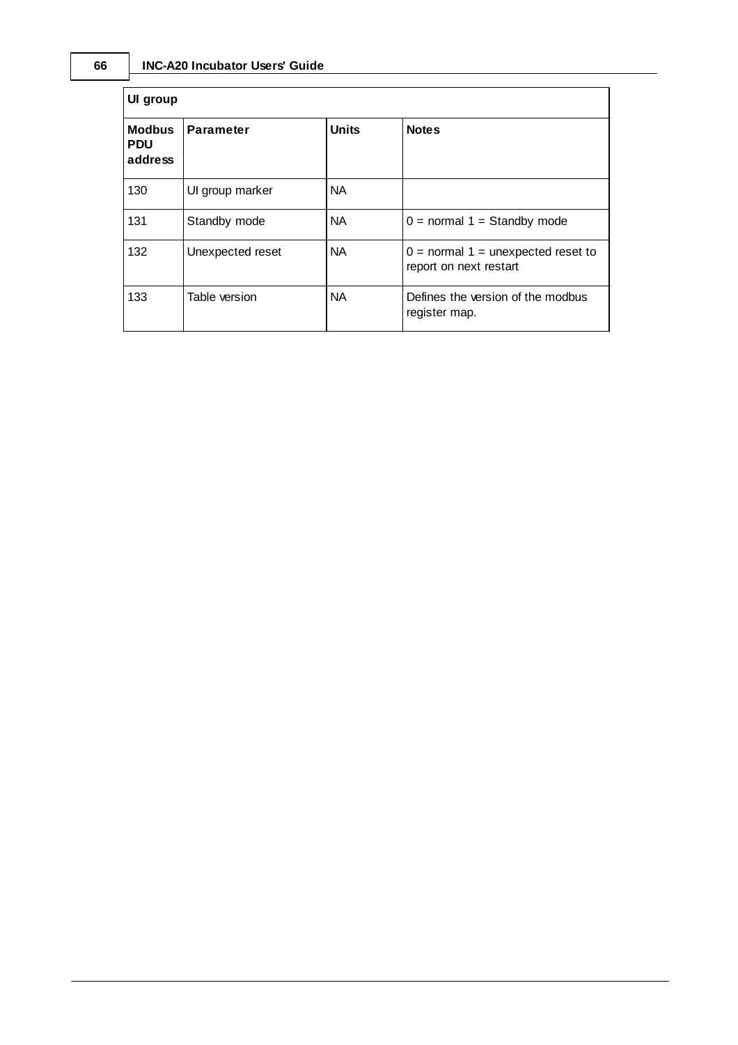| UI group | | | |
|---|---|---|---|
| **Modbus PDU address** | **Parameter** | **Units** | **Notes** |
| 130 | UI group marker | NA | |
| 131 | Standby mode | NA | 0 = normal 1 = Standby mode |
| 132 | Unexpected reset | NA | 0 = normal 1 = unexpected reset to report on next restart |
| 133 | Table version | NA | Defines the version of the modbus register map. |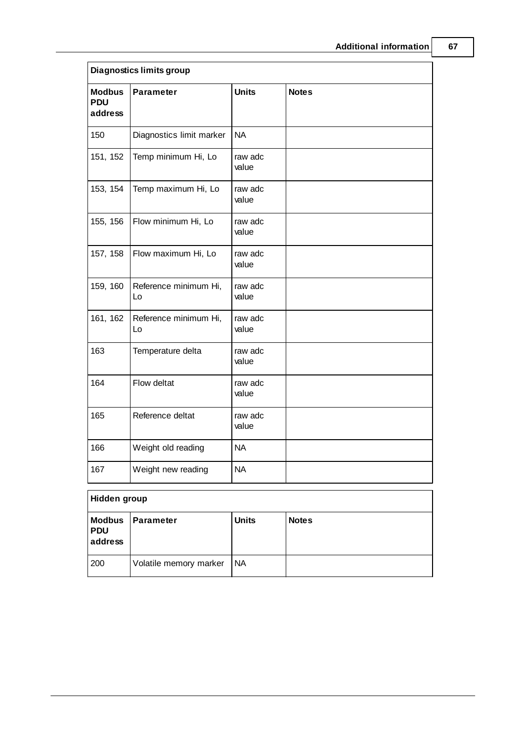| Diagnostics limits group | | | |
|---|---|---|---|
| **Modbus PDU address** | **Parameter** | **Units** | **Notes** |
| 150 | Diagnostics limit marker | NA | |
| 151, 152 | Temp minimum Hi, Lo | raw adc value | |
| 153, 154 | Temp maximum Hi, Lo | raw adc value | |
| 155, 156 | Flow minimum Hi, Lo | raw adc value | |
| 157, 158 | Flow maximum Hi, Lo | raw adc value | |
| 159, 160 | Reference minimum Hi, Lo | raw adc value | |
| 161, 162 | Reference minimum Hi, Lo | raw adc value | |
| 163 | Temperature delta | raw adc value | |
| 164 | Flow deltat | raw adc value | |
| 165 | Reference deltat | raw adc value | |
| 166 | Weight old reading | NA | |
| 167 | Weight new reading | NA | |

| Hidden group | | | |
|---|---|---|---|
| **Modbus PDU address** | **Parameter** | **Units** | **Notes** |
| 200 | Volatile memory marker | NA | |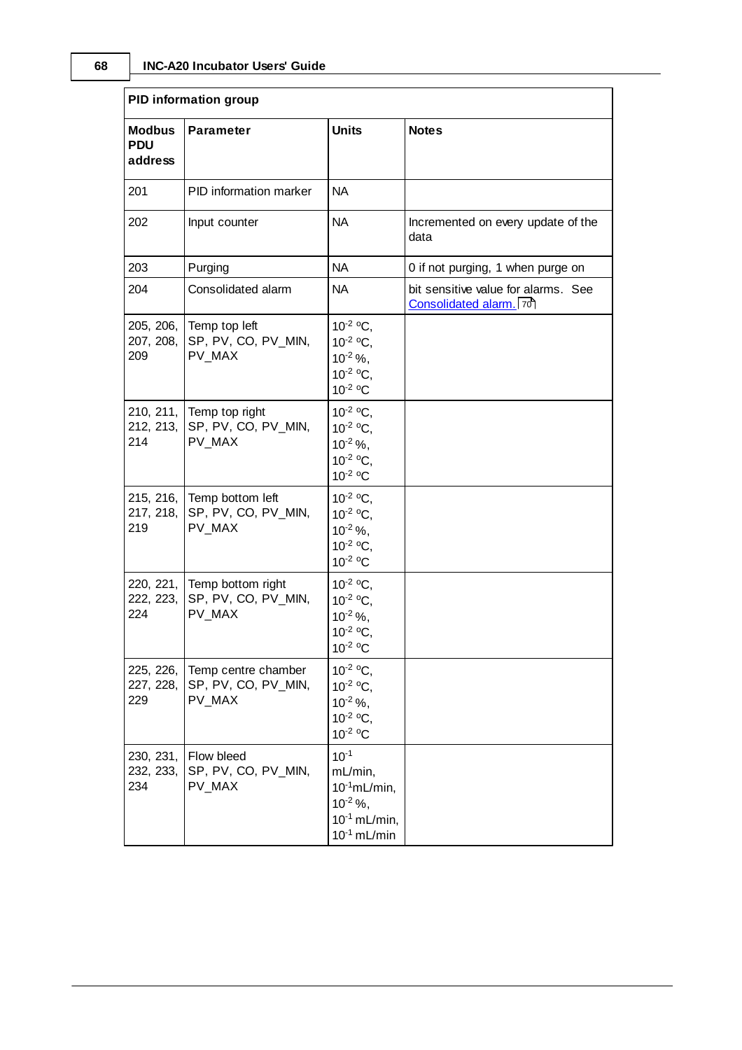| PID information group | | | |
|---|---|---|---|
| **Modbus PDU address** | **Parameter** | **Units** | **Notes** |
| 201 | PID information marker | NA | |
| 202 | Input counter | NA | Incremented on every update of the data |
| 203 | Purging | NA | 0 if not purging, 1 when purge on |
| 204 | Consolidated alarm | NA | bit sensitive value for alarms. See Consolidated alarm. 70 |
| 205, 206, 207, 208, 209 | Temp top left SP, PV, CO, PV_MIN, PV_MAX | $10^{-2}$ ºC, $10^{-2}$ ºC, $10^{-2}$ %, $10^{-2}$ ºC, $10^{-2}$ ºC | |
| 210, 211, 212, 213, 214 | Temp top right SP, PV, CO, PV_MIN, PV_MAX | $10^{-2}$ ºC, $10^{-2}$ ºC, $10^{-2}$ %, $10^{-2}$ ºC, $10^{-2}$ ºC | |
| 215, 216, 217, 218, 219 | Temp bottom left SP, PV, CO, PV_MIN, PV_MAX | $10^{-2}$ ºC, $10^{-2}$ ºC, $10^{-2}$ %, $10^{-2}$ ºC, $10^{-2}$ ºC | |
| 220, 221, 222, 223, 224 | Temp bottom right SP, PV, CO, PV_MIN, PV_MAX | $10^{-2}$ ºC, $10^{-2}$ ºC, $10^{-2}$ %, $10^{-2}$ ºC, $10^{-2}$ ºC | |
| 225, 226, 227, 228, 229 | Temp centre chamber SP, PV, CO, PV_MIN, PV_MAX | $10^{-2}$ ºC, $10^{-2}$ ºC, $10^{-2}$ %, $10^{-2}$ ºC, $10^{-2}$ ºC | |
| 230, 231, 232, 233, 234 | Flow bleed SP, PV, CO, PV_MIN, PV_MAX | $10^{-1}$ mL/min, $10^{-1}$mL/min, $10^{-2}$ %, $10^{-1}$ mL/min, $10^{-1}$ mL/min | |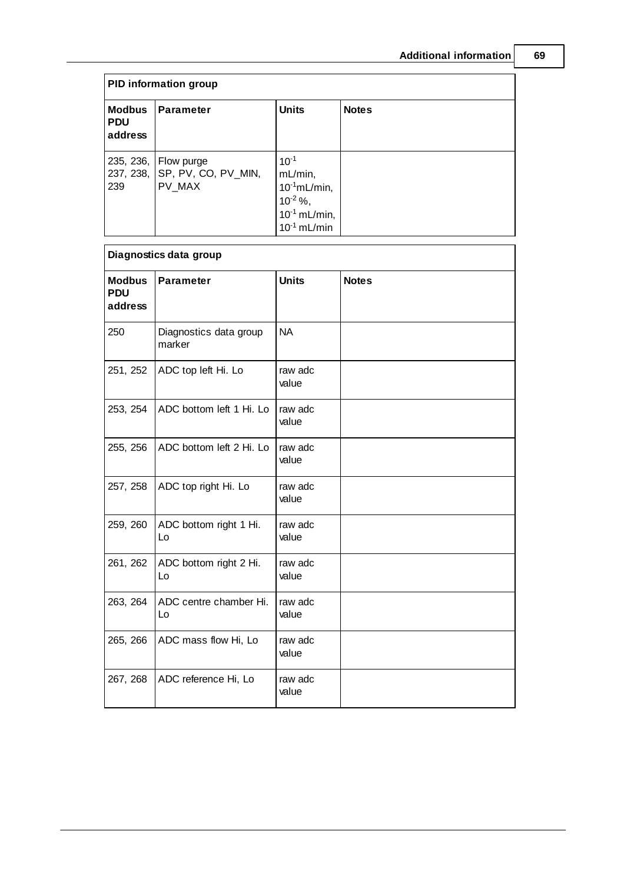| PID information group | | | |
|---|---|---|---|
| **Modbus PDU address** | **Parameter** | **Units** | **Notes** |
| 235, 236, 237, 238, 239 | Flow purge SP, PV, CO, PV_MIN, PV_MAX | $10^{-1}$ mL/min, $10^{-1}$mL/min, $10^{-2}$ %, $10^{-1}$ mL/min, $10^{-1}$ mL/min | |

| Diagnostics data group | | | |
|---|---|---|---|
| **Modbus PDU address** | **Parameter** | **Units** | **Notes** |
| 250 | Diagnostics data group marker | NA | |
| 251, 252 | ADC top left Hi. Lo | raw adc value | |
| 253, 254 | ADC bottom left 1 Hi. Lo | raw adc value | |
| 255, 256 | ADC bottom left 2 Hi. Lo | raw adc value | |
| 257, 258 | ADC top right Hi. Lo | raw adc value | |
| 259, 260 | ADC bottom right 1 Hi. Lo | raw adc value | |
| 261, 262 | ADC bottom right 2 Hi. Lo | raw adc value | |
| 263, 264 | ADC centre chamber Hi. Lo | raw adc value | |
| 265, 266 | ADC mass flow Hi, Lo | raw adc value | |
| 267, 268 | ADC reference Hi, Lo | raw adc value | |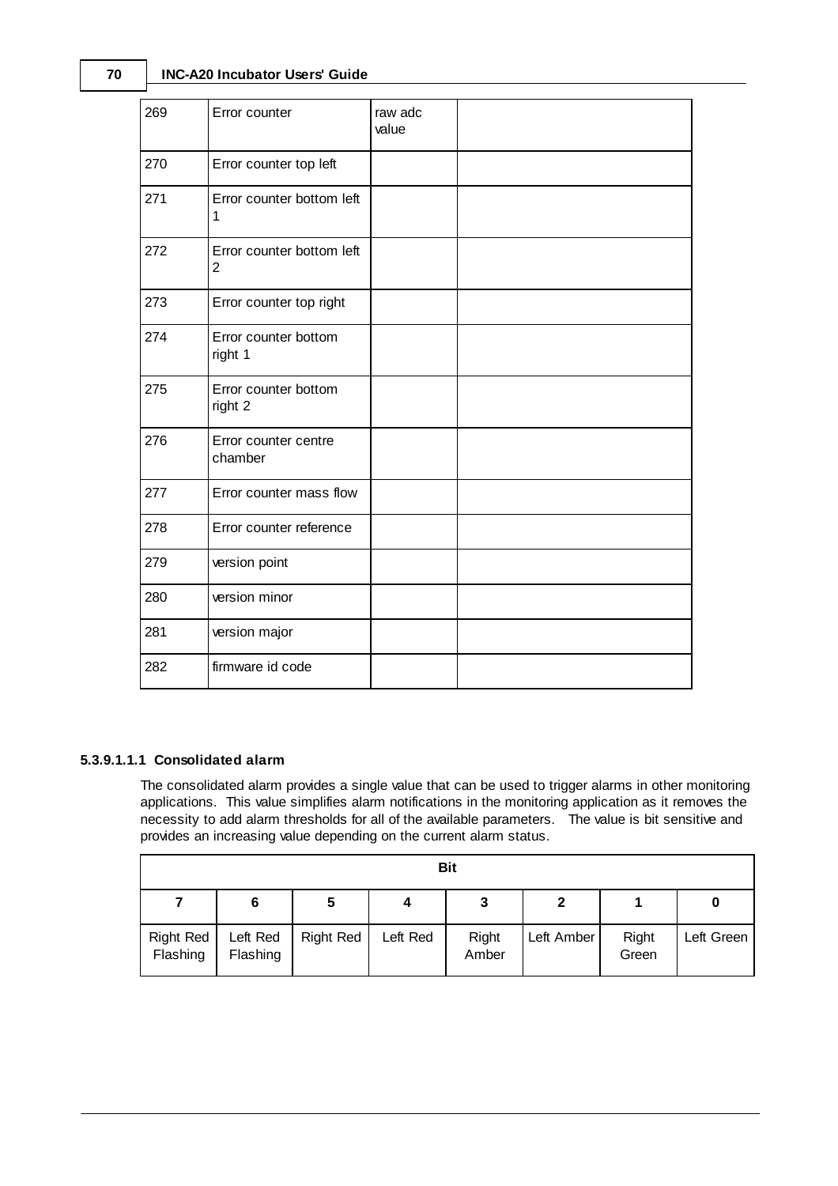| 269 | Error counter | raw adc value | |
|---|---|---|---|
| 270 | Error counter top left | | |
| 271 | Error counter bottom left 1 | | |
| 272 | Error counter bottom left 2 | | |
| 273 | Error counter top right | | |
| 274 | Error counter bottom right 1 | | |
| 275 | Error counter bottom right 2 | | |
| 276 | Error counter centre chamber | | |
| 277 | Error counter mass flow | | |
| 278 | Error counter reference | | |
| 279 | version point | | |
| 280 | version minor | | |
| 281 | version major | | |
| 282 | firmware id code | | |

#### 5.3.9.1.1.1 Consolidated alarm

The consolidated alarm provides a single value that can be used to trigger alarms in other monitoring applications. This value simplifies alarm notifications in the monitoring application as it removes the necessity to add alarm thresholds for all of the available parameters. The value is bit sensitive and provides an increasing value depending on the current alarm status.

| Bit | | | | | | | |
|---|---|---|---|---|---|---|---|
| **7** | **6** | **5** | **4** | **3** | **2** | **1** | **0** |
| Right Red Flashing | Left Red Flashing | Right Red | Left Red | Right Amber | Left Amber | Right Green | Left Green |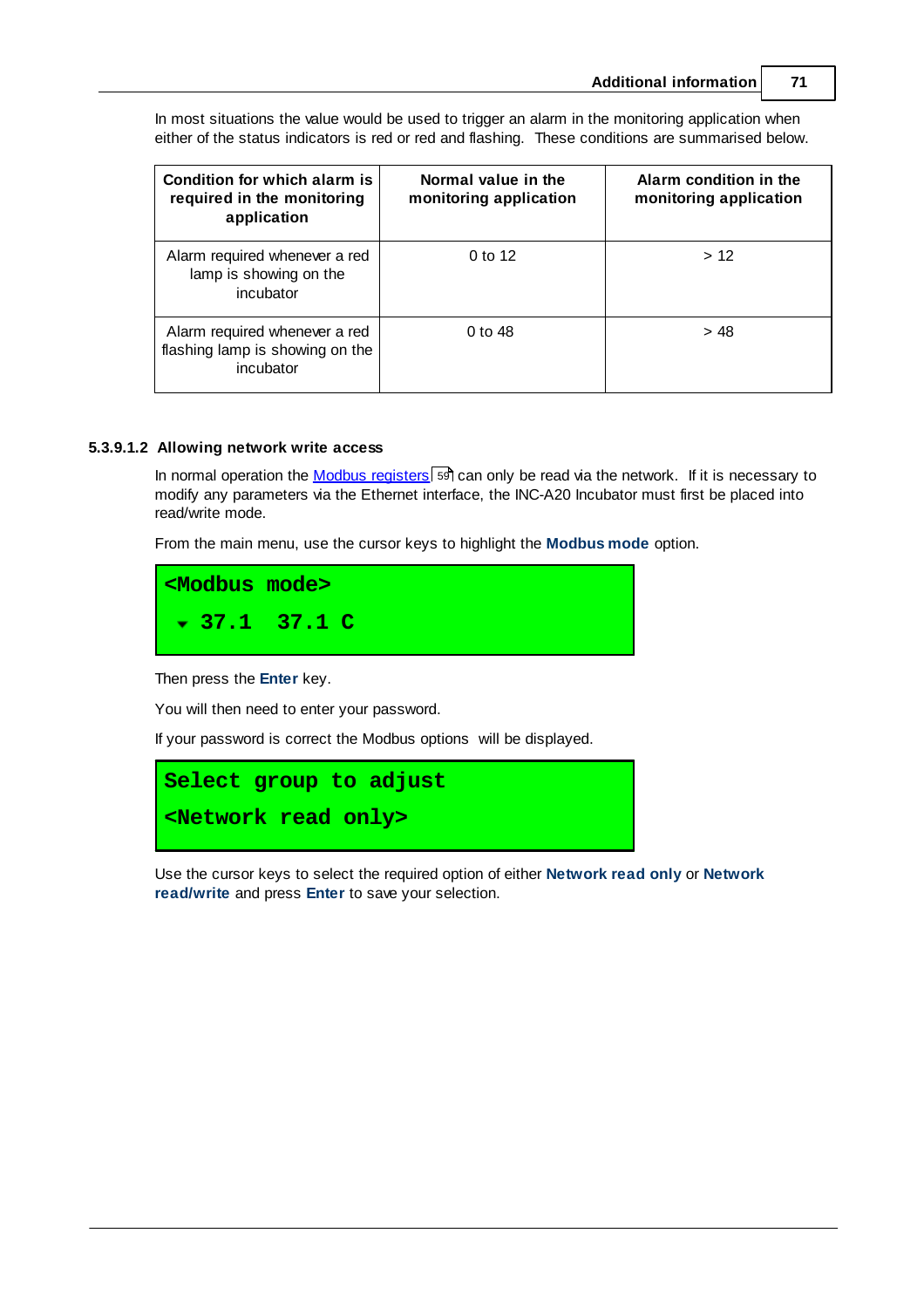In most situations the value would be used to trigger an alarm in the monitoring application when either of the status indicators is red or red and flashing. These conditions are summarised below.

| Condition for which alarm is required in the monitoring application | Normal value in the monitoring application | Alarm condition in the monitoring application |
|---|---|---|
| Alarm required whenever a red lamp is showing on the incubator | 0 to 12 | > 12 |
| Alarm required whenever a red flashing lamp is showing on the incubator | 0 to 48 | > 48 |

#### 5.3.9.1.2 Allowing network write access

In normal operation the Modbus registers [59] can only be read via the network. If it is necessary to modify any parameters via the Ethernet interface, the INC-A20 Incubator must first be placed into read/write mode.

From the main menu, use the cursor keys to highlight the **Modbus mode** option.

```
<Modbus mode>
 ▾ 37.1  37.1 C
```

Then press the **Enter** key.

You will then need to enter your password.

If your password is correct the Modbus options will be displayed.

```
Select group to adjust
<Network read only>
```

Use the cursor keys to select the required option of either **Network read only** or **Network read/write** and press **Enter** to save your selection.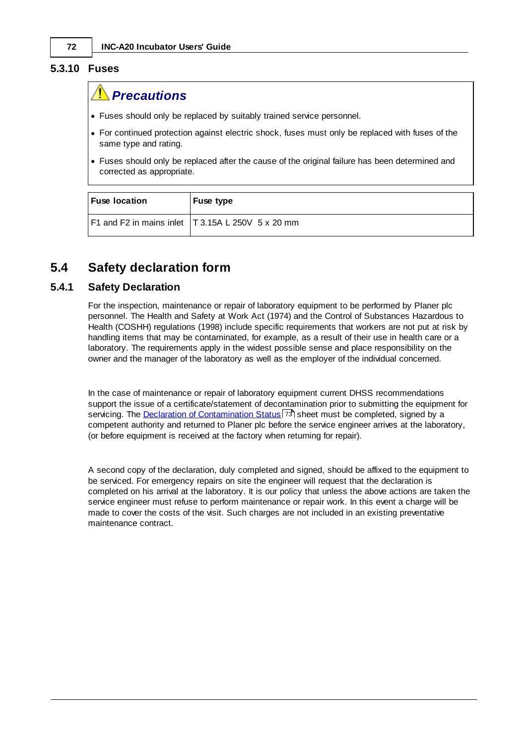### 5.3.10 Fuses

**⚠ *Precautions***

- Fuses should only be replaced by suitably trained service personnel.
- For continued protection against electric shock, fuses must only be replaced with fuses of the same type and rating.
- Fuses should only be replaced after the cause of the original failure has been determined and corrected as appropriate.

| Fuse location | Fuse type |
|---|---|
| F1 and F2 in mains inlet | T 3.15A L 250V 5 x 20 mm |

## 5.4 Safety declaration form

### 5.4.1 Safety Declaration

For the inspection, maintenance or repair of laboratory equipment to be performed by Planer plc personnel. The Health and Safety at Work Act (1974) and the Control of Substances Hazardous to Health (COSHH) regulations (1998) include specific requirements that workers are not put at risk by handling items that may be contaminated, for example, as a result of their use in health care or a laboratory. The requirements apply in the widest possible sense and place responsibility on the owner and the manager of the laboratory as well as the employer of the individual concerned.

In the case of maintenance or repair of laboratory equipment current DHSS recommendations support the issue of a certificate/statement of decontamination prior to submitting the equipment for servicing. The Declaration of Contamination Status 73 sheet must be completed, signed by a competent authority and returned to Planer plc before the service engineer arrives at the laboratory, (or before equipment is received at the factory when returning for repair).

A second copy of the declaration, duly completed and signed, should be affixed to the equipment to be serviced. For emergency repairs on site the engineer will request that the declaration is completed on his arrival at the laboratory. It is our policy that unless the above actions are taken the service engineer must refuse to perform maintenance or repair work. In this event a charge will be made to cover the costs of the visit. Such charges are not included in an existing preventative maintenance contract.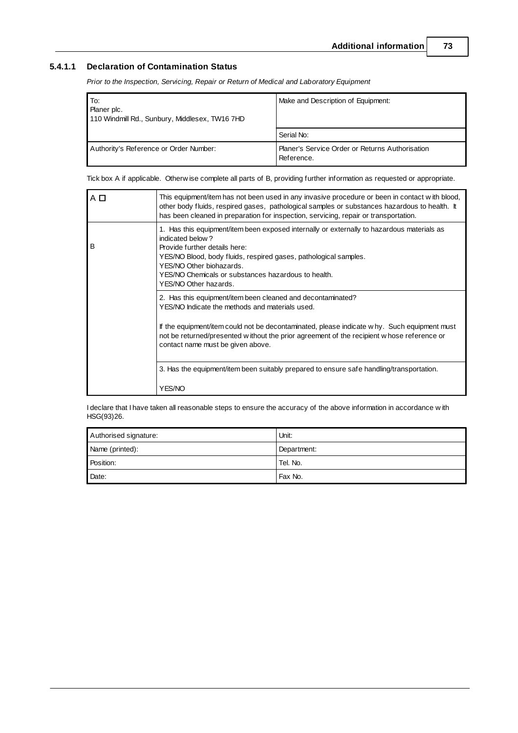#### 5.4.1.1 Declaration of Contamination Status

*Prior to the Inspection, Servicing, Repair or Return of Medical and Laboratory Equipment*

| To:<br>Planer plc.<br>110 Windmill Rd., Sunbury, Middlesex, TW16 7HD | Make and Description of Equipment: |
|---|---|
| | Serial No: |
| Authority's Reference or Order Number: | Planer's Service Order or Returns Authorisation Reference. |

Tick box A if applicable. Otherwise complete all parts of B, providing further information as requested or appropriate.

| | |
|---|---|
| A ☐ | This equipment/item has not been used in any invasive procedure or been in contact with blood, other body fluids, respired gases, pathological samples or substances hazardous to health. It has been cleaned in preparation for inspection, servicing, repair or transportation. |
| B | 1. Has this equipment/item been exposed internally or externally to hazardous materials as indicated below?<br>Provide further details here:<br>YES/NO Blood, body fluids, respired gases, pathological samples.<br>YES/NO Other biohazards.<br>YES/NO Chemicals or substances hazardous to health.<br>YES/NO Other hazards. |
| | 2. Has this equipment/item been cleaned and decontaminated?<br>YES/NO Indicate the methods and materials used.<br><br>If the equipment/item could not be decontaminated, please indicate why. Such equipment must not be returned/presented without the prior agreement of the recipient whose reference or contact name must be given above. |
| | 3. Has the equipment/item been suitably prepared to ensure safe handling/transportation.<br><br>YES/NO |

I declare that I have taken all reasonable steps to ensure the accuracy of the above information in accordance with HSG(93)26.

| | |
|---|---|
| Authorised signature: | Unit: |
| Name (printed): | Department: |
| Position: | Tel. No. |
| Date: | Fax No. |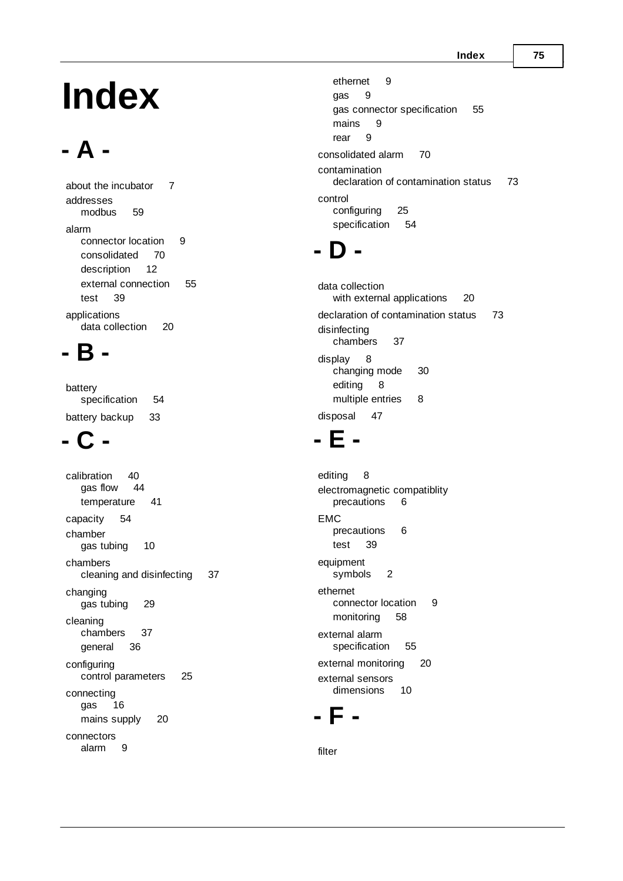# Index

## - A -

about the incubator 7
addresses
  modbus 59
alarm
  connector location 9
  consolidated 70
  description 12
  external connection 55
  test 39
applications
  data collection 20

## - B -

battery
  specification 54
battery backup 33

## - C -

calibration 40
  gas flow 44
  temperature 41
capacity 54
chamber
  gas tubing 10
chambers
  cleaning and disinfecting 37
changing
  gas tubing 29
cleaning
  chambers 37
  general 36
configuring
  control parameters 25
connecting
  gas 16
  mains supply 20
connectors
  alarm 9
  ethernet 9
  gas 9
  gas connector specification 55
  mains 9
  rear 9
consolidated alarm 70
contamination
  declaration of contamination status 73
control
  configuring 25
  specification 54

## - D -

data collection
  with external applications 20
declaration of contamination status 73
disinfecting
  chambers 37
display 8
  changing mode 30
  editing 8
  multiple entries 8
disposal 47

## - E -

editing 8
electromagnetic compatiblity
  precautions 6
EMC
  precautions 6
  test 39
equipment
  symbols 2
ethernet
  connector location 9
  monitoring 58
external alarm
  specification 55
external monitoring 20
external sensors
  dimensions 10

## - F -

filter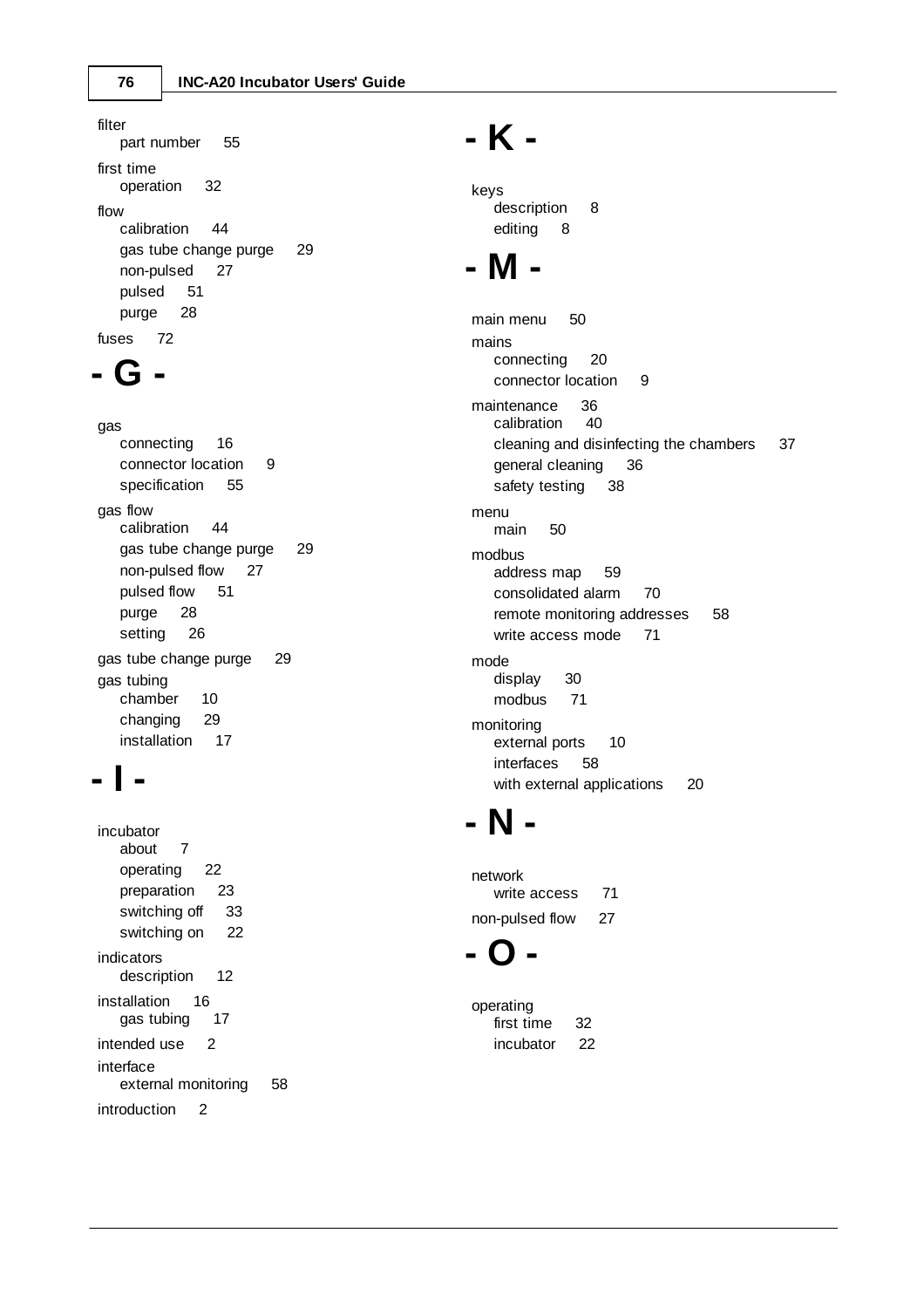filter
- part number 55

first time
- operation 32

flow
- calibration 44
- gas tube change purge 29
- non-pulsed 27
- pulsed 51
- purge 28

fuses 72

## - G -

gas
- connecting 16
- connector location 9
- specification 55

gas flow
- calibration 44
- gas tube change purge 29
- non-pulsed flow 27
- pulsed flow 51
- purge 28
- setting 26

gas tube change purge 29

gas tubing
- chamber 10
- changing 29
- installation 17

## - I -

incubator
- about 7
- operating 22
- preparation 23
- switching off 33
- switching on 22

indicators
- description 12

installation 16
- gas tubing 17

intended use 2

interface
- external monitoring 58

introduction 2

## - K -

keys
- description 8
- editing 8

## - M -

main menu 50

mains
- connecting 20
- connector location 9

maintenance 36
- calibration 40
- cleaning and disinfecting the chambers 37
- general cleaning 36
- safety testing 38

menu
- main 50

modbus
- address map 59
- consolidated alarm 70
- remote monitoring addresses 58
- write access mode 71

mode
- display 30
- modbus 71

monitoring
- external ports 10
- interfaces 58
- with external applications 20

## - N -

network
- write access 71

non-pulsed flow 27

## - O -

operating
- first time 32
- incubator 22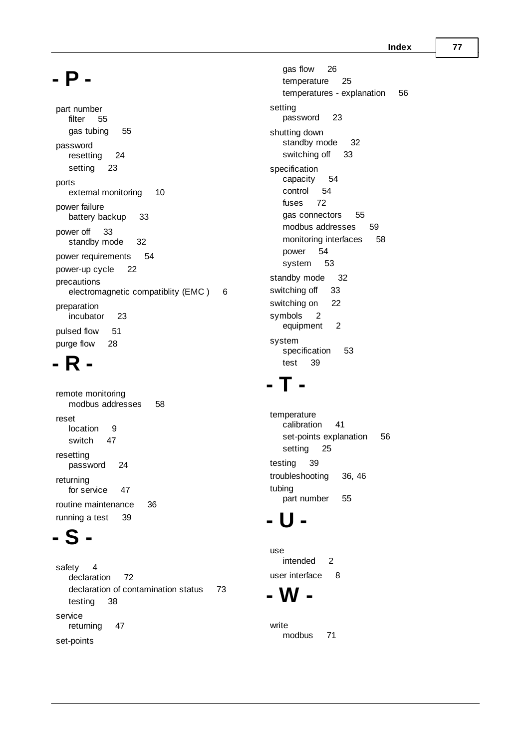## - P -

part number
- filter 55
- gas tubing 55

password
- resetting 24
- setting 23

ports
- external monitoring 10

power failure
- battery backup 33

power off 33
- standby mode 32

power requirements 54

power-up cycle 22

precautions
- electromagnetic compatiblity (EMC ) 6

preparation
- incubator 23

pulsed flow 51

purge flow 28

## - R -

remote monitoring
- modbus addresses 58

reset
- location 9
- switch 47

resetting
- password 24

returning
- for service 47

routine maintenance 36

running a test 39

## - S -

safety 4
- declaration 72
- declaration of contamination status 73
- testing 38

service
- returning 47

set-points
- gas flow 26
- temperature 25
- temperatures - explanation 56

setting
- password 23

shutting down
- standby mode 32
- switching off 33

specification
- capacity 54
- control 54
- fuses 72
- gas connectors 55
- modbus addresses 59
- monitoring interfaces 58
- power 54
- system 53

standby mode 32

switching off 33

switching on 22

symbols 2
- equipment 2

system
- specification 53
- test 39

## - T -

temperature
- calibration 41
- set-points explanation 56
- setting 25

testing 39

troubleshooting 36, 46

tubing
- part number 55

## - U -

use
- intended 2

user interface 8

## - W -

write
- modbus 71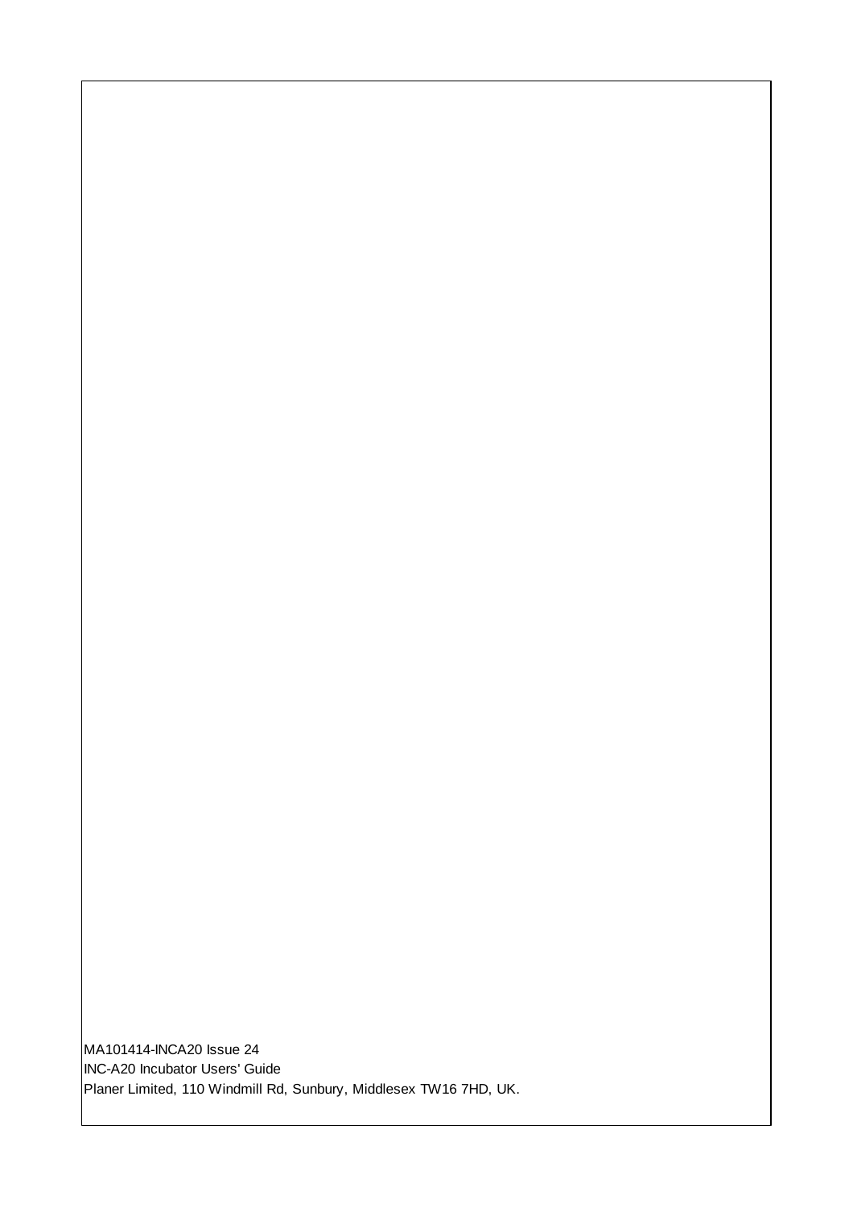MA101414-INCA20 Issue 24
INC-A20 Incubator Users' Guide
Planer Limited, 110 Windmill Rd, Sunbury, Middlesex TW16 7HD, UK.